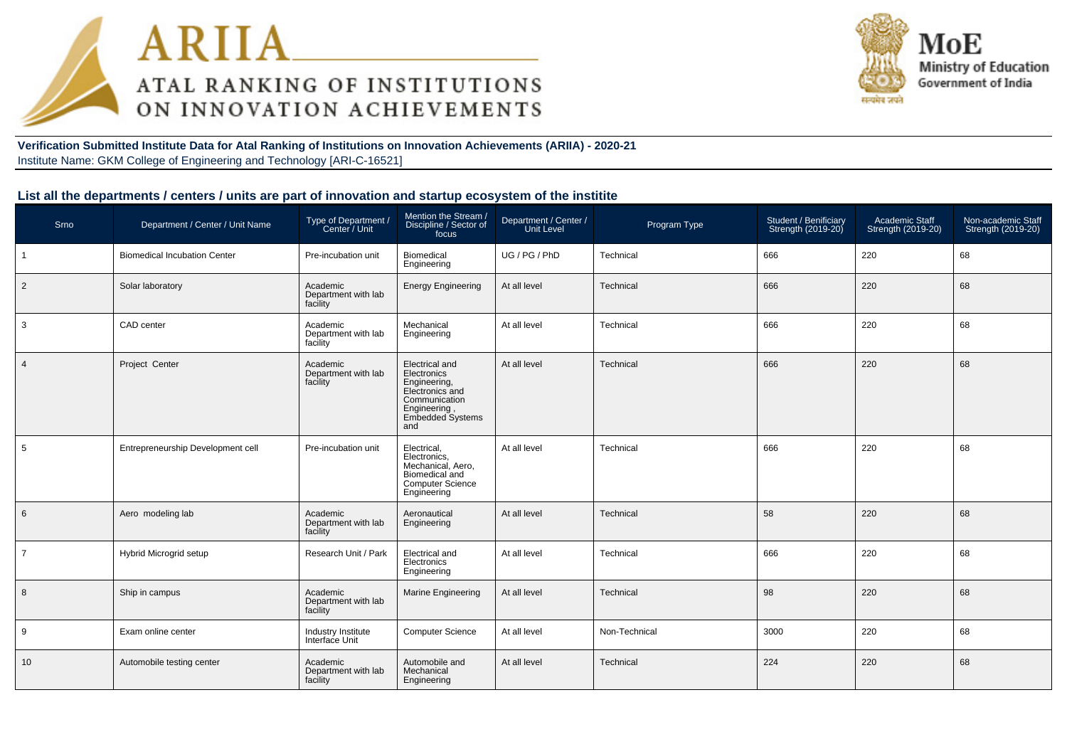# ARIIA
## ATAL RANKING OF INSTITUTIONS ON INNOVATION ACHIEVEMENTS

MoE
Ministry of Education
Government of India

**Verification Submitted Institute Data for Atal Ranking of Institutions on Innovation Achievements (ARIIA) - 2020-21**
Institute Name: GKM College of Engineering and Technology [ARI-C-16521]

### List all the departments / centers / units are part of innovation and startup ecosystem of the institite

| Srno | Department / Center / Unit Name | Type of Department / Center / Unit | Mention the Stream / Discipline / Sector of focus | Department / Center / Unit Level | Program Type | Student / Benificiary Strength (2019-20) | Academic Staff Strength (2019-20) | Non-academic Staff Strength (2019-20) |
|---|---|---|---|---|---|---|---|---|
| 1 | Biomedical Incubation Center | Pre-incubation unit | Biomedical Engineering | UG / PG / PhD | Technical | 666 | 220 | 68 |
| 2 | Solar laboratory | Academic Department with lab facility | Energy Engineering | At all level | Technical | 666 | 220 | 68 |
| 3 | CAD center | Academic Department with lab facility | Mechanical Engineering | At all level | Technical | 666 | 220 | 68 |
| 4 | Project Center | Academic Department with lab facility | Electrical and Electronics Engineering, Electronics and Communication Engineering , Embedded Systems and | At all level | Technical | 666 | 220 | 68 |
| 5 | Entrepreneurship Development cell | Pre-incubation unit | Electrical, Electronics, Mechanical, Aero, Biomedical and Computer Science Engineering | At all level | Technical | 666 | 220 | 68 |
| 6 | Aero modeling lab | Academic Department with lab facility | Aeronautical Engineering | At all level | Technical | 58 | 220 | 68 |
| 7 | Hybrid Microgrid setup | Research Unit / Park | Electrical and Electronics Engineering | At all level | Technical | 666 | 220 | 68 |
| 8 | Ship in campus | Academic Department with lab facility | Marine Engineering | At all level | Technical | 98 | 220 | 68 |
| 9 | Exam online center | Industry Institute Interface Unit | Computer Science | At all level | Non-Technical | 3000 | 220 | 68 |
| 10 | Automobile testing center | Academic Department with lab facility | Automobile and Mechanical Engineering | At all level | Technical | 224 | 220 | 68 |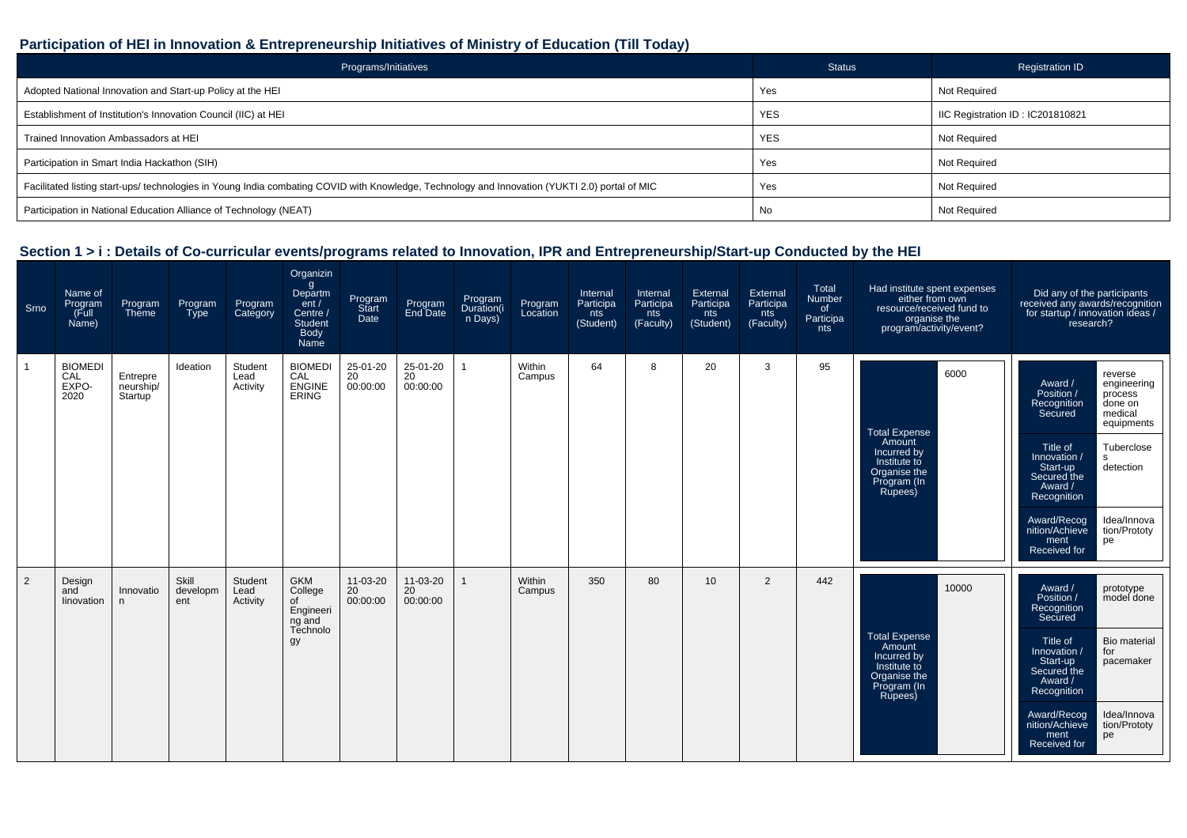## Participation of HEI in Innovation & Entrepreneurship Initiatives of Ministry of Education (Till Today)

| Programs/Initiatives | Status | Registration ID |
|---|---|---|
| Adopted National Innovation and Start-up Policy at the HEI | Yes | Not Required |
| Establishment of Institution's Innovation Council (IIC) at HEI | YES | IIC Registration ID : IC201810821 |
| Trained Innovation Ambassadors at HEI | YES | Not Required |
| Participation in Smart India Hackathon (SIH) | Yes | Not Required |
| Facilitated listing start-ups/ technologies in Young India combating COVID with Knowledge, Technology and Innovation (YUKTI 2.0) portal of MIC | Yes | Not Required |
| Participation in National Education Alliance of Technology (NEAT) | No | Not Required |

## Section 1 > i : Details of Co-curricular events/programs related to Innovation, IPR and Entrepreneurship/Start-up Conducted by the HEI

| Srno | Name of Program (Full Name) | Program Theme | Program Type | Program Category | Organizing Department / Centre / Student Body Name | Program Start Date | Program End Date | Program Duration(in Days) | Program Location | Internal Participants (Student) | Internal Participants (Faculty) | External Participants (Student) | External Participants (Faculty) | Total Number of Participants | Had institute spent expenses either from own resource/received fund to organise the program/activity/event? | Did any of the participants received any awards/recognition for startup / innovation ideas / research? |
|---|---|---|---|---|---|---|---|---|---|---|---|---|---|---|---|---|
| 1 | BIOMEDICAL EXPO-2020 | Entrepreneurship/ Startup | Ideation | Student Lead Activity | BIOMEDICAL ENGINEERING | 25-01-2020 00:00:00 | 25-01-2020 00:00:00 | 1 | Within Campus | 64 | 8 | 20 | 3 | 95 | Total Expense Amount Incurred by Institute to Organise the Program (In Rupees): 6000 | Award / Position / Recognition Secured: reverse engineering process done on medical equipments; Title of Innovation / Start-up Secured the Award / Recognition: Tuberclose s detection; Award/Recognition/Achievement Received for: Idea/Innovation/Prototype |
| 2 | Design and Iinovation | Innovation | Skill development | Student Lead Activity | GKM College of Engineering and Technology | 11-03-2020 00:00:00 | 11-03-2020 00:00:00 | 1 | Within Campus | 350 | 80 | 10 | 2 | 442 | Total Expense Amount Incurred by Institute to Organise the Program (In Rupees): 10000 | Award / Position / Recognition Secured: prototype model done; Title of Innovation / Start-up Secured the Award / Recognition: Bio material for pacemaker; Award/Recognition/Achievement Received for: Idea/Innovation/Prototype |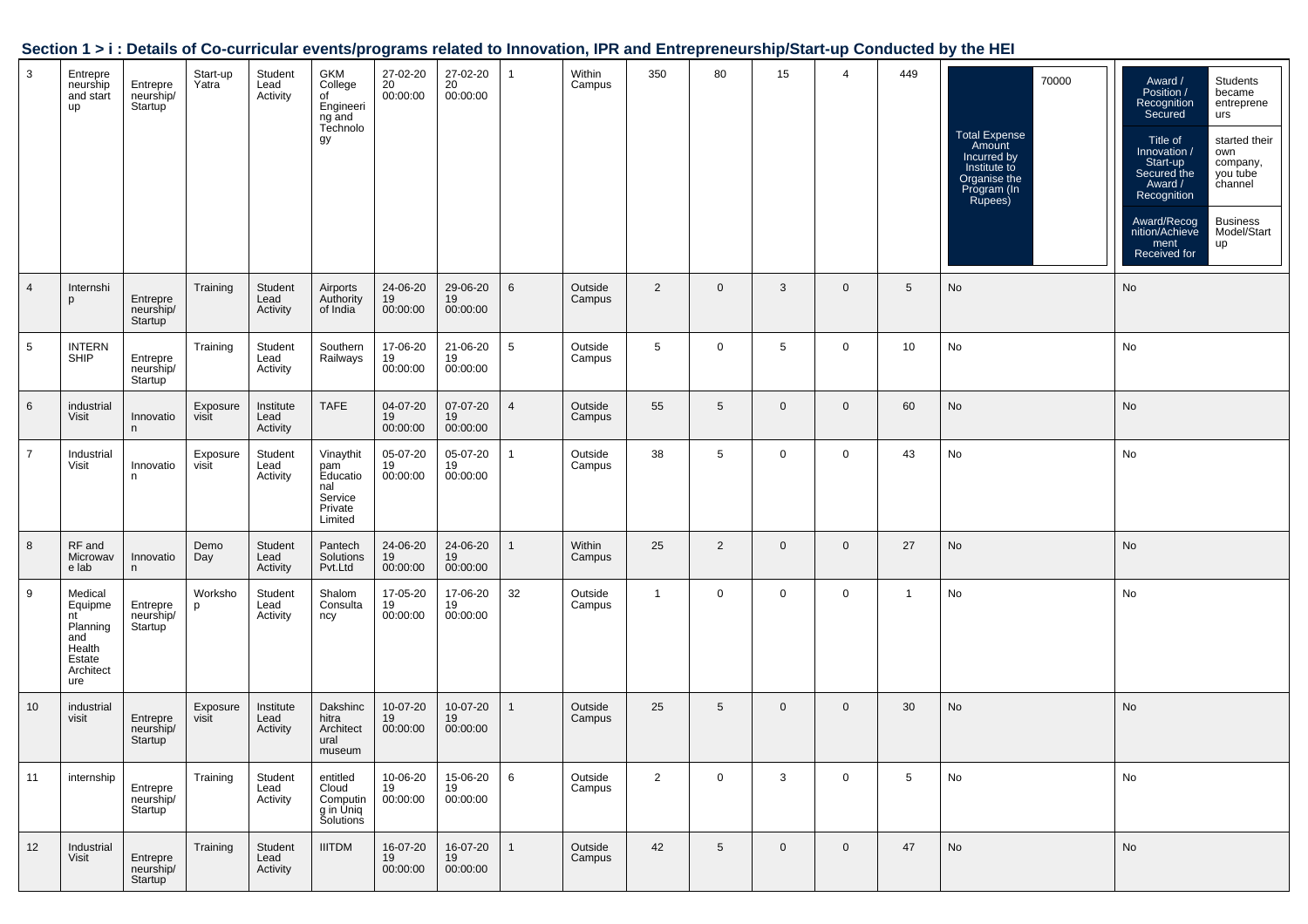## Section 1 > i : Details of Co-curricular events/programs related to Innovation, IPR and Entrepreneurship/Start-up Conducted by the HEI

| | | | | | | | | | | | | | | | | |
|---|---|---|---|---|---|---|---|---|---|---|---|---|---|---|---|---|
| 3 | Entrepreneurship and start up | Entrepreneurship/Startup | Start-up Yatra | Student Lead Activity | GKM College of Engineering and Technology | 27-02-2020 00:00:00 | 27-02-2020 00:00:00 | 1 | Within Campus | 350 | 80 | 15 | 4 | 449 | Total Expense Amount Incurred by Institute to Organise the Program (In Rupees): 70000 | Award / Position / Recognition Secured: Students became entrepreneurs; Title of Innovation / Start-up Secured the Award / Recognition: started their own company, you tube channel; Award/Recognition/Achievement Received for: Business Model/Startup |
| 4 | Internship | Entrepreneurship/Startup | Training | Student Lead Activity | Airports Authority of India | 24-06-2019 00:00:00 | 29-06-2019 00:00:00 | 6 | Outside Campus | 2 | 0 | 3 | 0 | 5 | No | No |
| 5 | INTERNSHIP | Entrepreneurship/Startup | Training | Student Lead Activity | Southern Railways | 17-06-2019 00:00:00 | 21-06-2019 00:00:00 | 5 | Outside Campus | 5 | 0 | 5 | 0 | 10 | No | No |
| 6 | industrial Visit | Innovation | Exposure visit | Institute Lead Activity | TAFE | 04-07-2019 00:00:00 | 07-07-2019 00:00:00 | 4 | Outside Campus | 55 | 5 | 0 | 0 | 60 | No | No |
| 7 | Industrial Visit | Innovation | Exposure visit | Student Lead Activity | Vinaythitpam Educational Service Private Limited | 05-07-2019 00:00:00 | 05-07-2019 00:00:00 | 1 | Outside Campus | 38 | 5 | 0 | 0 | 43 | No | No |
| 8 | RF and Microwave lab | Innovation | Demo Day | Student Lead Activity | Pantech Solutions Pvt.Ltd | 24-06-2019 00:00:00 | 24-06-2019 00:00:00 | 1 | Within Campus | 25 | 2 | 0 | 0 | 27 | No | No |
| 9 | Medical Equipment Planning and Health Estate Architecture | Entrepreneurship/Startup | Workshop | Student Lead Activity | Shalom Consultancy | 17-05-2019 00:00:00 | 17-06-2019 00:00:00 | 32 | Outside Campus | 1 | 0 | 0 | 0 | 1 | No | No |
| 10 | industrial visit | Entrepreneurship/Startup | Exposure visit | Institute Lead Activity | Dakshinchitra Architectural museum | 10-07-2019 00:00:00 | 10-07-2019 00:00:00 | 1 | Outside Campus | 25 | 5 | 0 | 0 | 30 | No | No |
| 11 | internship | Entrepreneurship/Startup | Training | Student Lead Activity | entitled Cloud Computing in Uniq Solutions | 10-06-2019 00:00:00 | 15-06-2019 00:00:00 | 6 | Outside Campus | 2 | 0 | 3 | 0 | 5 | No | No |
| 12 | Industrial Visit | Entrepreneurship/Startup | Training | Student Lead Activity | IIITDM | 16-07-2019 00:00:00 | 16-07-2019 00:00:00 | 1 | Outside Campus | 42 | 5 | 0 | 0 | 47 | No | No |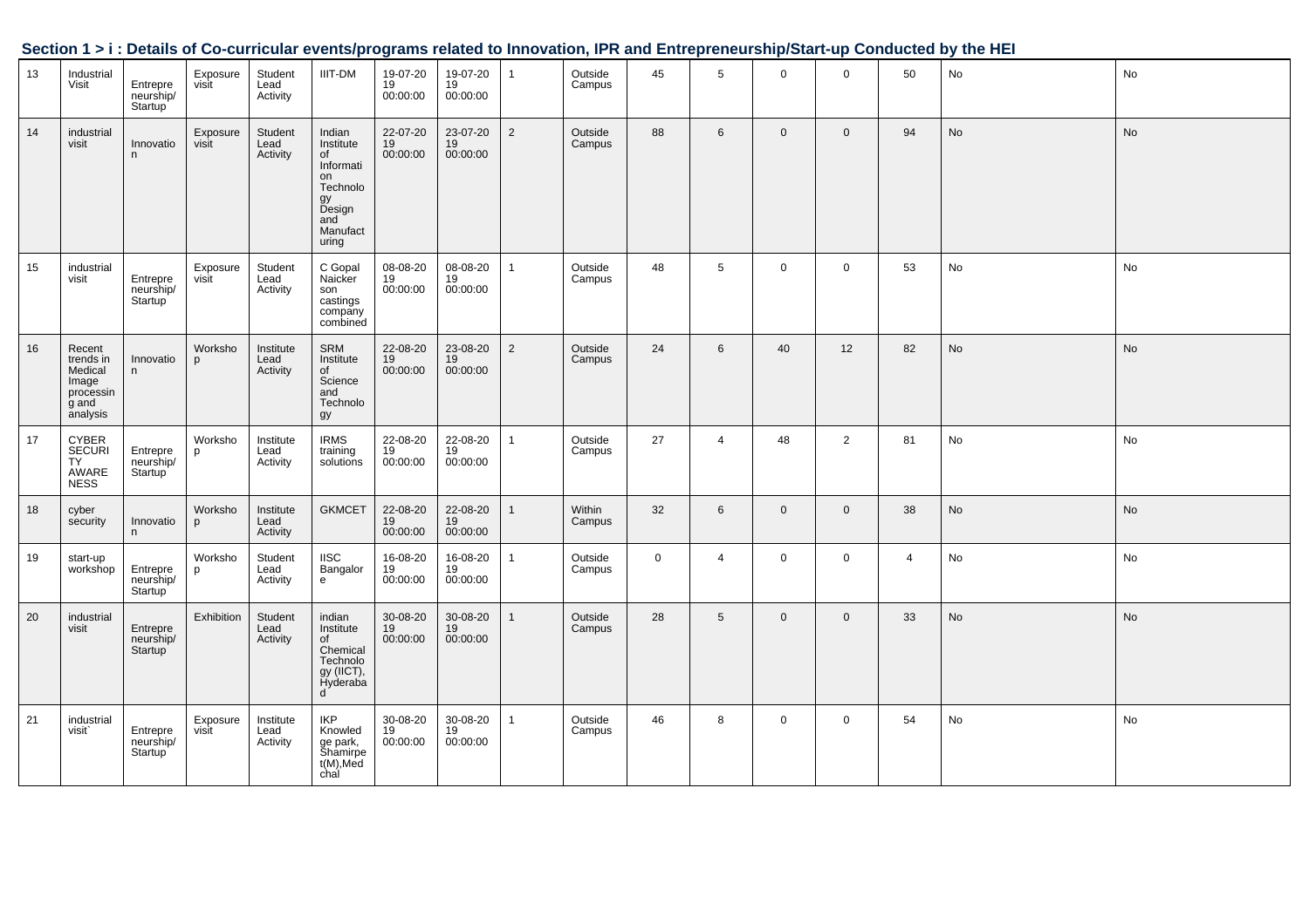## Section 1 > i : Details of Co-curricular events/programs related to Innovation, IPR and Entrepreneurship/Start-up Conducted by the HEI

| | | | | | | | | | | | | | | | | |
|---|---|---|---|---|---|---|---|---|---|---|---|---|---|---|---|---|
| 13 | Industrial Visit | Entrepreneurship/Startup | Exposure visit | Student Lead Activity | IIIT-DM | 19-07-2019 00:00:00 | 19-07-2019 00:00:00 | 1 | Outside Campus | 45 | 5 | 0 | 0 | 50 | No | No |
| 14 | industrial visit | Innovation | Exposure visit | Student Lead Activity | Indian Institute of Information Technology Design and Manufacturing | 22-07-2019 00:00:00 | 23-07-2019 00:00:00 | 2 | Outside Campus | 88 | 6 | 0 | 0 | 94 | No | No |
| 15 | industrial visit | Entrepreneurship/Startup | Exposure visit | Student Lead Activity | C Gopal Naicker son castings company combined | 08-08-2019 00:00:00 | 08-08-2019 00:00:00 | 1 | Outside Campus | 48 | 5 | 0 | 0 | 53 | No | No |
| 16 | Recent trends in Medical Image processing and analysis | Innovation | Workshop | Institute Lead Activity | SRM Institute of Science and Technology | 22-08-2019 00:00:00 | 23-08-2019 00:00:00 | 2 | Outside Campus | 24 | 6 | 40 | 12 | 82 | No | No |
| 17 | CYBER SECURITY AWARENESS | Entrepreneurship/Startup | Workshop | Institute Lead Activity | IRMS training solutions | 22-08-2019 00:00:00 | 22-08-2019 00:00:00 | 1 | Outside Campus | 27 | 4 | 48 | 2 | 81 | No | No |
| 18 | cyber security | Innovation | Workshop | Institute Lead Activity | GKMCET | 22-08-2019 00:00:00 | 22-08-2019 00:00:00 | 1 | Within Campus | 32 | 6 | 0 | 0 | 38 | No | No |
| 19 | start-up workshop | Entrepreneurship/Startup | Workshop | Student Lead Activity | IISC Bangalore | 16-08-2019 00:00:00 | 16-08-2019 00:00:00 | 1 | Outside Campus | 0 | 4 | 0 | 0 | 4 | No | No |
| 20 | industrial visit | Entrepreneurship/Startup | Exhibition | Student Lead Activity | indian Institute of Chemical Technology (IICT), Hyderabad | 30-08-2019 00:00:00 | 30-08-2019 00:00:00 | 1 | Outside Campus | 28 | 5 | 0 | 0 | 33 | No | No |
| 21 | industrial visit` | Entrepreneurship/Startup | Exposure visit | Institute Lead Activity | IKP Knowledge park, Shamirpet(M),Medchal | 30-08-2019 00:00:00 | 30-08-2019 00:00:00 | 1 | Outside Campus | 46 | 8 | 0 | 0 | 54 | No | No |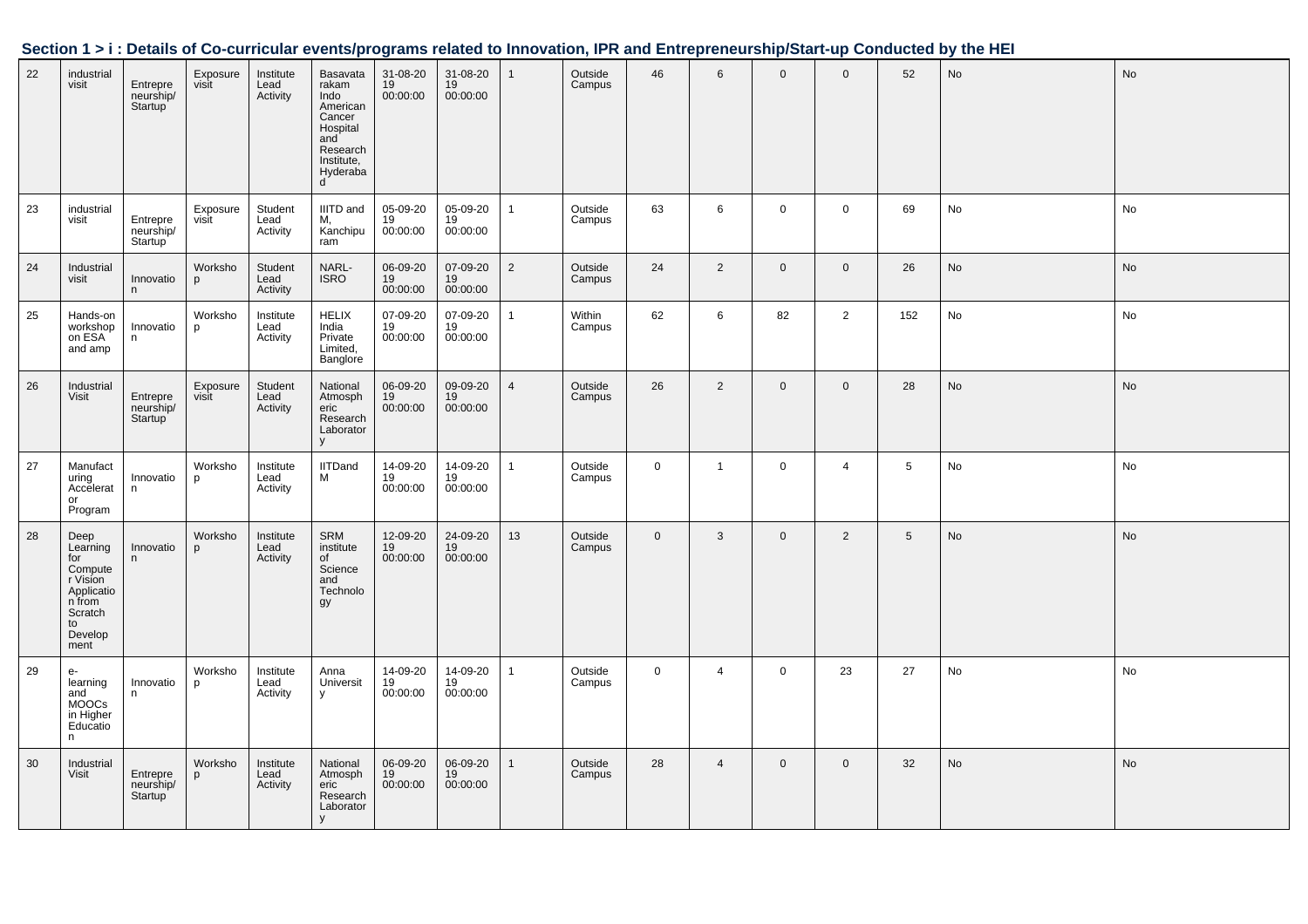## Section 1 > i : Details of Co-curricular events/programs related to Innovation, IPR and Entrepreneurship/Start-up Conducted by the HEI

| | | | | | | | | | | | | | | | | |
|---|---|---|---|---|---|---|---|---|---|---|---|---|---|---|---|---|
| 22 | industrial visit | Entrepreneurship/ Startup | Exposure visit | Institute Lead Activity | Basavatarakam Indo American Cancer Hospital and Research Institute, Hyderabad | 31-08-2019 00:00:00 | 31-08-2019 00:00:00 | 1 | Outside Campus | 46 | 6 | 0 | 0 | 52 | No | No |
| 23 | industrial visit | Entrepreneurship/ Startup | Exposure visit | Student Lead Activity | IIITD and M, Kanchipuram | 05-09-2019 00:00:00 | 05-09-2019 00:00:00 | 1 | Outside Campus | 63 | 6 | 0 | 0 | 69 | No | No |
| 24 | Industrial visit | Innovation | Workshop | Student Lead Activity | NARL-ISRO | 06-09-2019 00:00:00 | 07-09-2019 00:00:00 | 2 | Outside Campus | 24 | 2 | 0 | 0 | 26 | No | No |
| 25 | Hands-on workshop on ESA and amp | Innovation | Workshop | Institute Lead Activity | HELIX India Private Limited, Banglore | 07-09-2019 00:00:00 | 07-09-2019 00:00:00 | 1 | Within Campus | 62 | 6 | 82 | 2 | 152 | No | No |
| 26 | Industrial Visit | Entrepreneurship/ Startup | Exposure visit | Student Lead Activity | National Atmospheric Research Laboratory | 06-09-2019 00:00:00 | 09-09-2019 00:00:00 | 4 | Outside Campus | 26 | 2 | 0 | 0 | 28 | No | No |
| 27 | Manufacturing Accelerator Program | Innovation | Workshop | Institute Lead Activity | IITDandM | 14-09-2019 00:00:00 | 14-09-2019 00:00:00 | 1 | Outside Campus | 0 | 1 | 0 | 4 | 5 | No | No |
| 28 | Deep Learning for Computer Vision Application from Scratch to Development | Innovation | Workshop | Institute Lead Activity | SRM institute of Science and Technology | 12-09-2019 00:00:00 | 24-09-2019 00:00:00 | 13 | Outside Campus | 0 | 3 | 0 | 2 | 5 | No | No |
| 29 | e-learning and MOOCs in Higher Education | Innovation | Workshop | Institute Lead Activity | Anna University | 14-09-2019 00:00:00 | 14-09-2019 00:00:00 | 1 | Outside Campus | 0 | 4 | 0 | 23 | 27 | No | No |
| 30 | Industrial Visit | Entrepreneurship/ Startup | Workshop | Institute Lead Activity | National Atmospheric Research Laboratory | 06-09-2019 00:00:00 | 06-09-2019 00:00:00 | 1 | Outside Campus | 28 | 4 | 0 | 0 | 32 | No | No |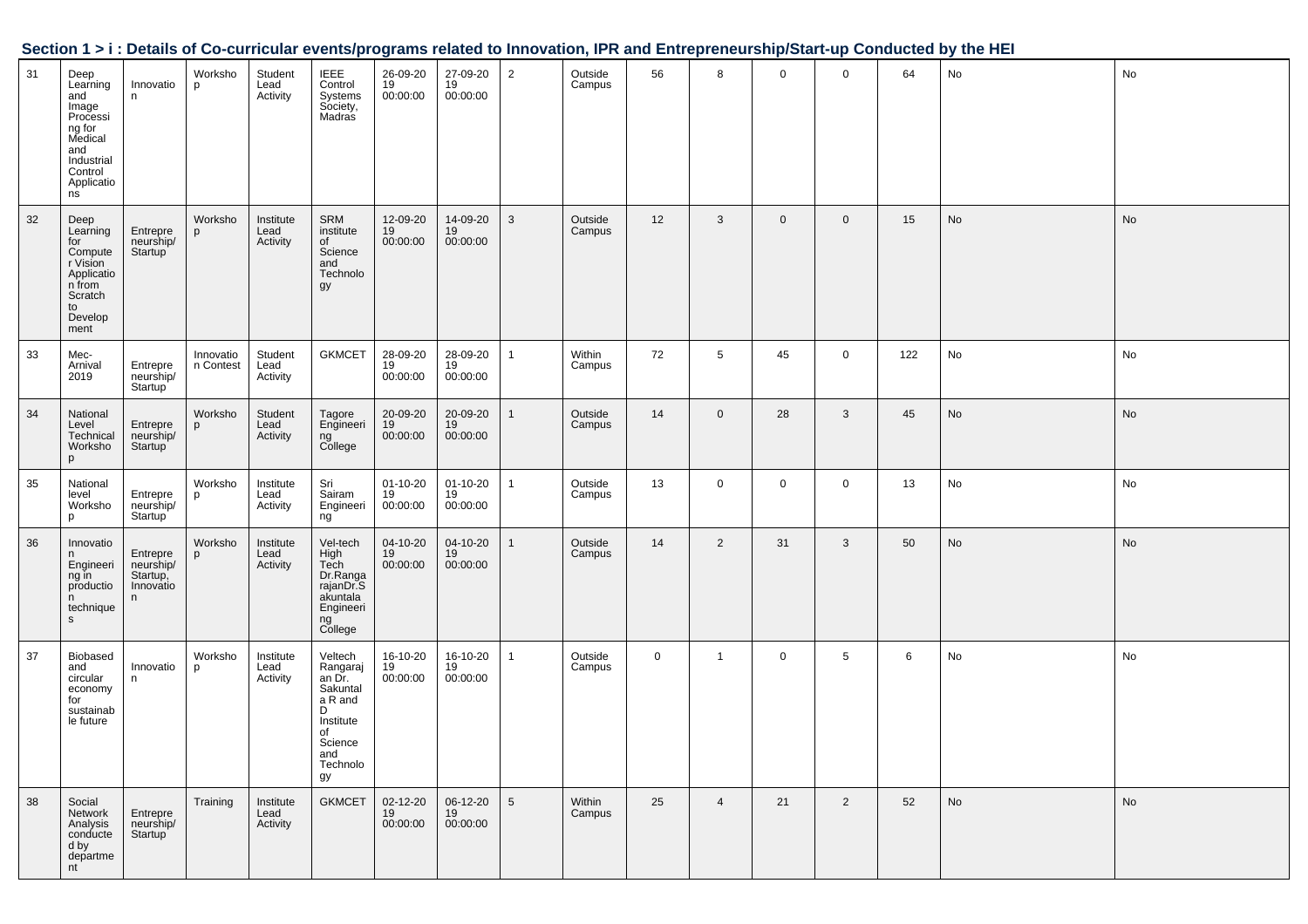## Section 1 > i : Details of Co-curricular events/programs related to Innovation, IPR and Entrepreneurship/Start-up Conducted by the HEI

| | | | | | | | | | | | | | | | | |
|---|---|---|---|---|---|---|---|---|---|---|---|---|---|---|---|---|
| 31 | Deep Learning and Image Processing for Medical and Industrial Control Applications | Innovation | Workshop | Student Lead Activity | IEEE Control Systems Society, Madras | 26-09-2019 00:00:00 | 27-09-2019 00:00:00 | 2 | Outside Campus | 56 | 8 | 0 | 0 | 64 | No | No |
| 32 | Deep Learning for Computer Vision Application from Scratch to Development | Entrepreneurship/ Startup | Workshop | Institute Lead Activity | SRM institute of Science and Technology | 12-09-2019 00:00:00 | 14-09-2019 00:00:00 | 3 | Outside Campus | 12 | 3 | 0 | 0 | 15 | No | No |
| 33 | Mec-Arnival 2019 | Entrepreneurship/ Startup | Innovation Contest | Student Lead Activity | GKMCET | 28-09-2019 00:00:00 | 28-09-2019 00:00:00 | 1 | Within Campus | 72 | 5 | 45 | 0 | 122 | No | No |
| 34 | National Level Technical Workshop | Entrepreneurship/ Startup | Workshop | Student Lead Activity | Tagore Engineering College | 20-09-2019 00:00:00 | 20-09-2019 00:00:00 | 1 | Outside Campus | 14 | 0 | 28 | 3 | 45 | No | No |
| 35 | National level Workshop | Entrepreneurship/ Startup | Workshop | Institute Lead Activity | Sri Sairam Engineering | 01-10-2019 00:00:00 | 01-10-2019 00:00:00 | 1 | Outside Campus | 13 | 0 | 0 | 0 | 13 | No | No |
| 36 | Innovation Engineering in production techniques | Entrepreneurship/ Startup, Innovation | Workshop | Institute Lead Activity | Vel-tech High Tech Dr.RangarajanDr.Sakuntala Engineering College | 04-10-2019 00:00:00 | 04-10-2019 00:00:00 | 1 | Outside Campus | 14 | 2 | 31 | 3 | 50 | No | No |
| 37 | Biobased and circular economy for sustainable future | Innovation | Workshop | Institute Lead Activity | Veltech Rangarajan Dr. Sakuntala R and D Institute of Science and Technology | 16-10-2019 00:00:00 | 16-10-2019 00:00:00 | 1 | Outside Campus | 0 | 1 | 0 | 5 | 6 | No | No |
| 38 | Social Network Analysis conducted by department | Entrepreneurship/ Startup | Training | Institute Lead Activity | GKMCET | 02-12-2019 00:00:00 | 06-12-2019 00:00:00 | 5 | Within Campus | 25 | 4 | 21 | 2 | 52 | No | No |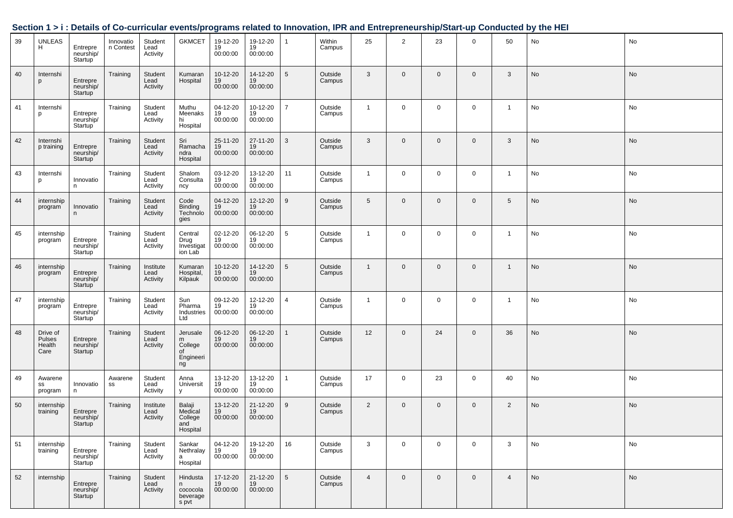## Section 1 > i : Details of Co-curricular events/programs related to Innovation, IPR and Entrepreneurship/Start-up Conducted by the HEI

| | | | | | | | | | | | | | | | | |
|---|---|---|---|---|---|---|---|---|---|---|---|---|---|---|---|---|
| 39 | UNLEASH | Entrepreneurship/ Startup | Innovation Contest | Student Lead Activity | GKMCET | 19-12-2019 00:00:00 | 19-12-2019 00:00:00 | 1 | Within Campus | 25 | 2 | 23 | 0 | 50 | No | No |
| 40 | Internship | Entrepreneurship/ Startup | Training | Student Lead Activity | Kumaran Hospital | 10-12-2019 00:00:00 | 14-12-2019 00:00:00 | 5 | Outside Campus | 3 | 0 | 0 | 0 | 3 | No | No |
| 41 | Internship | Entrepreneurship/ Startup | Training | Student Lead Activity | Muthu Meenakshi Hospital | 04-12-2019 00:00:00 | 10-12-2019 00:00:00 | 7 | Outside Campus | 1 | 0 | 0 | 0 | 1 | No | No |
| 42 | Internship training | Entrepreneurship/ Startup | Training | Student Lead Activity | Sri Ramachandra Hospital | 25-11-2019 00:00:00 | 27-11-2019 00:00:00 | 3 | Outside Campus | 3 | 0 | 0 | 0 | 3 | No | No |
| 43 | Internship | Innovation | Training | Student Lead Activity | Shalom Consultancy | 03-12-2019 00:00:00 | 13-12-2019 00:00:00 | 11 | Outside Campus | 1 | 0 | 0 | 0 | 1 | No | No |
| 44 | internship program | Innovation | Training | Student Lead Activity | Code Binding Technologies | 04-12-2019 00:00:00 | 12-12-2019 00:00:00 | 9 | Outside Campus | 5 | 0 | 0 | 0 | 5 | No | No |
| 45 | internship program | Entrepreneurship/ Startup | Training | Student Lead Activity | Central Drug Investigation Lab | 02-12-2019 00:00:00 | 06-12-2019 00:00:00 | 5 | Outside Campus | 1 | 0 | 0 | 0 | 1 | No | No |
| 46 | internship program | Entrepreneurship/ Startup | Training | Institute Lead Activity | Kumaran Hospital, Kilpauk | 10-12-2019 00:00:00 | 14-12-2019 00:00:00 | 5 | Outside Campus | 1 | 0 | 0 | 0 | 1 | No | No |
| 47 | internship program | Entrepreneurship/ Startup | Training | Student Lead Activity | Sun Pharma Industries Ltd | 09-12-2019 00:00:00 | 12-12-2019 00:00:00 | 4 | Outside Campus | 1 | 0 | 0 | 0 | 1 | No | No |
| 48 | Drive of Pulses Health Care | Entrepreneurship/ Startup | Training | Student Lead Activity | Jerusalem College of Engineering | 06-12-2019 00:00:00 | 06-12-2019 00:00:00 | 1 | Outside Campus | 12 | 0 | 24 | 0 | 36 | No | No |
| 49 | Awareness program | Innovation | Awareness | Student Lead Activity | Anna University | 13-12-2019 00:00:00 | 13-12-2019 00:00:00 | 1 | Outside Campus | 17 | 0 | 23 | 0 | 40 | No | No |
| 50 | internship training | Entrepreneurship/ Startup | Training | Institute Lead Activity | Balaji Medical College and Hospital | 13-12-2019 00:00:00 | 21-12-2019 00:00:00 | 9 | Outside Campus | 2 | 0 | 0 | 0 | 2 | No | No |
| 51 | internship training | Entrepreneurship/ Startup | Training | Student Lead Activity | Sankar Nethralaya Hospital | 04-12-2019 00:00:00 | 19-12-2019 00:00:00 | 16 | Outside Campus | 3 | 0 | 0 | 0 | 3 | No | No |
| 52 | internship | Entrepreneurship/ Startup | Training | Student Lead Activity | Hindustan cococola beverages pvt | 17-12-2019 00:00:00 | 21-12-2019 00:00:00 | 5 | Outside Campus | 4 | 0 | 0 | 0 | 4 | No | No |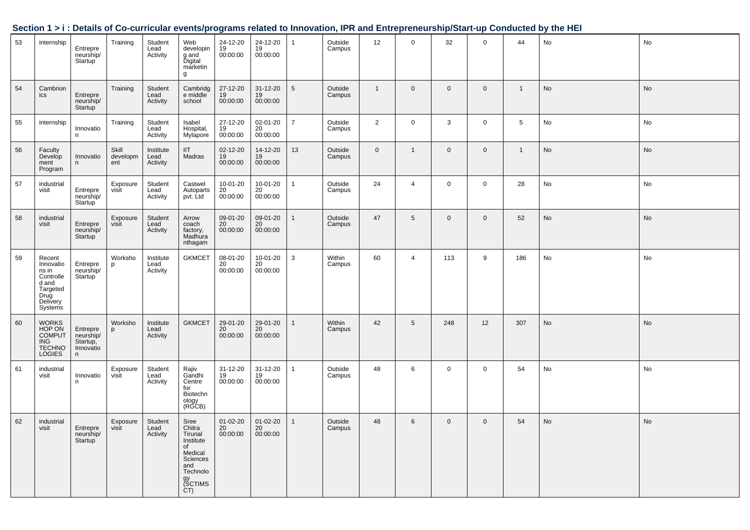## Section 1 > i : Details of Co-curricular events/programs related to Innovation, IPR and Entrepreneurship/Start-up Conducted by the HEI

| | | | | | | | | | | | | | | | | |
|---|---|---|---|---|---|---|---|---|---|---|---|---|---|---|---|---|
| 53 | internship | Entrepreneurship/ Startup | Training | Student Lead Activity | Web developing and Digital marketing | 24-12-2019 00:00:00 | 24-12-2019 00:00:00 | 1 | Outside Campus | 12 | 0 | 32 | 0 | 44 | No | No |
| 54 | Cambrionics | Entrepreneurship/ Startup | Training | Student Lead Activity | Cambridge middle school | 27-12-2019 00:00:00 | 31-12-2019 00:00:00 | 5 | Outside Campus | 1 | 0 | 0 | 0 | 1 | No | No |
| 55 | internship | Innovation | Training | Student Lead Activity | Isabel Hospital, Mylapore | 27-12-2019 00:00:00 | 02-01-2020 00:00:00 | 7 | Outside Campus | 2 | 0 | 3 | 0 | 5 | No | No |
| 56 | Faculty Development Program | Innovation | Skill development | Institute Lead Activity | IIT Madras | 02-12-2019 00:00:00 | 14-12-2019 00:00:00 | 13 | Outside Campus | 0 | 1 | 0 | 0 | 1 | No | No |
| 57 | industrial visit | Entrepreneurship/ Startup | Exposure visit | Student Lead Activity | Castwel Autoparts pvt. Ltd | 10-01-2020 00:00:00 | 10-01-2020 00:00:00 | 1 | Outside Campus | 24 | 4 | 0 | 0 | 28 | No | No |
| 58 | industrial visit | Entrepreneurship/ Startup | Exposure visit | Student Lead Activity | Arrow coach factory, Madhuranthagam | 09-01-2020 00:00:00 | 09-01-2020 00:00:00 | 1 | Outside Campus | 47 | 5 | 0 | 0 | 52 | No | No |
| 59 | Recent Innovations in Controlled and Targeted Drug Delivery Systems | Entrepreneurship/ Startup | Workshop | Institute Lead Activity | GKMCET | 08-01-2020 00:00:00 | 10-01-2020 00:00:00 | 3 | Within Campus | 60 | 4 | 113 | 9 | 186 | No | No |
| 60 | WORKSHOP ON COMPUTING TECHNOLOGIES | Entrepreneurship/ Startup, Innovation | Workshop | Institute Lead Activity | GKMCET | 29-01-2020 00:00:00 | 29-01-2020 00:00:00 | 1 | Within Campus | 42 | 5 | 248 | 12 | 307 | No | No |
| 61 | industrial visit | Innovation | Exposure visit | Student Lead Activity | Rajiv Gandhi Centre for Biotechnology (RGCB) | 31-12-2019 00:00:00 | 31-12-2019 00:00:00 | 1 | Outside Campus | 48 | 6 | 0 | 0 | 54 | No | No |
| 62 | industrial visit | Entrepreneurship/ Startup | Exposure visit | Student Lead Activity | Sree Chitra Tirunal Institute of Medical Sciences and Technology (SCTIMST) | 01-02-2020 00:00:00 | 01-02-2020 00:00:00 | 1 | Outside Campus | 48 | 6 | 0 | 0 | 54 | No | No |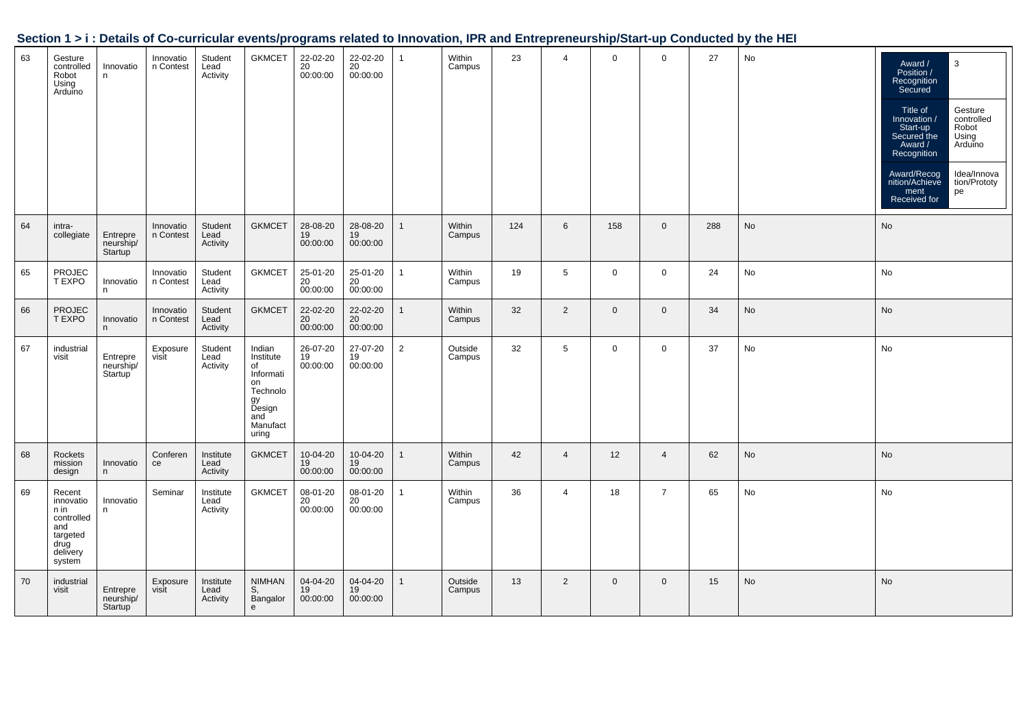## Section 1 > i : Details of Co-curricular events/programs related to Innovation, IPR and Entrepreneurship/Start-up Conducted by the HEI

| | | | | | | | | | | | | | | | | |
|---|---|---|---|---|---|---|---|---|---|---|---|---|---|---|---|---|
| 63 | Gesture controlled Robot Using Arduino | Innovation | Innovation Contest | Student Lead Activity | GKMCET | 22-02-2020 00:00:00 | 22-02-2020 00:00:00 | 1 | Within Campus | 23 | 4 | 0 | 0 | 27 | No | Award / Position / Recognition Secured: 3; Title of Innovation / Start-up Secured the Award / Recognition: Gesture controlled Robot Using Arduino; Award/Recognition/Achievement Received for: Idea/Innovation/Prototype |
| 64 | intra-collegiate | Entrepreneurship/ Startup | Innovation Contest | Student Lead Activity | GKMCET | 28-08-2019 00:00:00 | 28-08-2019 00:00:00 | 1 | Within Campus | 124 | 6 | 158 | 0 | 288 | No | No |
| 65 | PROJECT EXPO | Innovation | Innovation Contest | Student Lead Activity | GKMCET | 25-01-2020 00:00:00 | 25-01-2020 00:00:00 | 1 | Within Campus | 19 | 5 | 0 | 0 | 24 | No | No |
| 66 | PROJECT EXPO | Innovation | Innovation Contest | Student Lead Activity | GKMCET | 22-02-2020 00:00:00 | 22-02-2020 00:00:00 | 1 | Within Campus | 32 | 2 | 0 | 0 | 34 | No | No |
| 67 | industrial visit | Entrepreneurship/ Startup | Exposure visit | Student Lead Activity | Indian Institute of Information Technology Design and Manufacturing | 26-07-2019 00:00:00 | 27-07-2019 00:00:00 | 2 | Outside Campus | 32 | 5 | 0 | 0 | 37 | No | No |
| 68 | Rockets mission design | Innovation | Conference | Institute Lead Activity | GKMCET | 10-04-2019 00:00:00 | 10-04-2019 00:00:00 | 1 | Within Campus | 42 | 4 | 12 | 4 | 62 | No | No |
| 69 | Recent innovation in controlled and targeted drug delivery system | Innovation | Seminar | Institute Lead Activity | GKMCET | 08-01-2020 00:00:00 | 08-01-2020 00:00:00 | 1 | Within Campus | 36 | 4 | 18 | 7 | 65 | No | No |
| 70 | industrial visit | Entrepreneurship/ Startup | Exposure visit | Institute Lead Activity | NIMHANS, Bangalore | 04-04-2019 00:00:00 | 04-04-2019 00:00:00 | 1 | Outside Campus | 13 | 2 | 0 | 0 | 15 | No | No |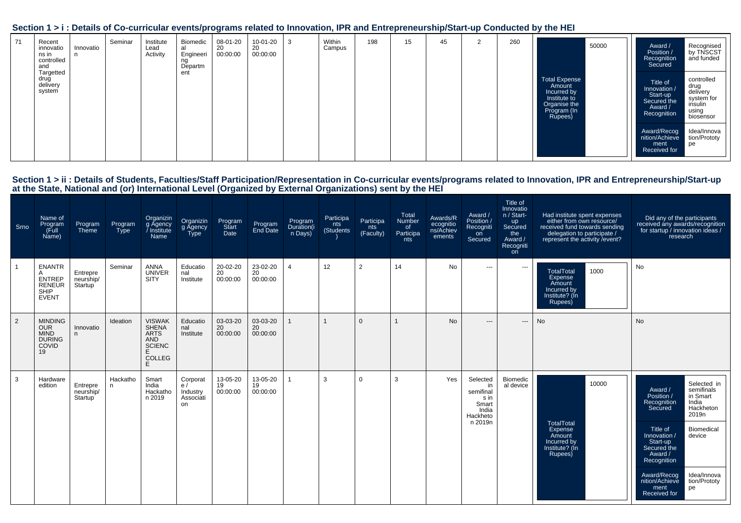## Section 1 > i : Details of Co-curricular events/programs related to Innovation, IPR and Entrepreneurship/Start-up Conducted by the HEI

| | | | | | | | | | | | | | | | | |
|---|---|---|---|---|---|---|---|---|---|---|---|---|---|---|---|---|
| 71 | Recent innovations in controlled and Targetted drug delivery system | Innovation | Seminar | Institute Lead Activity | Biomedical Engineering Department | 08-01-2020 00:00:00 | 10-01-2020 00:00:00 | 3 | Within Campus | 198 | 15 | 45 | 2 | 260 | Total Expense Amount Incurred by Institute to Organise the Program (In Rupees): 50000 | Award / Position / Recognition Secured: Recognised by TNSCST and funded; Title of Innovation / Start-up Secured the Award / Recognition: controlled drug delivery system for insulin using biosensor; Award/Recognition/Achievement Received for: Idea/Innovation/Prototype |

## Section 1 > ii : Details of Students, Faculties/Staff Participation/Representation in Co-curricular events/programs related to Innovation, IPR and Entrepreneurship/Start-up at the State, National and (or) International Level (Organized by External Organizations) sent by the HEI

| Srno | Name of Program (Full Name) | Program Theme | Program Type | Organizing Agency / Institute Name | Organizing Agency Type | Program Start Date | Program End Date | Program Duration(in Days) | Participants (Students) | Participants (Faculty) | Total Number of Participants | Awards/Recognitions/Achievements | Award / Position / Recognition Secured | Title of Innovation / Start-up Secured the Award / Recognition | Had institute spent expenses either from own resource/ received fund towards sending delegation to participate / represent the activity /event? | Did any of the participants received any awards/recognition for startup / innovation ideas / research |
|---|---|---|---|---|---|---|---|---|---|---|---|---|---|---|---|---|
| 1 | ENANTRA ENTREPRENEURSHIP EVENT | Entrepreneurship/Startup | Seminar | ANNA UNIVERSITY | Educational Institute | 20-02-2020 00:00:00 | 23-02-2020 00:00:00 | 4 | 12 | 2 | 14 | No | --- | --- | TotalTotal Expense Amount Incurred by Institute? (In Rupees): 1000 | No |
| 2 | MINDING OUR MIND DURING COVID 19 | Innovation | Ideation | VISWAKSHENA ARTS AND SCIENCE COLLEGE | Educational Institute | 03-03-2020 00:00:00 | 03-03-2020 00:00:00 | 1 | 1 | 0 | 1 | No | --- | --- | No | No |
| 3 | Hardware edition | Entrepreneurship/Startup | Hackathon | Smart India Hackathon 2019 | Corporate / Industry Association | 13-05-2019 00:00:00 | 13-05-2019 00:00:00 | 1 | 3 | 0 | 3 | Yes | Selected in semifinals in Smart India Hackheton 2019n | Biomedical device | TotalTotal Expense Amount Incurred by Institute? (In Rupees): 10000 | Award / Position / Recognition Secured: Selected in semifinals in Smart India Hackheton 2019n; Title of Innovation / Start-up Secured the Award / Recognition: Biomedical device; Award/Recognition/Achievement Received for: Idea/Innovation/Prototype |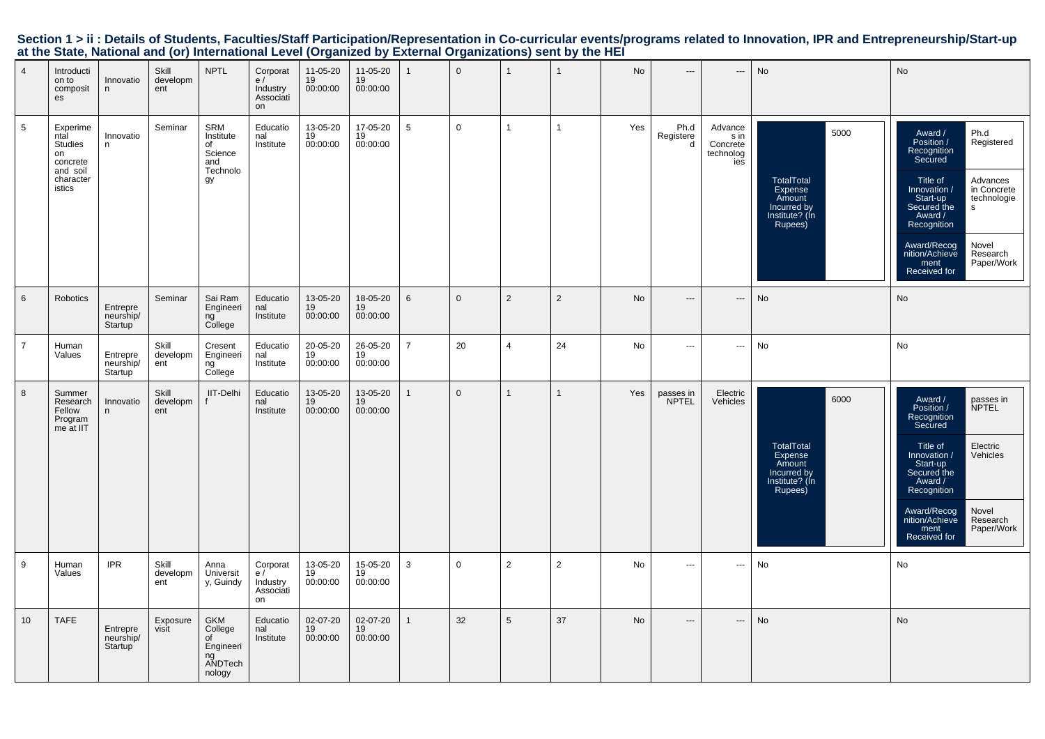## Section 1 > ii : Details of Students, Faculties/Staff Participation/Representation in Co-curricular events/programs related to Innovation, IPR and Entrepreneurship/Start-up at the State, National and (or) International Level (Organized by External Organizations) sent by the HEI

| | | | | | | | | | | | | | | | | |
|---|---|---|---|---|---|---|---|---|---|---|---|---|---|---|---|---|
| 4 | Introduction to composites | Innovation | Skill development | NPTL | Corporate / Industry Association | 11-05-2019 00:00:00 | 11-05-2019 00:00:00 | 1 | 0 | 1 | 1 | No | --- | --- | No | No |
| 5 | Experimental Studies on concrete and soil characteristics | Innovation | Seminar | SRM Institute of Science and Technology | Educational Institute | 13-05-2019 00:00:00 | 17-05-2019 00:00:00 | 5 | 0 | 1 | 1 | Yes | Ph.d Registered | Advances in Concrete technologies | TotalTotal Expense Amount Incurred by Institute? (In Rupees): 5000 | Award / Position / Recognition Secured: Ph.d Registered; Title of Innovation / Start-up Secured the Award / Recognition: Advances in Concrete technologies; Award/Recognition/Achievement Received for: Novel Research Paper/Work |
| 6 | Robotics | Entrepreneurship/ Startup | Seminar | Sai Ram Engineering College | Educational Institute | 13-05-2019 00:00:00 | 18-05-2019 00:00:00 | 6 | 0 | 2 | 2 | No | --- | --- | No | No |
| 7 | Human Values | Entrepreneurship/ Startup | Skill development | Cresent Engineering College | Educational Institute | 20-05-2019 00:00:00 | 26-05-2019 00:00:00 | 7 | 20 | 4 | 24 | No | --- | --- | No | No |
| 8 | Summer Research Fellow Programme at IIT | Innovation | Skill development | IIT-Delhi f | Educational Institute | 13-05-2019 00:00:00 | 13-05-2019 00:00:00 | 1 | 0 | 1 | 1 | Yes | passes in NPTEL | Electric Vehicles | TotalTotal Expense Amount Incurred by Institute? (In Rupees): 6000 | Award / Position / Recognition Secured: passes in NPTEL; Title of Innovation / Start-up Secured the Award / Recognition: Electric Vehicles; Award/Recognition/Achievement Received for: Novel Research Paper/Work |
| 9 | Human Values | IPR | Skill development | Anna University, Guindy | Corporate / Industry Association | 13-05-2019 00:00:00 | 15-05-2019 00:00:00 | 3 | 0 | 2 | 2 | No | --- | --- | No | No |
| 10 | TAFE | Entrepreneurship/ Startup | Exposure visit | GKM College of Engineering ANDTechnology | Educational Institute | 02-07-2019 00:00:00 | 02-07-2019 00:00:00 | 1 | 32 | 5 | 37 | No | --- | --- | No | No |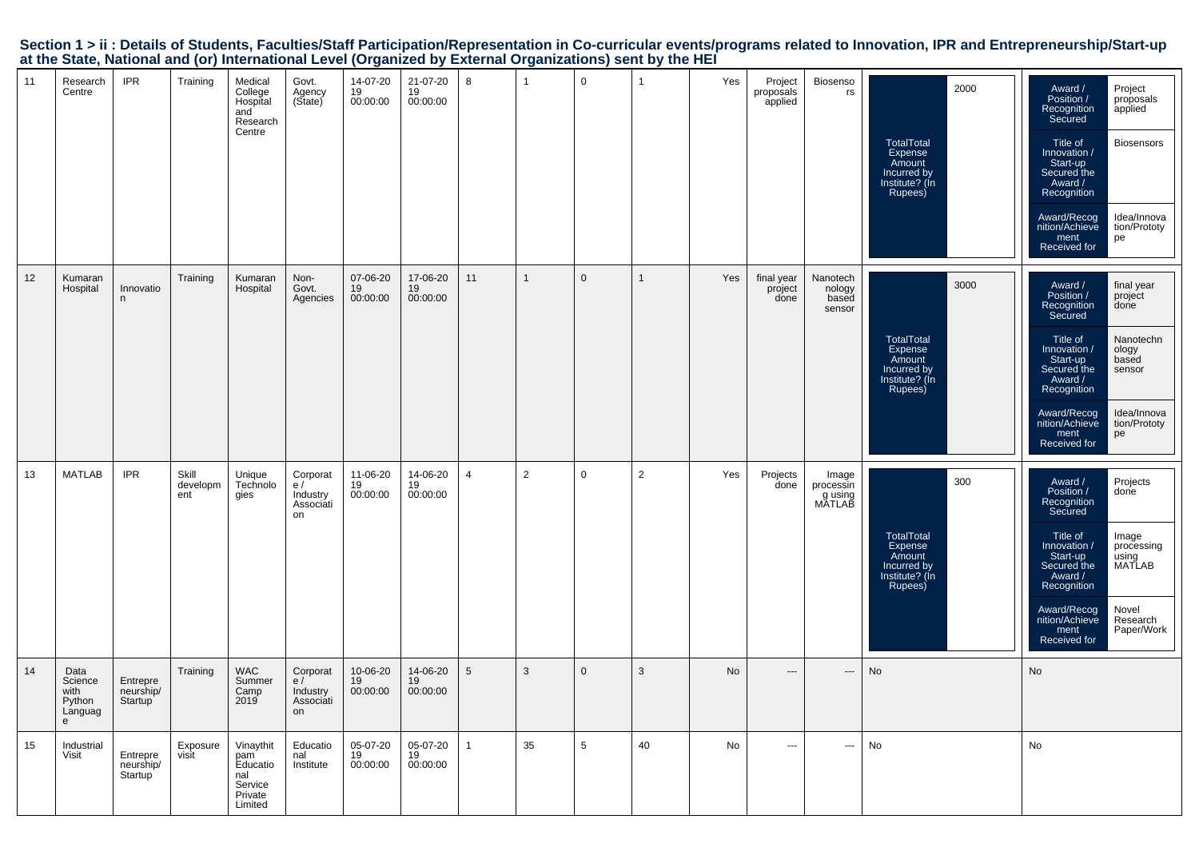## Section 1 > ii : Details of Students, Faculties/Staff Participation/Representation in Co-curricular events/programs related to Innovation, IPR and Entrepreneurship/Start-up at the State, National and (or) International Level (Organized by External Organizations) sent by the HEI

| | | | | | | | | | | | | | | | | |
|---|---|---|---|---|---|---|---|---|---|---|---|---|---|---|---|---|
| 11 | Research Centre | IPR | Training | Medical College Hospital and Research Centre | Govt. Agency (State) | 14-07-2019 00:00:00 | 21-07-2019 00:00:00 | 8 | 1 | 0 | 1 | Yes | Project proposals applied | Biosensors | TotalTotal Expense Amount Incurred by Institute? (In Rupees): 2000 | Award / Position / Recognition Secured: Project proposals applied; Title of Innovation / Start-up Secured the Award / Recognition: Biosensors; Award/Recognition/Achievement Received for: Idea/Innovation/Prototype |
| 12 | Kumaran Hospital | Innovation | Training | Kumaran Hospital | Non-Govt. Agencies | 07-06-2019 00:00:00 | 17-06-2019 00:00:00 | 11 | 1 | 0 | 1 | Yes | final year project done | Nanotechnology based sensor | TotalTotal Expense Amount Incurred by Institute? (In Rupees): 3000 | Award / Position / Recognition Secured: final year project done; Title of Innovation / Start-up Secured the Award / Recognition: Nanotechnology based sensor; Award/Recognition/Achievement Received for: Idea/Innovation/Prototype |
| 13 | MATLAB | IPR | Skill development | Unique Technologies | Corporate / Industry Association | 11-06-2019 00:00:00 | 14-06-2019 00:00:00 | 4 | 2 | 0 | 2 | Yes | Projects done | Image processing using MATLAB | TotalTotal Expense Amount Incurred by Institute? (In Rupees): 300 | Award / Position / Recognition Secured: Projects done; Title of Innovation / Start-up Secured the Award / Recognition: Image processing using MATLAB; Award/Recognition/Achievement Received for: Novel Research Paper/Work |
| 14 | Data Science with Python Language | Entrepreneurship/ Startup | Training | WAC Summer Camp 2019 | Corporate / Industry Association | 10-06-2019 00:00:00 | 14-06-2019 00:00:00 | 5 | 3 | 0 | 3 | No | --- | --- | No | No |
| 15 | Industrial Visit | Entrepreneurship/ Startup | Exposure visit | Vinaythitpam Educational Service Private Limited | Educational Institute | 05-07-2019 00:00:00 | 05-07-2019 00:00:00 | 1 | 35 | 5 | 40 | No | --- | --- | No | No |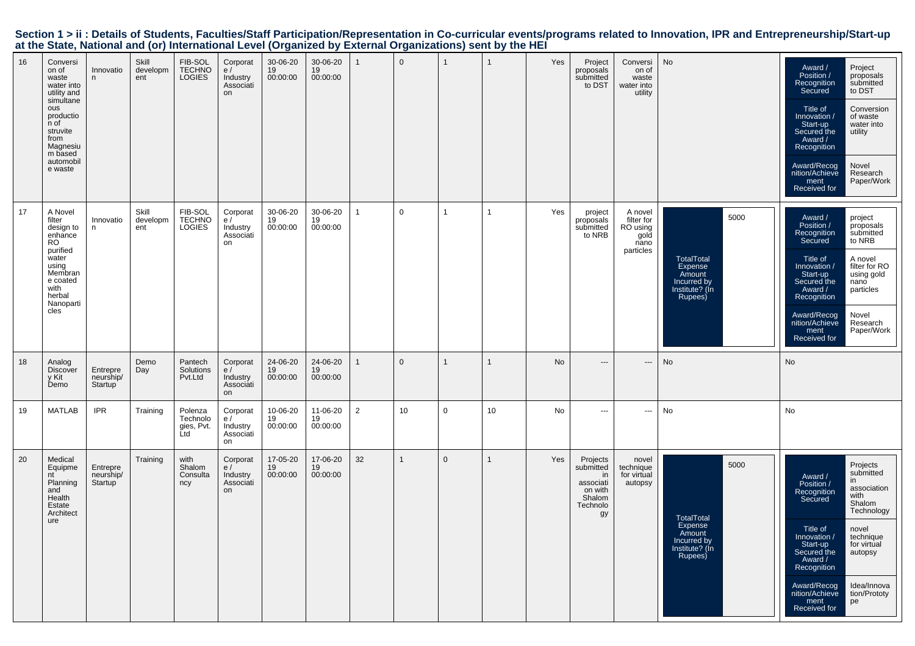## Section 1 > ii : Details of Students, Faculties/Staff Participation/Representation in Co-curricular events/programs related to Innovation, IPR and Entrepreneurship/Start-up at the State, National and (or) International Level (Organized by External Organizations) sent by the HEI

| | | | | | | | | | | | | | | | | |
|---|---|---|---|---|---|---|---|---|---|---|---|---|---|---|---|---|
| 16 | Conversion of waste water into utility and simultaneous production of struvite from Magnesium based automobile waste | Innovation | Skill development | FIB-SOL TECHNOLOGIES | Corporate / Industry Association | 30-06-2019 00:00:00 | 30-06-2019 00:00:00 | 1 | 0 | 1 | 1 | Yes | Project proposals submitted to DST | Conversion of waste water into utility | No | Award / Position / Recognition Secured: Project proposals submitted to DST; Title of Innovation / Start-up Secured the Award / Recognition: Conversion of waste water into utility; Award/Recognition/Achievement Received for: Novel Research Paper/Work |
| 17 | A Novel filter design to enhance RO purified water using Membrane coated with herbal Nanoparticles | Innovation | Skill development | FIB-SOL TECHNOLOGIES | Corporate / Industry Association | 30-06-2019 00:00:00 | 30-06-2019 00:00:00 | 1 | 0 | 1 | 1 | Yes | project proposals submitted to NRB | A novel filter for RO using gold nano particles | TotalTotal Expense Amount Incurred by Institute? (In Rupees): 5000 | Award / Position / Recognition Secured: project proposals submitted to NRB; Title of Innovation / Start-up Secured the Award / Recognition: A novel filter for RO using gold nano particles; Award/Recognition/Achievement Received for: Novel Research Paper/Work |
| 18 | Analog Discovery Kit Demo | Entrepreneurship/ Startup | Demo Day | Pantech Solutions Pvt.Ltd | Corporate / Industry Association | 24-06-2019 00:00:00 | 24-06-2019 00:00:00 | 1 | 0 | 1 | 1 | No | --- | --- | No | No |
| 19 | MATLAB | IPR | Training | Polenza Technologies, Pvt. Ltd | Corporate / Industry Association | 10-06-2019 00:00:00 | 11-06-2019 00:00:00 | 2 | 10 | 0 | 10 | No | --- | --- | No | No |
| 20 | Medical Equipment Planning and Health Estate Architecture | Entrepreneurship/ Startup | Training | with Shalom Consultancy | Corporate / Industry Association | 17-05-2019 00:00:00 | 17-06-2019 00:00:00 | 32 | 1 | 0 | 1 | Yes | Projects submitted in association with Shalom Technology | novel technique for virtual autopsy | TotalTotal Expense Amount Incurred by Institute? (In Rupees): 5000 | Award / Position / Recognition Secured: Projects submitted in association with Shalom Technology; Title of Innovation / Start-up Secured the Award / Recognition: novel technique for virtual autopsy; Award/Recognition/Achievement Received for: Idea/Innovation/Prototype |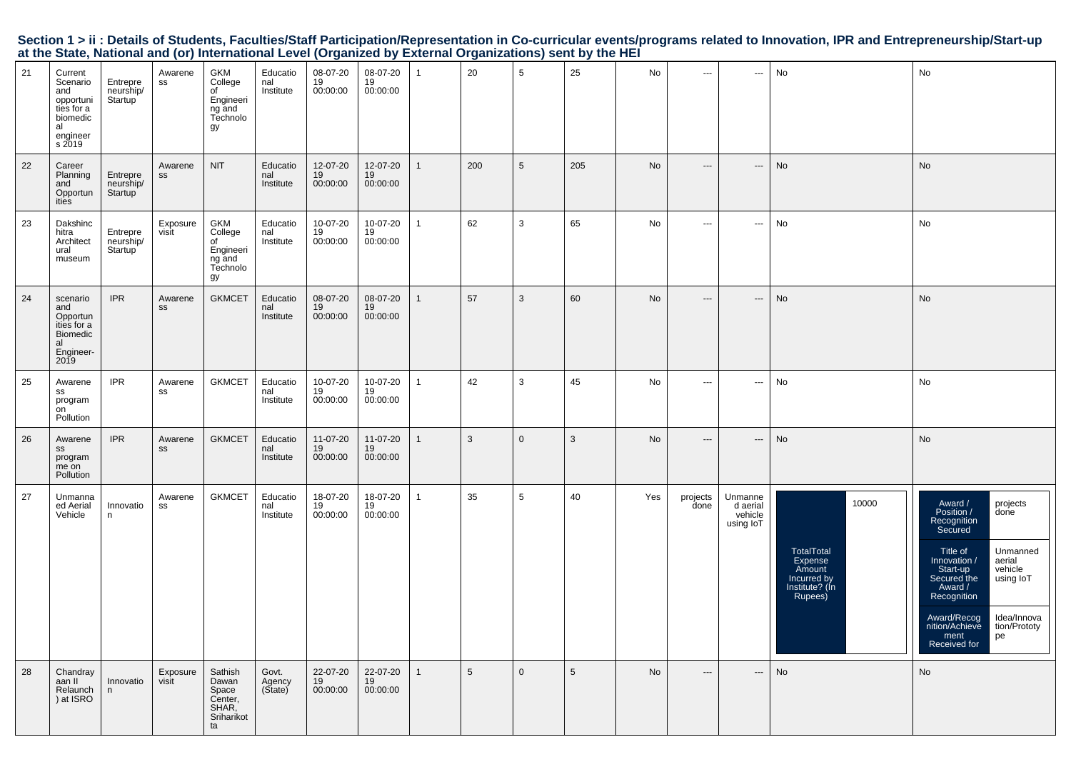## Section 1 > ii : Details of Students, Faculties/Staff Participation/Representation in Co-curricular events/programs related to Innovation, IPR and Entrepreneurship/Start-up at the State, National and (or) International Level (Organized by External Organizations) sent by the HEI

| | | | | | | | | | | | | | | | | |
|---|---|---|---|---|---|---|---|---|---|---|---|---|---|---|---|---|
| 21 | Current Scenario and opportunities for a biomedical engineers 2019 | Entrepreneurship/ Startup | Awareness | GKM College of Engineering and Technology | Educational Institute | 08-07-2019 00:00:00 | 08-07-2019 00:00:00 | 1 | 20 | 5 | 25 | No | --- | --- | No | No |
| 22 | Career Planning and Opportunities | Entrepreneurship/ Startup | Awareness | NIT | Educational Institute | 12-07-2019 00:00:00 | 12-07-2019 00:00:00 | 1 | 200 | 5 | 205 | No | --- | --- | No | No |
| 23 | Dakshinchitra Architectural museum | Entrepreneurship/ Startup | Exposure visit | GKM College of Engineering and Technology | Educational Institute | 10-07-2019 00:00:00 | 10-07-2019 00:00:00 | 1 | 62 | 3 | 65 | No | --- | --- | No | No |
| 24 | scenario and Opportunities for a Biomedical Engineer-2019 | IPR | Awareness | GKMCET | Educational Institute | 08-07-2019 00:00:00 | 08-07-2019 00:00:00 | 1 | 57 | 3 | 60 | No | --- | --- | No | No |
| 25 | Awareness program on Pollution | IPR | Awareness | GKMCET | Educational Institute | 10-07-2019 00:00:00 | 10-07-2019 00:00:00 | 1 | 42 | 3 | 45 | No | --- | --- | No | No |
| 26 | Awareness programme on Pollution | IPR | Awareness | GKMCET | Educational Institute | 11-07-2019 00:00:00 | 11-07-2019 00:00:00 | 1 | 3 | 0 | 3 | No | --- | --- | No | No |
| 27 | Unmanned Aerial Vehicle | Innovation | Awareness | GKMCET | Educational Institute | 18-07-2019 00:00:00 | 18-07-2019 00:00:00 | 1 | 35 | 5 | 40 | Yes | projects done | Unmanned aerial vehicle using IoT | TotalTotal Expense Amount Incurred by Institute? (In Rupees): 10000 | Award / Position / Recognition Secured: projects done; Title of Innovation / Start-up Secured the Award / Recognition: Unmanned aerial vehicle using IoT; Award/Recognition/Achievement Received for: Idea/Innovation/Prototype |
| 28 | Chandrayaan II Relaunch) at ISRO | Innovation | Exposure visit | Sathish Dawan Space Center, SHAR, Sriharikota | Govt. Agency (State) | 22-07-2019 00:00:00 | 22-07-2019 00:00:00 | 1 | 5 | 0 | 5 | No | --- | --- | No | No |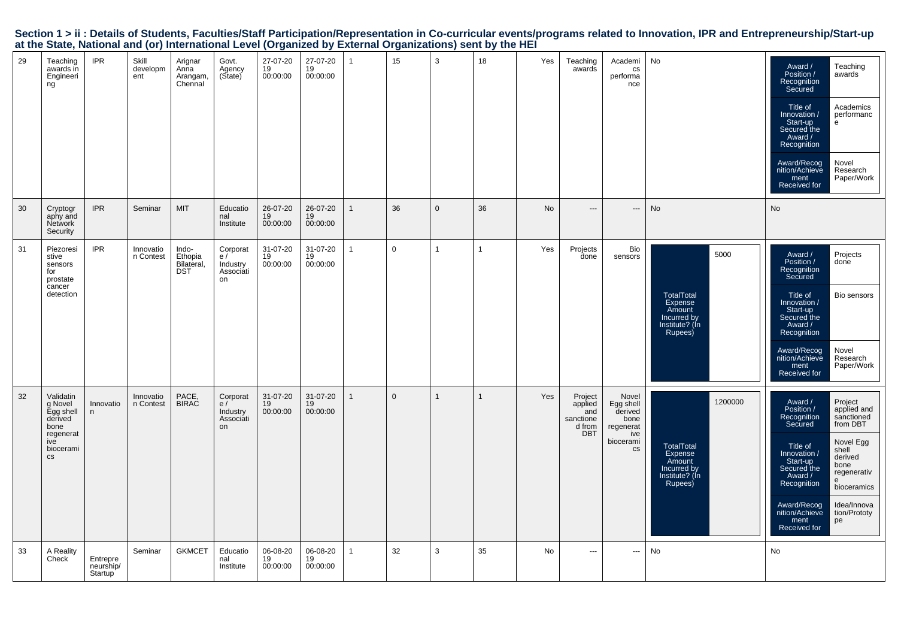## Section 1 > ii : Details of Students, Faculties/Staff Participation/Representation in Co-curricular events/programs related to Innovation, IPR and Entrepreneurship/Start-up at the State, National and (or) International Level (Organized by External Organizations) sent by the HEI

| | | | | | | | | | | | | | | | | |
|---|---|---|---|---|---|---|---|---|---|---|---|---|---|---|---|---|
| 29 | Teaching awards in Engineering | IPR | Skill development | Arignar Anna Arangam, Chennai | Govt. Agency (State) | 27-07-2019 00:00:00 | 27-07-2019 00:00:00 | 1 | 15 | 3 | 18 | Yes | Teaching awards | Academics performance | No | Award / Position / Recognition Secured: Teaching awards; Title of Innovation / Start-up Secured the Award / Recognition: Academics performance; Award/Recognition/Achievement Received for: Novel Research Paper/Work |
| 30 | Cryptography and Network Security | IPR | Seminar | MIT | Educational Institute | 26-07-2019 00:00:00 | 26-07-2019 00:00:00 | 1 | 36 | 0 | 36 | No | --- | --- | No | No |
| 31 | Piezoresistive sensors for prostate cancer detection | IPR | Innovation Contest | Indo-Ethopia Bilateral, DST | Corporate / Industry Association | 31-07-2019 00:00:00 | 31-07-2019 00:00:00 | 1 | 0 | 1 | 1 | Yes | Projects done | Bio sensors | TotalTotal Expense Amount Incurred by Institute? (In Rupees): 5000 | Award / Position / Recognition Secured: Projects done; Title of Innovation / Start-up Secured the Award / Recognition: Bio sensors; Award/Recognition/Achievement Received for: Novel Research Paper/Work |
| 32 | Validating Novel Egg shell derived bone regenerative bioceramics | Innovation | Innovation Contest | PACE, BIRAC | Corporate / Industry Association | 31-07-2019 00:00:00 | 31-07-2019 00:00:00 | 1 | 0 | 1 | 1 | Yes | Project applied and sanctioned from DBT | Novel Egg shell derived bone regenerative bioceramics | TotalTotal Expense Amount Incurred by Institute? (In Rupees): 1200000 | Award / Position / Recognition Secured: Project applied and sanctioned from DBT; Title of Innovation / Start-up Secured the Award / Recognition: Novel Egg shell derived bone regenerative bioceramics; Award/Recognition/Achievement Received for: Idea/Innovation/Prototype |
| 33 | A Reality Check | Entrepreneurship/ Startup | Seminar | GKMCET | Educational Institute | 06-08-2019 00:00:00 | 06-08-2019 00:00:00 | 1 | 32 | 3 | 35 | No | --- | --- | No | No |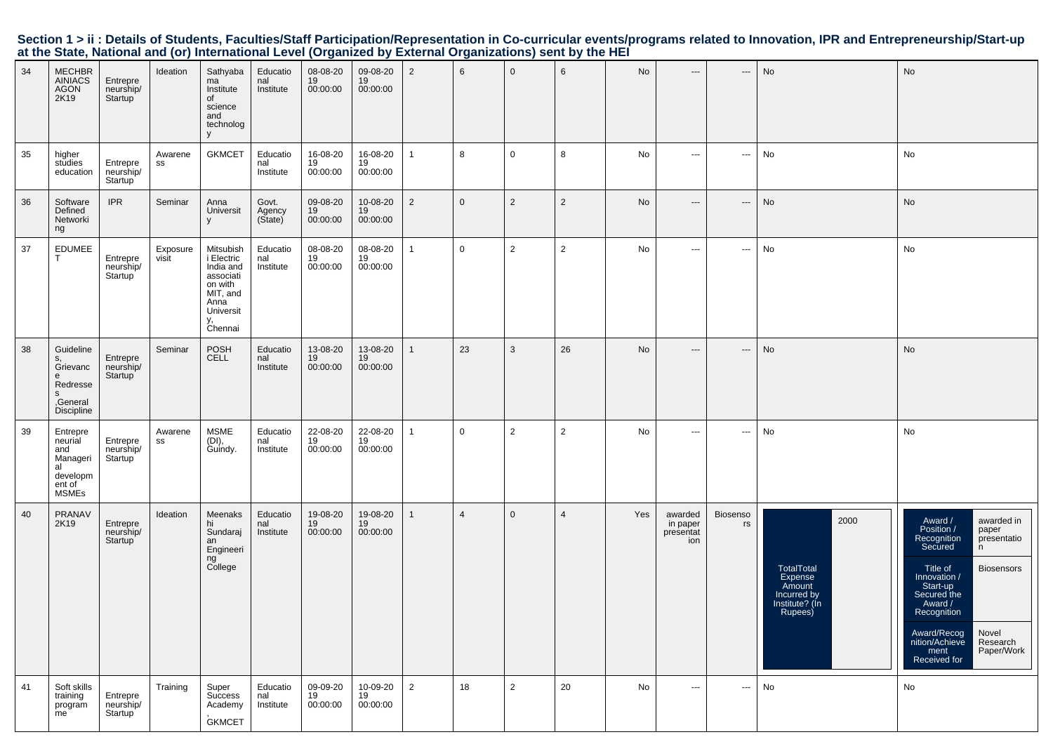## Section 1 > ii : Details of Students, Faculties/Staff Participation/Representation in Co-curricular events/programs related to Innovation, IPR and Entrepreneurship/Start-up at the State, National and (or) International Level (Organized by External Organizations) sent by the HEI

| | | | | | | | | | | | | | | | | |
|---|---|---|---|---|---|---|---|---|---|---|---|---|---|---|---|---|
| 34 | MECHBRAINIACS AGON 2K19 | Entrepreneurship/Startup | Ideation | Sathyabama Institute of science and technology | Educational Institute | 08-08-2019 00:00:00 | 09-08-2019 00:00:00 | 2 | 6 | 0 | 6 | No | --- | --- | No | No |
| 35 | higher studies education | Entrepreneurship/Startup | Awareness | GKMCET | Educational Institute | 16-08-2019 00:00:00 | 16-08-2019 00:00:00 | 1 | 8 | 0 | 8 | No | --- | --- | No | No |
| 36 | Software Defined Networking | IPR | Seminar | Anna University | Govt. Agency (State) | 09-08-2019 00:00:00 | 10-08-2019 00:00:00 | 2 | 0 | 2 | 2 | No | --- | --- | No | No |
| 37 | EDUMEET | Entrepreneurship/Startup | Exposure visit | Mitsubishi Electric India and association with MIT, and Anna University, Chennai | Educational Institute | 08-08-2019 00:00:00 | 08-08-2019 00:00:00 | 1 | 0 | 2 | 2 | No | --- | --- | No | No |
| 38 | Guidelines, Grievance Redresses ,General Discipline | Entrepreneurship/Startup | Seminar | POSH CELL | Educational Institute | 13-08-2019 00:00:00 | 13-08-2019 00:00:00 | 1 | 23 | 3 | 26 | No | --- | --- | No | No |
| 39 | Entrepreneurial and Managerial development of MSMEs | Entrepreneurship/Startup | Awareness | MSME (DI), Guindy. | Educational Institute | 22-08-2019 00:00:00 | 22-08-2019 00:00:00 | 1 | 0 | 2 | 2 | No | --- | --- | No | No |
| 40 | PRANAV 2K19 | Entrepreneurship/Startup | Ideation | Meenakshi Sundarajan Engineering College | Educational Institute | 19-08-2019 00:00:00 | 19-08-2019 00:00:00 | 1 | 4 | 0 | 4 | Yes | awarded in paper presentation | Biosensors | TotalTotal Expense Amount Incurred by Institute? (In Rupees): 2000 | Award / Position / Recognition Secured: awarded in paper presentation; Title of Innovation / Start-up Secured the Award / Recognition: Biosensors; Award/Recognition/Achievement Received for: Novel Research Paper/Work |
| 41 | Soft skills training programme | Entrepreneurship/Startup | Training | Super Success Academy , GKMCET | Educational Institute | 09-09-2019 00:00:00 | 10-09-2019 00:00:00 | 2 | 18 | 2 | 20 | No | --- | --- | No | No |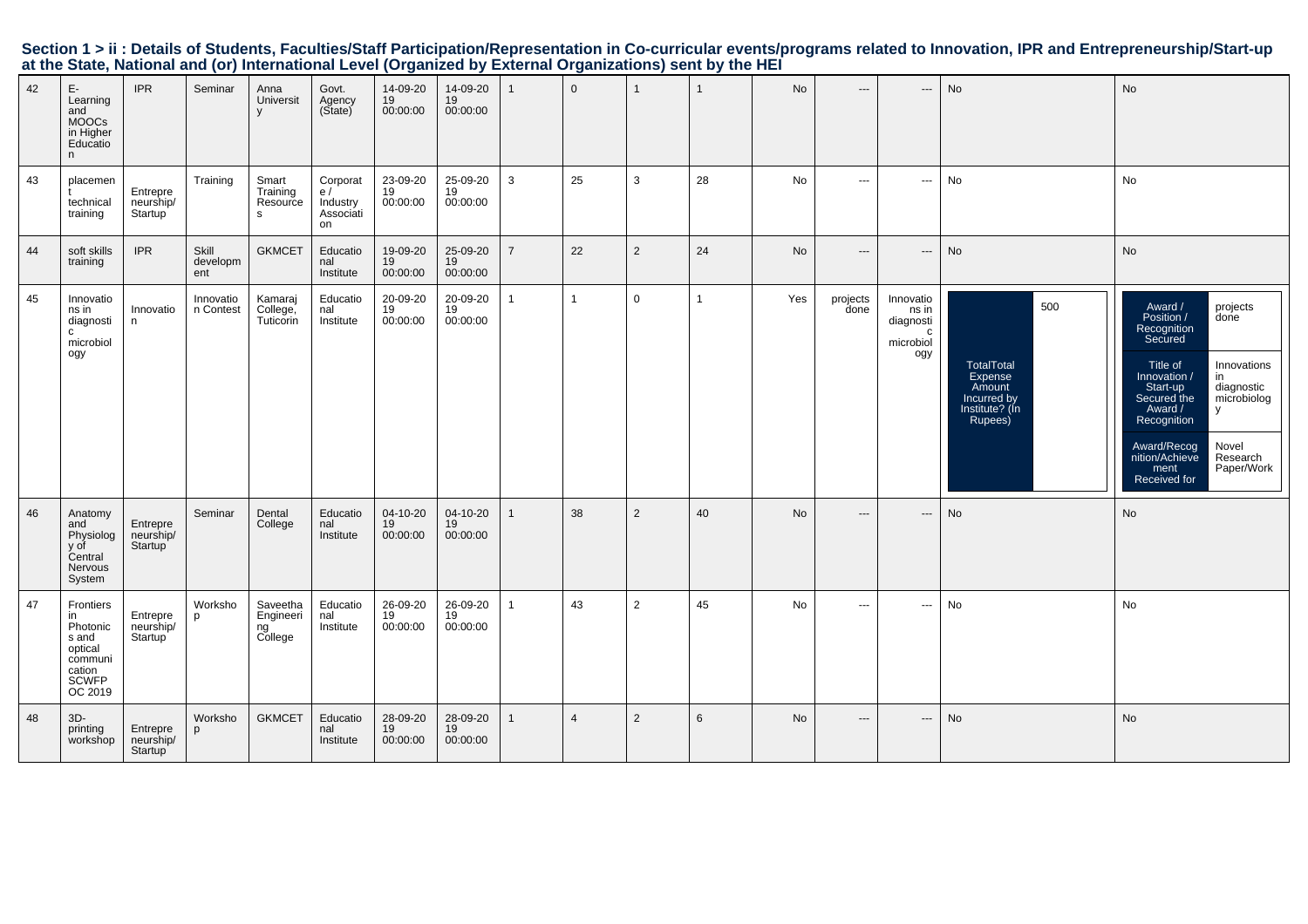## Section 1 > ii : Details of Students, Faculties/Staff Participation/Representation in Co-curricular events/programs related to Innovation, IPR and Entrepreneurship/Start-up at the State, National and (or) International Level (Organized by External Organizations) sent by the HEI

| | | | | | | | | | | | | | | | | |
|---|---|---|---|---|---|---|---|---|---|---|---|---|---|---|---|---|
| 42 | E-Learning and MOOCs in Higher Education | IPR | Seminar | Anna University | Govt. Agency (State) | 14-09-2019 00:00:00 | 14-09-2019 00:00:00 | 1 | 0 | 1 | 1 | No | --- | --- | No | No |
| 43 | placement technical training | Entrepreneurship/ Startup | Training | Smart Training Resources | Corporate / Industry Association | 23-09-2019 00:00:00 | 25-09-2019 00:00:00 | 3 | 25 | 3 | 28 | No | --- | --- | No | No |
| 44 | soft skills training | IPR | Skill development | GKMCET | Educational Institute | 19-09-2019 00:00:00 | 25-09-2019 00:00:00 | 7 | 22 | 2 | 24 | No | --- | --- | No | No |
| 45 | Innovations in diagnostic microbiology | Innovation | Innovation Contest | Kamaraj College, Tuticorin | Educational Institute | 20-09-2019 00:00:00 | 20-09-2019 00:00:00 | 1 | 1 | 0 | 1 | Yes | projects done | Innovations in diagnostic microbiology | TotalTotal Expense Amount Incurred by Institute? (In Rupees): 500 | Award / Position / Recognition Secured: projects done; Title of Innovation / Start-up Secured the Award / Recognition: Innovations in diagnostic microbiology; Award/Recognition/Achievement Received for: Novel Research Paper/Work |
| 46 | Anatomy and Physiology of Central Nervous System | Entrepreneurship/ Startup | Seminar | Dental College | Educational Institute | 04-10-2019 00:00:00 | 04-10-2019 00:00:00 | 1 | 38 | 2 | 40 | No | --- | --- | No | No |
| 47 | Frontiers in Photonics and optical communication SCWFPOC 2019 | Entrepreneurship/ Startup | Workshop | Saveetha Engineering College | Educational Institute | 26-09-2019 00:00:00 | 26-09-2019 00:00:00 | 1 | 43 | 2 | 45 | No | --- | --- | No | No |
| 48 | 3D-printing workshop | Entrepreneurship/ Startup | Workshop | GKMCET | Educational Institute | 28-09-2019 00:00:00 | 28-09-2019 00:00:00 | 1 | 4 | 2 | 6 | No | --- | --- | No | No |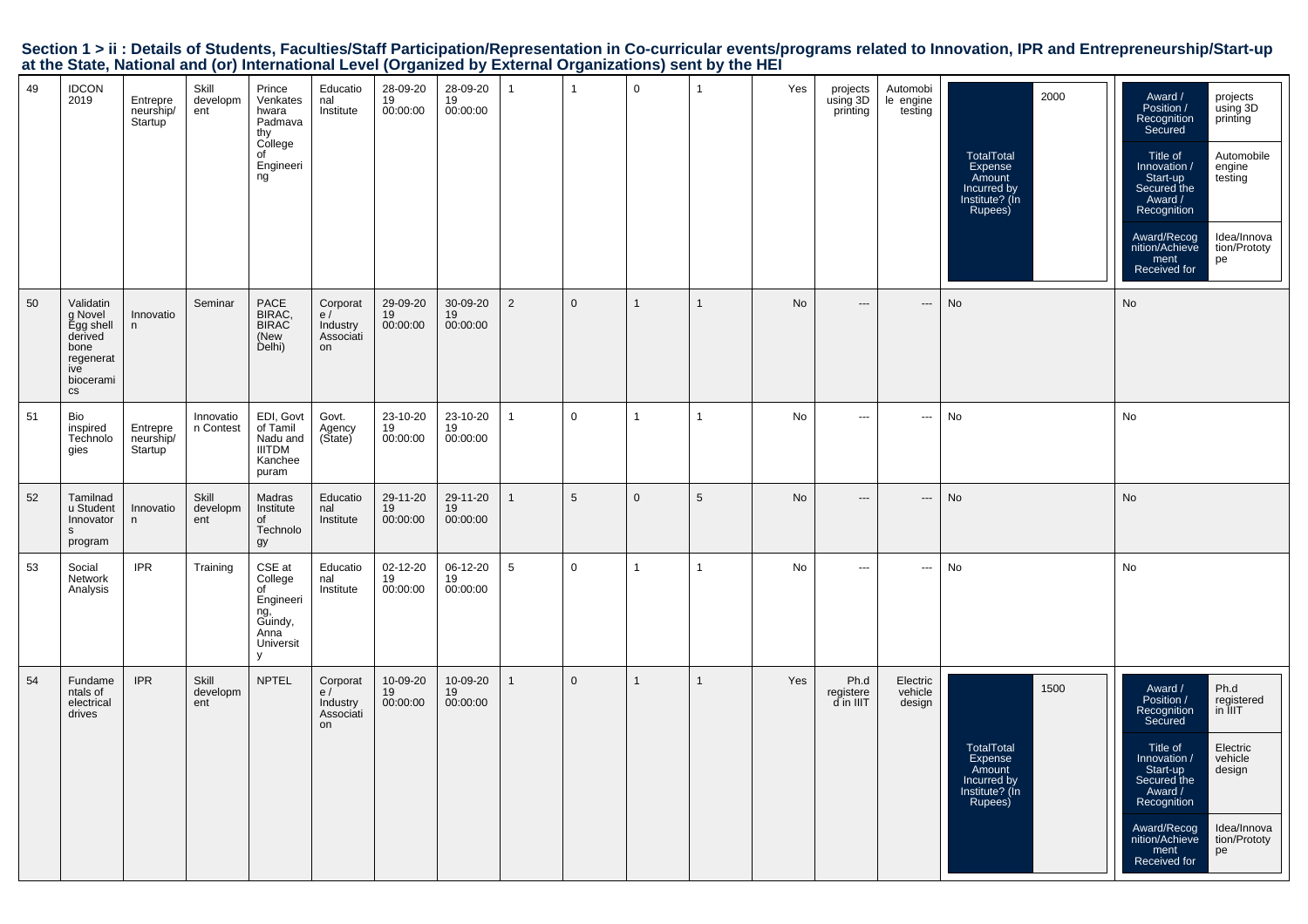## Section 1 > ii : Details of Students, Faculties/Staff Participation/Representation in Co-curricular events/programs related to Innovation, IPR and Entrepreneurship/Start-up at the State, National and (or) International Level (Organized by External Organizations) sent by the HEI

| | | | | | | | | | | | | | | | | |
|---|---|---|---|---|---|---|---|---|---|---|---|---|---|---|---|---|
| 49 | IDCON 2019 | Entrepreneurship/ Startup | Skill development | Prince Venkateshwara Padmavathy College of Engineering | Educational Institute | 28-09-2019 00:00:00 | 28-09-2019 00:00:00 | 1 | 1 | 0 | 1 | Yes | projects using 3D printing | Automobile engine testing | TotalTotal Expense Amount Incurred by Institute? (In Rupees): 2000 | Award / Position / Recognition Secured: projects using 3D printing; Title of Innovation / Start-up Secured the Award / Recognition: Automobile engine testing; Award/Recognition/Achievement Received for: Idea/Innovation/Prototype |
| 50 | Validating Novel Egg shell derived bone regenerative bioceramics | Innovation | Seminar | PACE BIRAC, BIRAC (New Delhi) | Corporate / Industry Association | 29-09-2019 00:00:00 | 30-09-2019 00:00:00 | 2 | 0 | 1 | 1 | No | --- | --- | No | No |
| 51 | Bio inspired Technologies | Entrepreneurship/ Startup | Innovation Contest | EDI, Govt of Tamil Nadu and IIITDM Kancheepuram | Govt. Agency (State) | 23-10-2019 00:00:00 | 23-10-2019 00:00:00 | 1 | 0 | 1 | 1 | No | --- | --- | No | No |
| 52 | Tamilnadu Student Innovators program | Innovation | Skill development | Madras Institute of Technology | Educational Institute | 29-11-2019 00:00:00 | 29-11-2019 00:00:00 | 1 | 5 | 0 | 5 | No | --- | --- | No | No |
| 53 | Social Network Analysis | IPR | Training | CSE at College of Engineering, Guindy, Anna University | Educational Institute | 02-12-2019 00:00:00 | 06-12-2019 00:00:00 | 5 | 0 | 1 | 1 | No | --- | --- | No | No |
| 54 | Fundamentals of electrical drives | IPR | Skill development | NPTEL | Corporate / Industry Association | 10-09-2019 00:00:00 | 10-09-2019 00:00:00 | 1 | 0 | 1 | 1 | Yes | Ph.d registered in IIIT | Electric vehicle design | TotalTotal Expense Amount Incurred by Institute? (In Rupees): 1500 | Award / Position / Recognition Secured: Ph.d registered in IIIT; Title of Innovation / Start-up Secured the Award / Recognition: Electric vehicle design; Award/Recognition/Achievement Received for: Idea/Innovation/Prototype |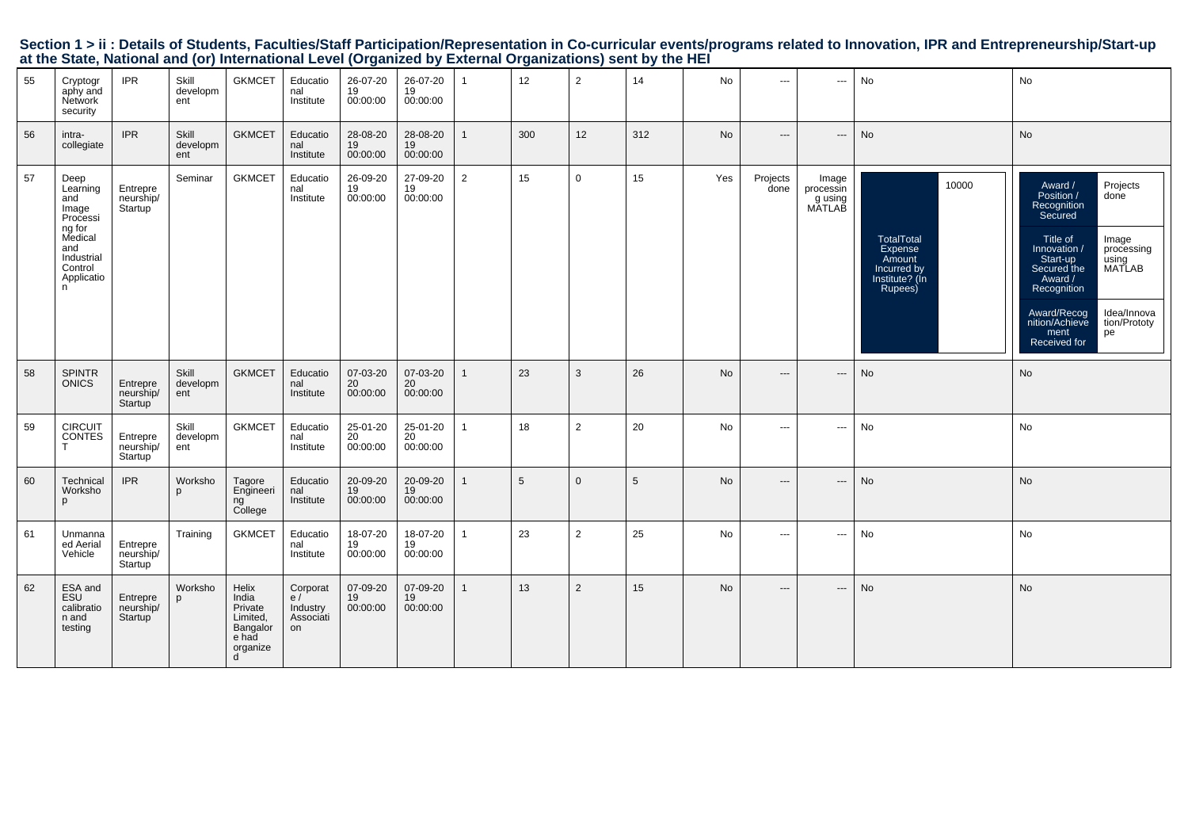## Section 1 > ii : Details of Students, Faculties/Staff Participation/Representation in Co-curricular events/programs related to Innovation, IPR and Entrepreneurship/Start-up at the State, National and (or) International Level (Organized by External Organizations) sent by the HEI

| | | | | | | | | | | | | | | | | |
|---|---|---|---|---|---|---|---|---|---|---|---|---|---|---|---|---|
| 55 | Cryptography and Network security | IPR | Skill development | GKMCET | Educational Institute | 26-07-2019 00:00:00 | 26-07-2019 00:00:00 | 1 | 12 | 2 | 14 | No | --- | --- | No | No |
| 56 | intra-collegiate | IPR | Skill development | GKMCET | Educational Institute | 28-08-2019 00:00:00 | 28-08-2019 00:00:00 | 1 | 300 | 12 | 312 | No | --- | --- | No | No |
| 57 | Deep Learning and Image Processing for Medical and Industrial Control Application | Entrepreneurship/ Startup | Seminar | GKMCET | Educational Institute | 26-09-2019 00:00:00 | 27-09-2019 00:00:00 | 2 | 15 | 0 | 15 | Yes | Projects done | Image processing using MATLAB | TotalTotal Expense Amount Incurred by Institute? (In Rupees): 10000 | Award / Position / Recognition Secured: Projects done; Title of Innovation / Start-up Secured the Award / Recognition: Image processing using MATLAB; Award/Recognition/Achievement Received for: Idea/Innovation/Prototype |
| 58 | SPINTRONICS | Entrepreneurship/ Startup | Skill development | GKMCET | Educational Institute | 07-03-2020 00:00:00 | 07-03-2020 00:00:00 | 1 | 23 | 3 | 26 | No | --- | --- | No | No |
| 59 | CIRCUIT CONTEST | Entrepreneurship/ Startup | Skill development | GKMCET | Educational Institute | 25-01-2020 00:00:00 | 25-01-2020 00:00:00 | 1 | 18 | 2 | 20 | No | --- | --- | No | No |
| 60 | Technical Workshop | IPR | Workshop | Tagore Engineering College | Educational Institute | 20-09-2019 00:00:00 | 20-09-2019 00:00:00 | 1 | 5 | 0 | 5 | No | --- | --- | No | No |
| 61 | Unmanned Aerial Vehicle | Entrepreneurship/ Startup | Training | GKMCET | Educational Institute | 18-07-2019 00:00:00 | 18-07-2019 00:00:00 | 1 | 23 | 2 | 25 | No | --- | --- | No | No |
| 62 | ESA and ESU calibration and testing | Entrepreneurship/ Startup | Workshop | Helix India Private Limited, Bangalore had organized | Corporate / Industry Association | 07-09-2019 00:00:00 | 07-09-2019 00:00:00 | 1 | 13 | 2 | 15 | No | --- | --- | No | No |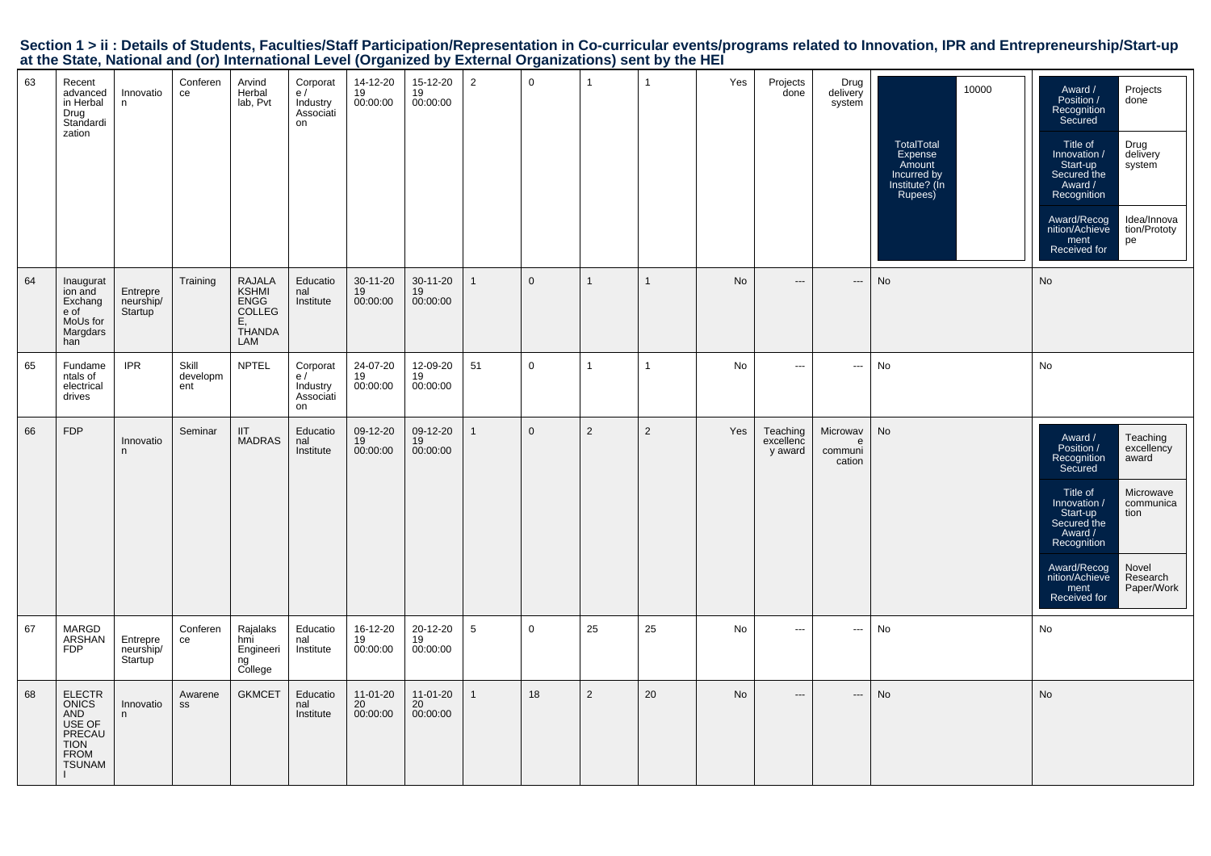## Section 1 > ii : Details of Students, Faculties/Staff Participation/Representation in Co-curricular events/programs related to Innovation, IPR and Entrepreneurship/Start-up at the State, National and (or) International Level (Organized by External Organizations) sent by the HEI

| 63 | Recent advanced in Herbal Drug Standardization | Innovation | Conference | Arvind Herbal lab, Pvt | Corporate / Industry Association | 14-12-2019 00:00:00 | 15-12-2019 00:00:00 | 2 | 0 | 1 | 1 | Yes | Projects done | Drug delivery system | TotalTotal Expense Amount Incurred by Institute? (In Rupees): 10000 | Award / Position / Recognition Secured: Projects done; Title of Innovation / Start-up Secured the Award / Recognition: Drug delivery system; Award/Recognition/Achievement Received for: Idea/Innovation/Prototype |
|---|---|---|---|---|---|---|---|---|---|---|---|---|---|---|---|---|
| 64 | Inauguration and Exchange of MoUs for Margdarshan | Entrepreneurship/ Startup | Training | RAJALAKSHMI ENGG COLLEGE, THANDALAM | Educational Institute | 30-11-2019 00:00:00 | 30-11-2019 00:00:00 | 1 | 0 | 1 | 1 | No | --- | --- | No | No |
| 65 | Fundamentals of electrical drives | IPR | Skill development | NPTEL | Corporate / Industry Association | 24-07-2019 00:00:00 | 12-09-2019 00:00:00 | 51 | 0 | 1 | 1 | No | --- | --- | No | No |
| 66 | FDP | Innovation | Seminar | IIT MADRAS | Educational Institute | 09-12-2019 00:00:00 | 09-12-2019 00:00:00 | 1 | 0 | 2 | 2 | Yes | Teaching excellency award | Microwave communication | No | Award / Position / Recognition Secured: Teaching excellency award; Title of Innovation / Start-up Secured the Award / Recognition: Microwave communication; Award/Recognition/Achievement Received for: Novel Research Paper/Work |
| 67 | MARGDARSHAN FDP | Entrepreneurship/ Startup | Conference | Rajalakshmi Engineering College | Educational Institute | 16-12-2019 00:00:00 | 20-12-2019 00:00:00 | 5 | 0 | 25 | 25 | No | --- | --- | No | No |
| 68 | ELECTRONICS AND USE OF PRECAUTION FROM TSUNAMI | Innovation | Awareness | GKMCET | Educational Institute | 11-01-2020 00:00:00 | 11-01-2020 00:00:00 | 1 | 18 | 2 | 20 | No | --- | --- | No | No |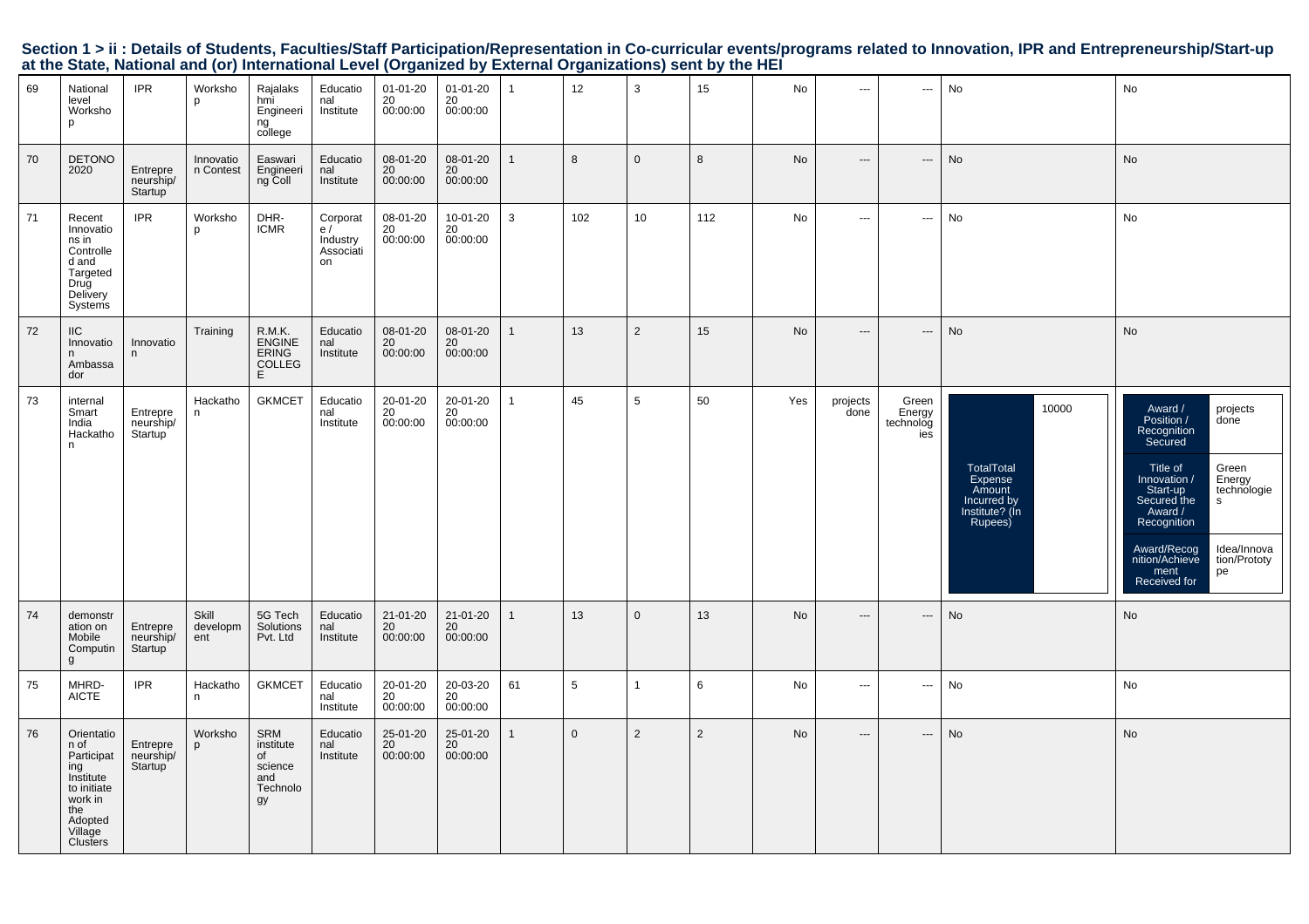## Section 1 > ii : Details of Students, Faculties/Staff Participation/Representation in Co-curricular events/programs related to Innovation, IPR and Entrepreneurship/Start-up at the State, National and (or) International Level (Organized by External Organizations) sent by the HEI

| | | | | | | | | | | | | | | | | |
|---|---|---|---|---|---|---|---|---|---|---|---|---|---|---|---|---|
| 69 | National level Workshop | IPR | Workshop | Rajalakshmi Engineering college | Educational Institute | 01-01-2020 00:00:00 | 01-01-2020 00:00:00 | 1 | 12 | 3 | 15 | No | --- | --- | No | No |
| 70 | DETONO 2020 | Entrepreneurship/ Startup | Innovation Contest | Easwari Engineering Coll | Educational Institute | 08-01-2020 00:00:00 | 08-01-2020 00:00:00 | 1 | 8 | 0 | 8 | No | --- | --- | No | No |
| 71 | Recent Innovations in Controlled and Targeted Drug Delivery Systems | IPR | Workshop | DHR-ICMR | Corporate / Industry Association | 08-01-2020 00:00:00 | 10-01-2020 00:00:00 | 3 | 102 | 10 | 112 | No | --- | --- | No | No |
| 72 | IIC Innovation Ambassador | Innovation | Training | R.M.K. ENGINEERING COLLEGE | Educational Institute | 08-01-2020 00:00:00 | 08-01-2020 00:00:00 | 1 | 13 | 2 | 15 | No | --- | --- | No | No |
| 73 | internal Smart India Hackathon | Entrepreneurship/ Startup | Hackathon | GKMCET | Educational Institute | 20-01-2020 00:00:00 | 20-01-2020 00:00:00 | 1 | 45 | 5 | 50 | Yes | projects done | Green Energy technologies | TotalTotal Expense Amount Incurred by Institute? (In Rupees): 10000 | Award / Position / Recognition Secured: projects done; Title of Innovation / Start-up Secured the Award / Recognition: Green Energy technologies; Award/Recognition/Achievement Received for: Idea/Innovation/Prototype |
| 74 | demonstration on Mobile Computing | Entrepreneurship/ Startup | Skill development | 5G Tech Solutions Pvt. Ltd | Educational Institute | 21-01-2020 00:00:00 | 21-01-2020 00:00:00 | 1 | 13 | 0 | 13 | No | --- | --- | No | No |
| 75 | MHRD-AICTE | IPR | Hackathon | GKMCET | Educational Institute | 20-01-2020 00:00:00 | 20-03-2020 00:00:00 | 61 | 5 | 1 | 6 | No | --- | --- | No | No |
| 76 | Orientation of Participating Institute to initiate work in the Adopted Village Clusters | Entrepreneurship/ Startup | Workshop | SRM institute of science and Technology | Educational Institute | 25-01-2020 00:00:00 | 25-01-2020 00:00:00 | 1 | 0 | 2 | 2 | No | --- | --- | No | No |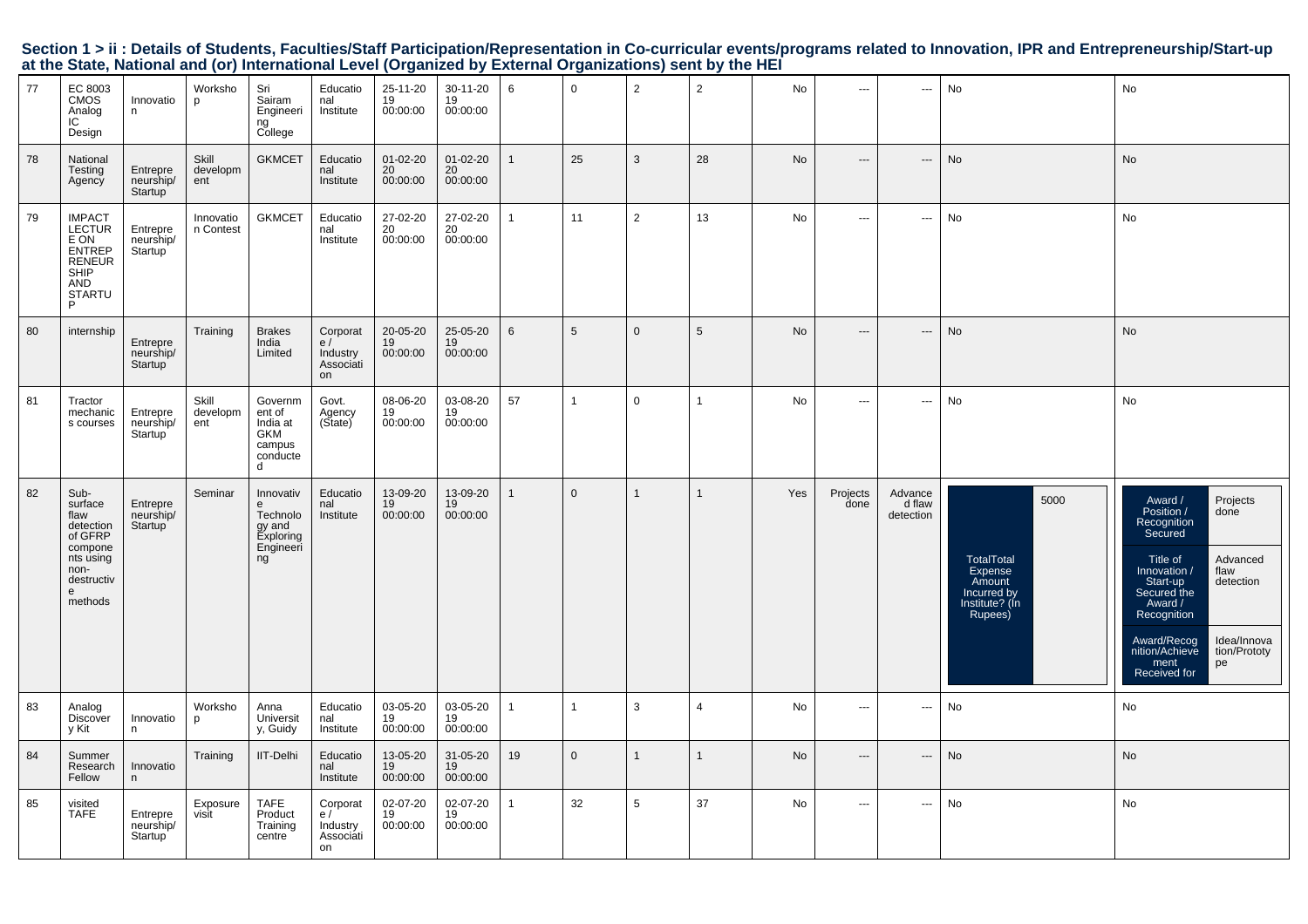## Section 1 > ii : Details of Students, Faculties/Staff Participation/Representation in Co-curricular events/programs related to Innovation, IPR and Entrepreneurship/Start-up at the State, National and (or) International Level (Organized by External Organizations) sent by the HEI

| | | | | | | | | | | | | | | | | |
|---|---|---|---|---|---|---|---|---|---|---|---|---|---|---|---|---|
| 77 | EC 8003 CMOS Analog IC Design | Innovation | Workshop | Sri Sairam Engineering College | Educational Institute | 25-11-2019 00:00:00 | 30-11-2019 00:00:00 | 6 | 0 | 2 | 2 | No | --- | --- | No | No |
| 78 | National Testing Agency | Entrepreneurship/ Startup | Skill development | GKMCET | Educational Institute | 01-02-2020 00:00:00 | 01-02-2020 00:00:00 | 1 | 25 | 3 | 28 | No | --- | --- | No | No |
| 79 | IMPACT LECTURE ON ENTREPRENEURSHIP AND STARTUP | Entrepreneurship/ Startup | Innovation Contest | GKMCET | Educational Institute | 27-02-2020 00:00:00 | 27-02-2020 00:00:00 | 1 | 11 | 2 | 13 | No | --- | --- | No | No |
| 80 | internship | Entrepreneurship/ Startup | Training | Brakes India Limited | Corporate / Industry Association | 20-05-2019 00:00:00 | 25-05-2019 00:00:00 | 6 | 5 | 0 | 5 | No | --- | --- | No | No |
| 81 | Tractor mechanics courses | Entrepreneurship/ Startup | Skill development | Government of India at GKM campus conducted | Govt. Agency (State) | 08-06-2019 00:00:00 | 03-08-2019 00:00:00 | 57 | 1 | 0 | 1 | No | --- | --- | No | No |
| 82 | Sub-surface flaw detection of GFRP components using non-destructive methods | Entrepreneurship/ Startup | Seminar | Innovative Technology and Exploring Engineering | Educational Institute | 13-09-2019 00:00:00 | 13-09-2019 00:00:00 | 1 | 0 | 1 | 1 | Yes | Projects done | Advanced flaw detection | TotalTotal Expense Amount Incurred by Institute? (In Rupees): 5000 | Award / Position / Recognition Secured: Projects done; Title of Innovation / Start-up Secured the Award / Recognition: Advanced flaw detection; Award/Recognition/Achievement Received for: Idea/Innovation/Prototype |
| 83 | Analog Discovery Kit | Innovation | Workshop | Anna University, Guidy | Educational Institute | 03-05-2019 00:00:00 | 03-05-2019 00:00:00 | 1 | 1 | 3 | 4 | No | --- | --- | No | No |
| 84 | Summer Research Fellow | Innovation | Training | IIT-Delhi | Educational Institute | 13-05-2019 00:00:00 | 31-05-2019 00:00:00 | 19 | 0 | 1 | 1 | No | --- | --- | No | No |
| 85 | visited TAFE | Entrepreneurship/ Startup | Exposure visit | TAFE Product Training centre | Corporate / Industry Association | 02-07-2019 00:00:00 | 02-07-2019 00:00:00 | 1 | 32 | 5 | 37 | No | --- | --- | No | No |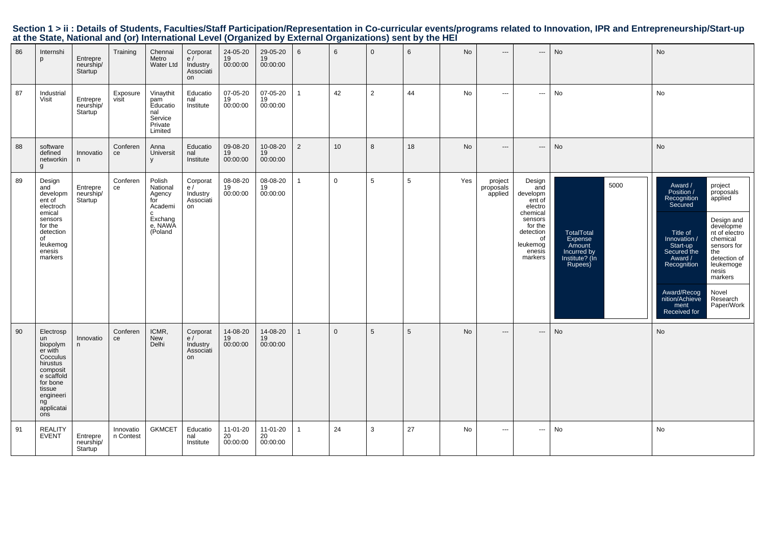## Section 1 > ii : Details of Students, Faculties/Staff Participation/Representation in Co-curricular events/programs related to Innovation, IPR and Entrepreneurship/Start-up at the State, National and (or) International Level (Organized by External Organizations) sent by the HEI

| | | | | | | | | | | | | | | | | |
|---|---|---|---|---|---|---|---|---|---|---|---|---|---|---|---|---|
| 86 | Internship | Entrepreneurship/ Startup | Training | Chennai Metro Water Ltd | Corporate / Industry Association | 24-05-2019 00:00:00 | 29-05-2019 00:00:00 | 6 | 6 | 0 | 6 | No | --- | --- | No | No |
| 87 | Industrial Visit | Entrepreneurship/ Startup | Exposure visit | Vinaythitpam Educational Service Private Limited | Educational Institute | 07-05-2019 00:00:00 | 07-05-2019 00:00:00 | 1 | 42 | 2 | 44 | No | --- | --- | No | No |
| 88 | software defined networking | Innovation | Conference | Anna University | Educational Institute | 09-08-2019 00:00:00 | 10-08-2019 00:00:00 | 2 | 10 | 8 | 18 | No | --- | --- | No | No |
| 89 | Design and development of electrochemical sensors for the detection of leukemogenesis markers | Entrepreneurship/ Startup | Conference | Polish National Agency for Academic Exchange, NAWA (Poland | Corporate / Industry Association | 08-08-2019 00:00:00 | 08-08-2019 00:00:00 | 1 | 0 | 5 | 5 | Yes | project proposals applied | Design and development of electro chemical sensors for the detection of leukemogenesis markers | TotalTotal Expense Amount Incurred by Institute? (In Rupees): 5000 | Award / Position / Recognition Secured: project proposals applied; Title of Innovation / Start-up Secured the Award / Recognition: Design and development of electro chemical sensors for the detection of leukemogenesis markers; Award/Recognition/Achievement Received for: Novel Research Paper/Work |
| 90 | Electrospun biopolymer with Cocculus hirustus composite scaffold for bone tissue engineering applications | Innovation | Conference | ICMR, New Delhi | Corporate / Industry Association | 14-08-2019 00:00:00 | 14-08-2019 00:00:00 | 1 | 0 | 5 | 5 | No | --- | --- | No | No |
| 91 | REALITY EVENT | Entrepreneurship/ Startup | Innovation Contest | GKMCET | Educational Institute | 11-01-2020 00:00:00 | 11-01-2020 00:00:00 | 1 | 24 | 3 | 27 | No | --- | --- | No | No |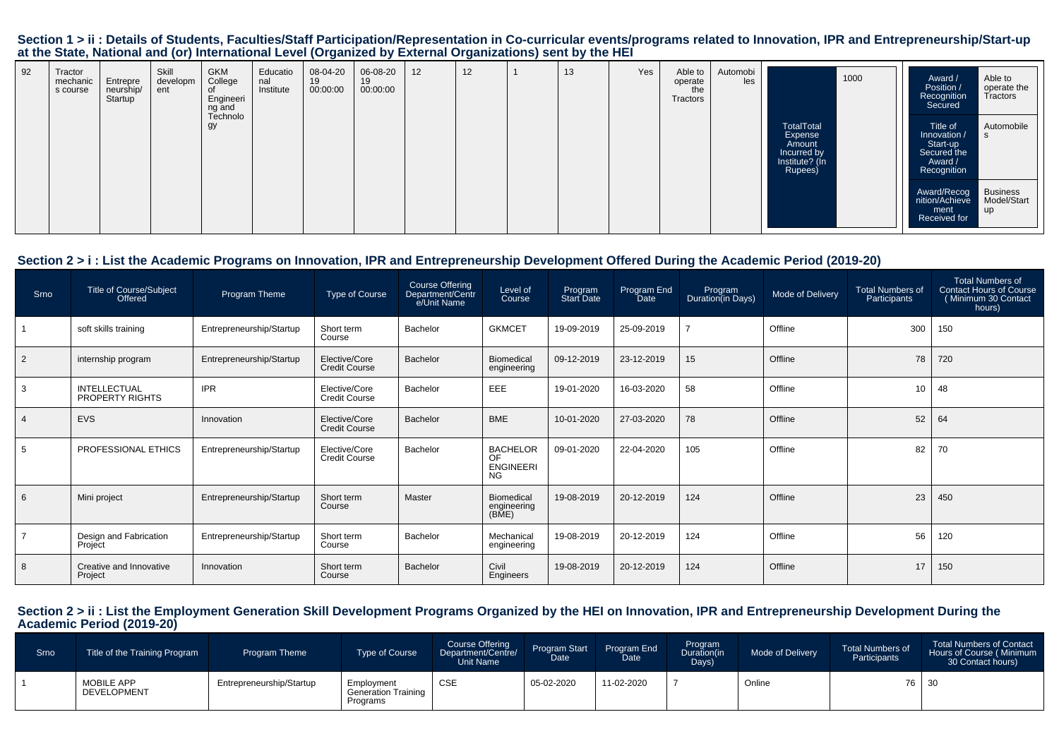## Section 1 > ii : Details of Students, Faculties/Staff Participation/Representation in Co-curricular events/programs related to Innovation, IPR and Entrepreneurship/Start-up at the State, National and (or) International Level (Organized by External Organizations) sent by the HEI

| | | | | | | | | | | | | | | | | |
|---|---|---|---|---|---|---|---|---|---|---|---|---|---|---|---|---|
| 92 | Tractor mechanics course | Entrepreneurship/Startup | Skill development | GKM College of Engineering and Technology | Educational Institute | 08-04-2019 00:00:00 | 06-08-2019 00:00:00 | 12 | 12 | 1 | 13 | Yes | Able to operate the Tractors | Automobiles | TotalTotal Expense Amount Incurred by Institute? (In Rupees): 1000 | Award / Position / Recognition Secured: Able to operate the Tractors; Title of Innovation / Start-up Secured the Award / Recognition: Automobiles; Award/Recognition/Achievement Received for: Business Model/Startup |

## Section 2 > i : List the Academic Programs on Innovation, IPR and Entrepreneurship Development Offered During the Academic Period (2019-20)

| Srno | Title of Course/Subject Offered | Program Theme | Type of Course | Course Offering Department/Centre/Unit Name | Level of Course | Program Start Date | Program End Date | Program Duration(in Days) | Mode of Delivery | Total Numbers of Participants | Total Numbers of Contact Hours of Course ( Minimum 30 Contact hours) |
|---|---|---|---|---|---|---|---|---|---|---|---|
| 1 | soft skills training | Entrepreneurship/Startup | Short term Course | Bachelor | GKMCET | 19-09-2019 | 25-09-2019 | 7 | Offline | 300 | 150 |
| 2 | internship program | Entrepreneurship/Startup | Elective/Core Credit Course | Bachelor | Biomedical engineering | 09-12-2019 | 23-12-2019 | 15 | Offline | 78 | 720 |
| 3 | INTELLECTUAL PROPERTY RIGHTS | IPR | Elective/Core Credit Course | Bachelor | EEE | 19-01-2020 | 16-03-2020 | 58 | Offline | 10 | 48 |
| 4 | EVS | Innovation | Elective/Core Credit Course | Bachelor | BME | 10-01-2020 | 27-03-2020 | 78 | Offline | 52 | 64 |
| 5 | PROFESSIONAL ETHICS | Entrepreneurship/Startup | Elective/Core Credit Course | Bachelor | BACHELOR OF ENGINEERING | 09-01-2020 | 22-04-2020 | 105 | Offline | 82 | 70 |
| 6 | Mini project | Entrepreneurship/Startup | Short term Course | Master | Biomedical engineering (BME) | 19-08-2019 | 20-12-2019 | 124 | Offline | 23 | 450 |
| 7 | Design and Fabrication Project | Entrepreneurship/Startup | Short term Course | Bachelor | Mechanical engineering | 19-08-2019 | 20-12-2019 | 124 | Offline | 56 | 120 |
| 8 | Creative and Innovative Project | Innovation | Short term Course | Bachelor | Civil Engineers | 19-08-2019 | 20-12-2019 | 124 | Offline | 17 | 150 |

## Section 2 > ii : List the Employment Generation Skill Development Programs Organized by the HEI on Innovation, IPR and Entrepreneurship Development During the Academic Period (2019-20)

| Srno | Title of the Training Program | Program Theme | Type of Course | Course Offering Department/Centre/Unit Name | Program Start Date | Program End Date | Program Duration(in Days) | Mode of Delivery | Total Numbers of Participants | Total Numbers of Contact Hours of Course ( Minimum 30 Contact hours) |
|---|---|---|---|---|---|---|---|---|---|---|
| 1 | MOBILE APP DEVELOPMENT | Entrepreneurship/Startup | Employment Generation Training Programs | CSE | 05-02-2020 | 11-02-2020 | 7 | Online | 76 | 30 |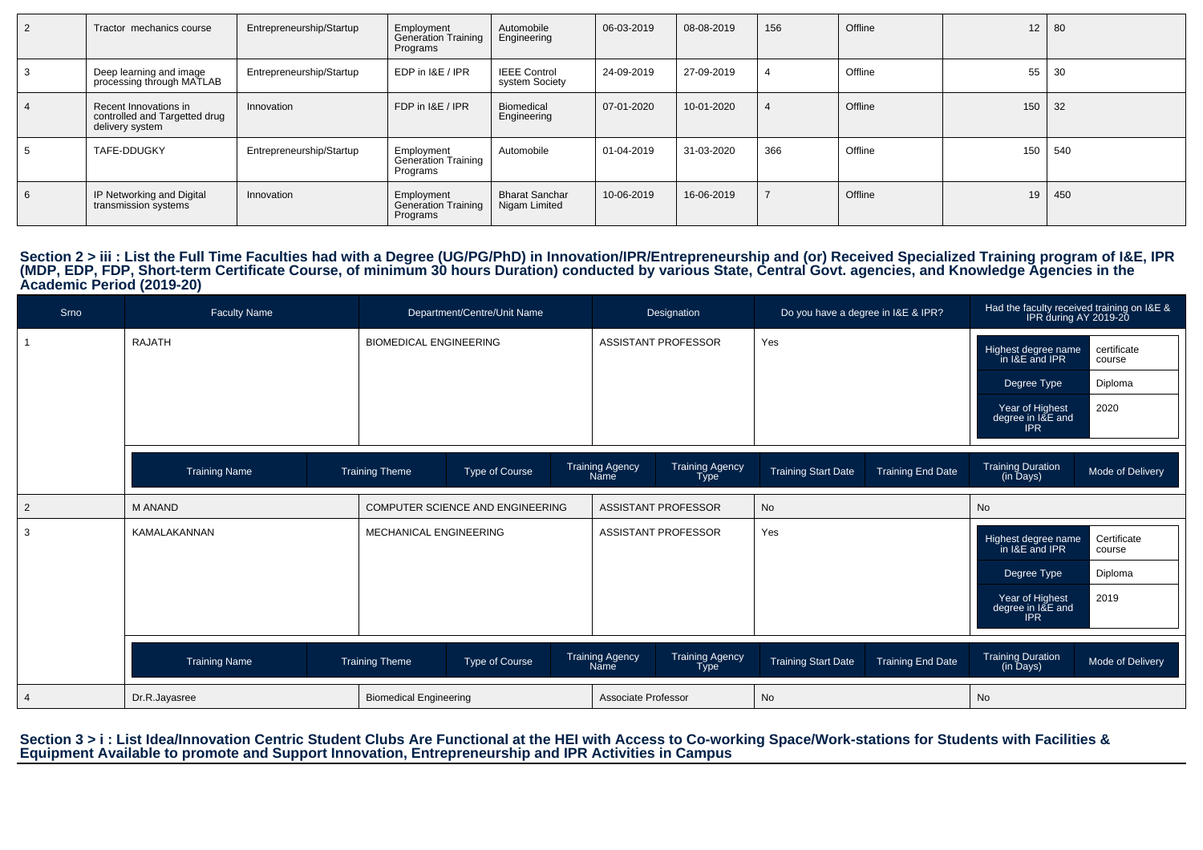| 2 | Tractor mechanics course | Entrepreneurship/Startup | Employment Generation Training Programs | Automobile Engineering | 06-03-2019 | 08-08-2019 | 156 | Offline | 12 | 80 |
|---|---|---|---|---|---|---|---|---|---|---|
| 3 | Deep learning and image processing through MATLAB | Entrepreneurship/Startup | EDP in I&E / IPR | IEEE Control system Society | 24-09-2019 | 27-09-2019 | 4 | Offline | 55 | 30 |
| 4 | Recent Innovations in controlled and Targetted drug delivery system | Innovation | FDP in I&E / IPR | Biomedical Engineering | 07-01-2020 | 10-01-2020 | 4 | Offline | 150 | 32 |
| 5 | TAFE-DDUGKY | Entrepreneurship/Startup | Employment Generation Training Programs | Automobile | 01-04-2019 | 31-03-2020 | 366 | Offline | 150 | 540 |
| 6 | IP Networking and Digital transmission systems | Innovation | Employment Generation Training Programs | Bharat Sanchar Nigam Limited | 10-06-2019 | 16-06-2019 | 7 | Offline | 19 | 450 |

## Section 2 > iii : List the Full Time Faculties had with a Degree (UG/PG/PhD) in Innovation/IPR/Entrepreneurship and (or) Received Specialized Training program of I&E, IPR (MDP, EDP, FDP, Short-term Certificate Course, of minimum 30 hours Duration) conducted by various State, Central Govt. agencies, and Knowledge Agencies in the Academic Period (2019-20)

| Srno | Faculty Name | Department/Centre/Unit Name | Designation | Do you have a degree in I&E & IPR? | Had the faculty received training on I&E & IPR during AY 2019-20 |
|---|---|---|---|---|---|
| 1 | RAJATH | BIOMEDICAL ENGINEERING | ASSISTANT PROFESSOR | Yes | Highest degree name in I&E and IPR: certificate course; Degree Type: Diploma; Year of Highest degree in I&E and IPR: 2020 |
| 2 | M ANAND | COMPUTER SCIENCE AND ENGINEERING | ASSISTANT PROFESSOR | No | No |
| 3 | KAMALAKANNAN | MECHANICAL ENGINEERING | ASSISTANT PROFESSOR | Yes | Highest degree name in I&E and IPR: Certificate course; Degree Type: Diploma; Year of Highest degree in I&E and IPR: 2019 |
| 4 | Dr.R.Jayasree | Biomedical Engineering | Associate Professor | No | No |

Training details for Srno 1:

| Training Name | Training Theme | Type of Course | Training Agency Name | Training Agency Type | Training Start Date | Training End Date | Training Duration (in Days) | Mode of Delivery |
|---|---|---|---|---|---|---|---|---|

Training details for Srno 3:

| Training Name | Training Theme | Type of Course | Training Agency Name | Training Agency Type | Training Start Date | Training End Date | Training Duration (in Days) | Mode of Delivery |
|---|---|---|---|---|---|---|---|---|

## Section 3 > i : List Idea/Innovation Centric Student Clubs Are Functional at the HEI with Access to Co-working Space/Work-stations for Students with Facilities & Equipment Available to promote and Support Innovation, Entrepreneurship and IPR Activities in Campus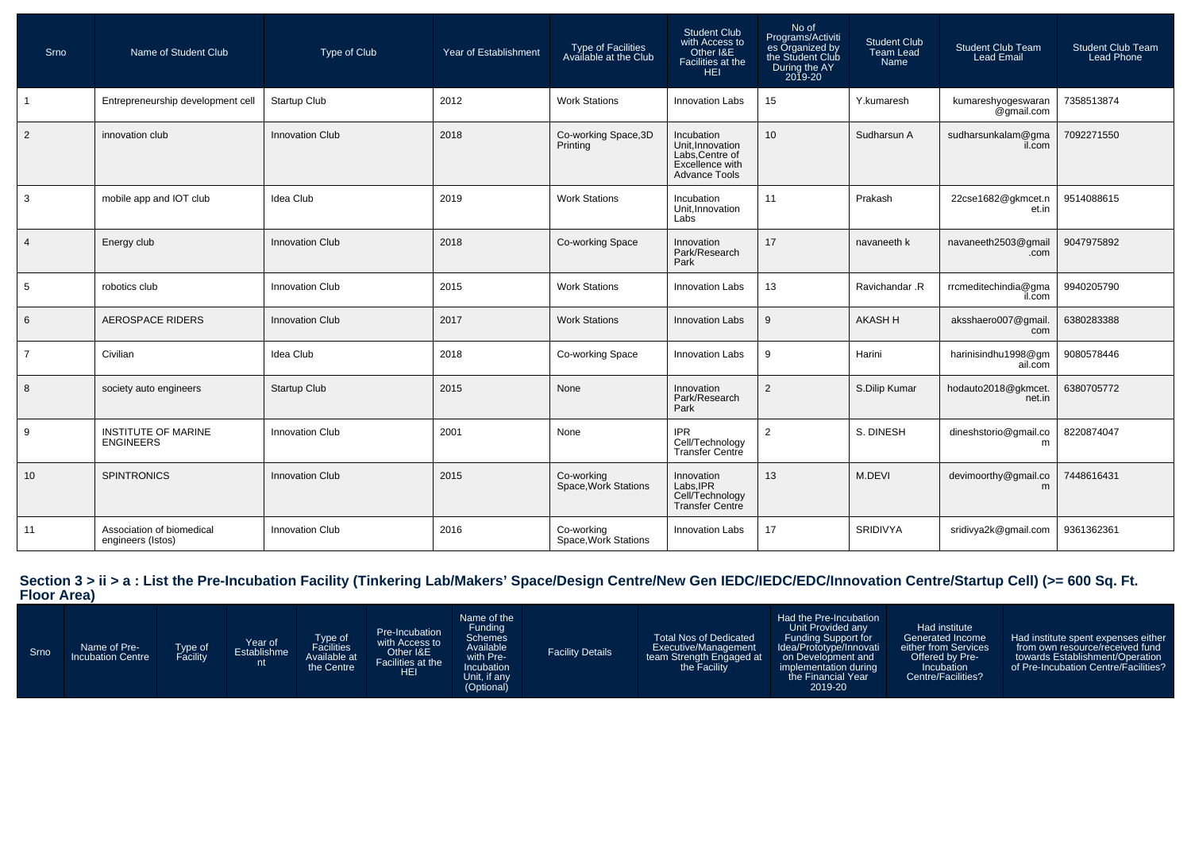| Srno | Name of Student Club | Type of Club | Year of Establishment | Type of Facilities Available at the Club | Student Club with Access to Other I&E Facilities at the HEI | No of Programs/Activities Organized by the Student Club During the AY 2019-20 | Student Club Team Lead Name | Student Club Team Lead Email | Student Club Team Lead Phone |
|---|---|---|---|---|---|---|---|---|---|
| 1 | Entrepreneurship development cell | Startup Club | 2012 | Work Stations | Innovation Labs | 15 | Y.kumaresh | kumareshyogeswaran@gmail.com | 7358513874 |
| 2 | innovation club | Innovation Club | 2018 | Co-working Space,3D Printing | Incubation Unit,Innovation Labs,Centre of Excellence with Advance Tools | 10 | Sudharsun A | sudharsunkalam@gmail.com | 7092271550 |
| 3 | mobile app and IOT club | Idea Club | 2019 | Work Stations | Incubation Unit,Innovation Labs | 11 | Prakash | 22cse1682@gkmcet.net.in | 9514088615 |
| 4 | Energy club | Innovation Club | 2018 | Co-working Space | Innovation Park/Research Park | 17 | navaneeth k | navaneeth2503@gmail.com | 9047975892 |
| 5 | robotics club | Innovation Club | 2015 | Work Stations | Innovation Labs | 13 | Ravichandar .R | rrcmeditechindia@gmail.com | 9940205790 |
| 6 | AEROSPACE RIDERS | Innovation Club | 2017 | Work Stations | Innovation Labs | 9 | AKASH H | aksshaero007@gmail.com | 6380283388 |
| 7 | Civilian | Idea Club | 2018 | Co-working Space | Innovation Labs | 9 | Harini | harinisindhu1998@gmail.com | 9080578446 |
| 8 | society auto engineers | Startup Club | 2015 | None | Innovation Park/Research Park | 2 | S.Dilip Kumar | hodauto2018@gkmcet.net.in | 6380705772 |
| 9 | INSTITUTE OF MARINE ENGINEERS | Innovation Club | 2001 | None | IPR Cell/Technology Transfer Centre | 2 | S. DINESH | dineshstorio@gmail.com | 8220874047 |
| 10 | SPINTRONICS | Innovation Club | 2015 | Co-working Space,Work Stations | Innovation Labs,IPR Cell/Technology Transfer Centre | 13 | M.DEVI | devimoorthy@gmail.com | 7448616431 |
| 11 | Association of biomedical engineers (Istos) | Innovation Club | 2016 | Co-working Space,Work Stations | Innovation Labs | 17 | SRIDIVYA | sridivya2k@gmail.com | 9361362361 |

## Section 3 > ii > a : List the Pre-Incubation Facility (Tinkering Lab/Makers' Space/Design Centre/New Gen IEDC/IEDC/EDC/Innovation Centre/Startup Cell) (>= 600 Sq. Ft. Floor Area)

| Srno | Name of Pre-Incubation Centre | Type of Facility | Year of Establishment | Type of Facilities Available at the Centre | Pre-Incubation with Access to Other I&E Facilities at the HEI | Name of the Funding Schemes Available with Pre-Incubation Unit, if any (Optional) | Facility Details | Total Nos of Dedicated Executive/Management team Strength Engaged at the Facility | Had the Pre-Incubation Unit Provided any Funding Support for Idea/Prototype/Innovation on Development and implementation during the Financial Year 2019-20 | Had institute Generated Income either from Services Offered by Pre-Incubation Centre/Facilities? | Had institute spent expenses either from own resource/received fund towards Establishment/Operation of Pre-Incubation Centre/Facilities? |
|---|---|---|---|---|---|---|---|---|---|---|---|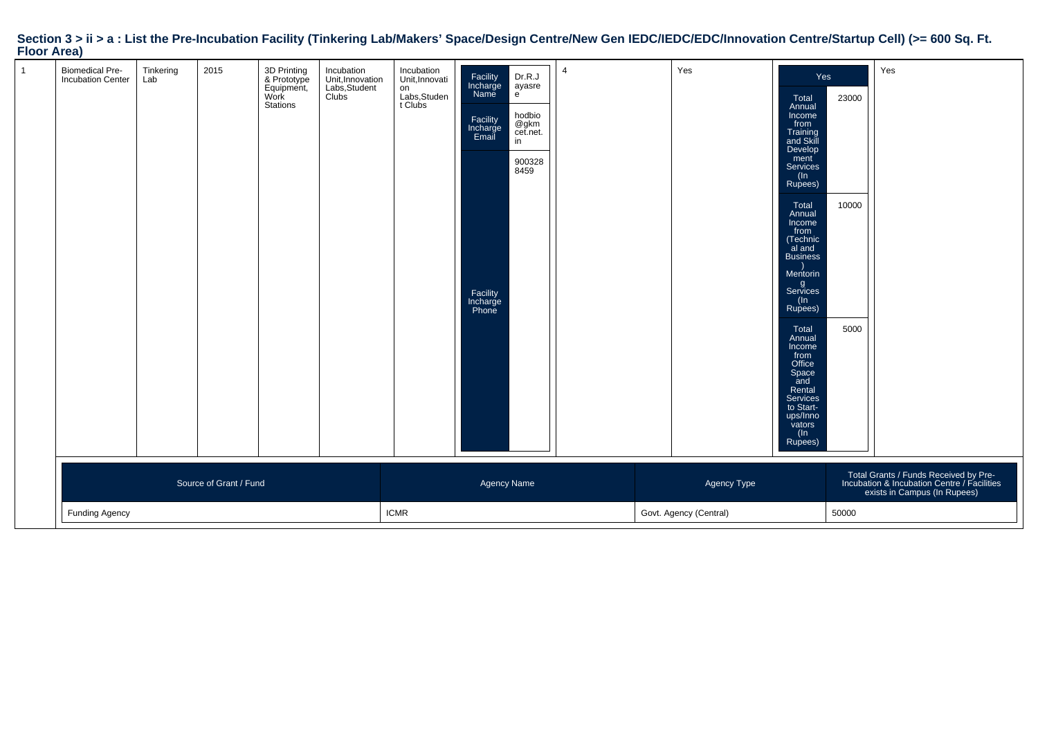## Section 3 > ii > a : List the Pre-Incubation Facility (Tinkering Lab/Makers' Space/Design Centre/New Gen IEDC/IEDC/EDC/Innovation Centre/Startup Cell) (>= 600 Sq. Ft. Floor Area)

| 1 | Biomedical Pre-Incubation Center | Tinkering Lab | 2015 | 3D Printing & Prototype Equipment, Work Stations | Incubation Unit,Innovation Labs,Student Clubs | Incubation Unit,Innovation Labs,Student Clubs | Facility Incharge Name: Dr.R.Jayasree<br>Facility Incharge Email: hodbio@gkmcet.net.in<br>Facility Incharge Phone: 9003288459 | 4 | Yes | Yes<br>Total Annual Income from Training and Skill Development Services (In Rupees): 23000<br>Total Annual Income from (Technical and Business) Mentoring Services (In Rupees): 10000<br>Total Annual Income from Office Space and Rental Services to Start-ups/Innovators (In Rupees): 5000 | Yes |
|---|---|---|---|---|---|---|---|---|---|---|---|

| Source of Grant / Fund | Agency Name | Agency Type | Total Grants / Funds Received by Pre-Incubation & Incubation Centre / Facilities exists in Campus (In Rupees) |
|---|---|---|---|
| Funding Agency | ICMR | Govt. Agency (Central) | 50000 |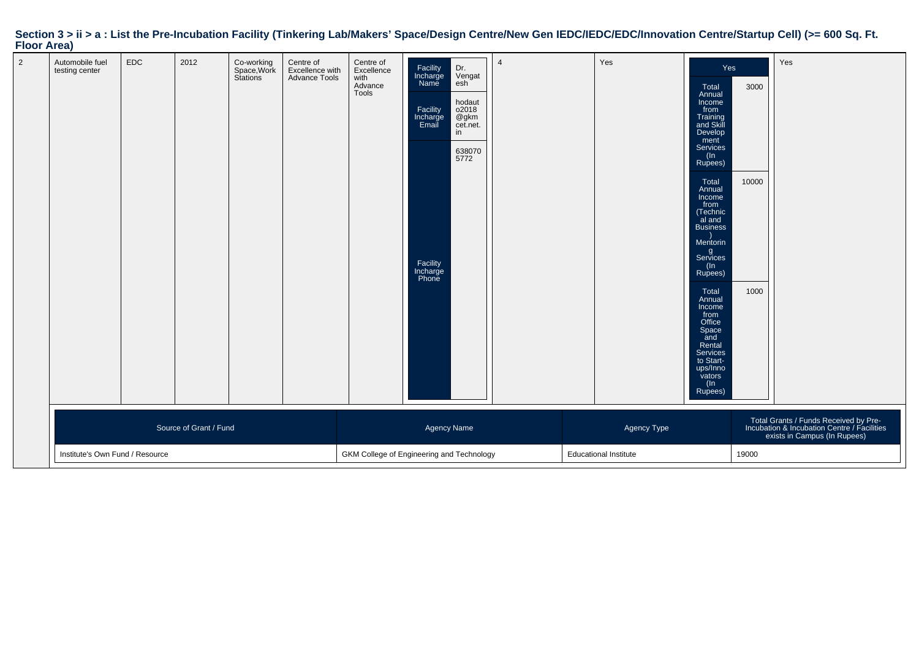## Section 3 > ii > a : List the Pre-Incubation Facility (Tinkering Lab/Makers' Space/Design Centre/New Gen IEDC/IEDC/EDC/Innovation Centre/Startup Cell) (>= 600 Sq. Ft. Floor Area)

| | | | | | | | | | | | |
|---|---|---|---|---|---|---|---|---|---|---|---|
| 2 | Automobile fuel testing center | EDC | 2012 | Co-working Space,Work Stations | Centre of Excellence with Advance Tools | Centre of Excellence with Advance Tools | Facility Incharge Name: Dr. Vengatesh<br>Facility Incharge Email: hodauto2018@gkmcet.net.in<br>Facility Incharge Phone: 6380705772 | 4 | Yes | Yes<br>Total Annual Income from Training and Skill Development Services (In Rupees): 3000<br>Total Annual Income from (Technical and Business) Mentoring Services (In Rupees): 10000<br>Total Annual Income from Office Space and Rental Services to Start-ups/Innovators (In Rupees): 1000 | Yes |

| Source of Grant / Fund | Agency Name | Agency Type | Total Grants / Funds Received by Pre-Incubation & Incubation Centre / Facilities exists in Campus (In Rupees) |
|---|---|---|---|
| Institute's Own Fund / Resource | GKM College of Engineering and Technology | Educational Institute | 19000 |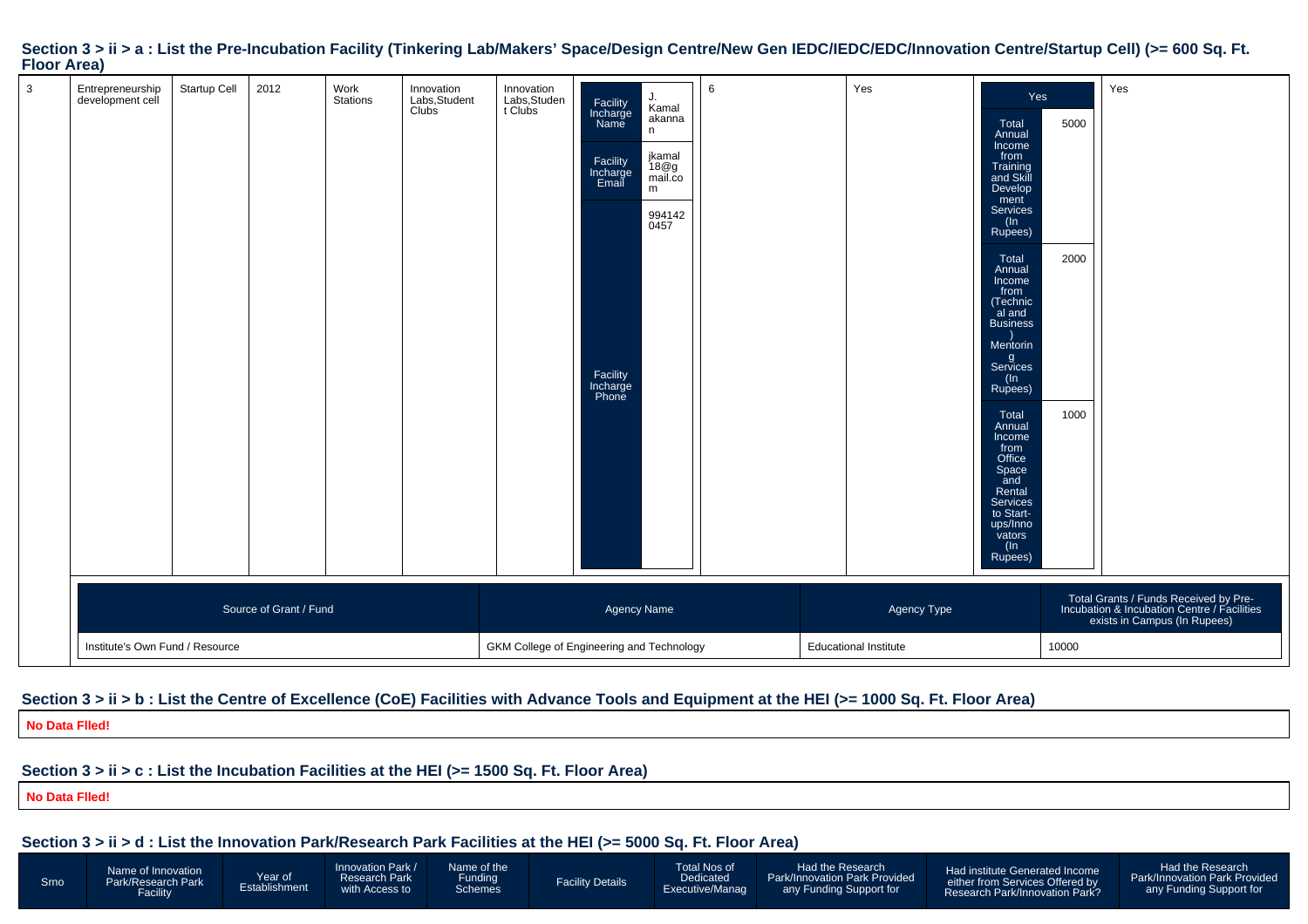## Section 3 > ii > a : List the Pre-Incubation Facility (Tinkering Lab/Makers' Space/Design Centre/New Gen IEDC/IEDC/EDC/Innovation Centre/Startup Cell) (>= 600 Sq. Ft. Floor Area)

| | | | | | | | | | | | |
|---|---|---|---|---|---|---|---|---|---|---|---|
| 3 | Entrepreneurship development cell | Startup Cell | 2012 | Work Stations | Innovation Labs,Student Clubs | Innovation Labs,Student Clubs | Facility Incharge Name: J. Kamal akannan<br>Facility Incharge Email: jkamal18@gmail.com<br>Facility Incharge Phone: 9941420457 | 6 | Yes | Yes<br>Total Annual Income from Training and Skill Development Services (In Rupees): 5000<br>Total Annual Income from (Technical and Business) Mentoring Services (In Rupees): 2000<br>Total Annual Income from Office Space and Rental Services to Start-ups/Innovators (In Rupees): 1000 | Yes |

| Source of Grant / Fund | Agency Name | Agency Type | Total Grants / Funds Received by Pre-Incubation & Incubation Centre / Facilities exists in Campus (In Rupees) |
|---|---|---|---|
| Institute's Own Fund / Resource | GKM College of Engineering and Technology | Educational Institute | 10000 |

## Section 3 > ii > b : List the Centre of Excellence (CoE) Facilities with Advance Tools and Equipment at the HEI (>= 1000 Sq. Ft. Floor Area)

**No Data Flled!**

## Section 3 > ii > c : List the Incubation Facilities at the HEI (>= 1500 Sq. Ft. Floor Area)

**No Data Flled!**

## Section 3 > ii > d : List the Innovation Park/Research Park Facilities at the HEI (>= 5000 Sq. Ft. Floor Area)

| Srno | Name of Innovation Park/Research Park Facility | Year of Establishment | Innovation Park / Research Park with Access to | Name of the Funding Schemes | Facility Details | Total Nos of Dedicated Executive/Manag | Had the Research Park/Innovation Park Provided any Funding Support for | Had institute Generated Income either from Services Offered by Research Park/Innovation Park? | Had the Research Park/Innovation Park Provided any Funding Support for |
|---|---|---|---|---|---|---|---|---|---|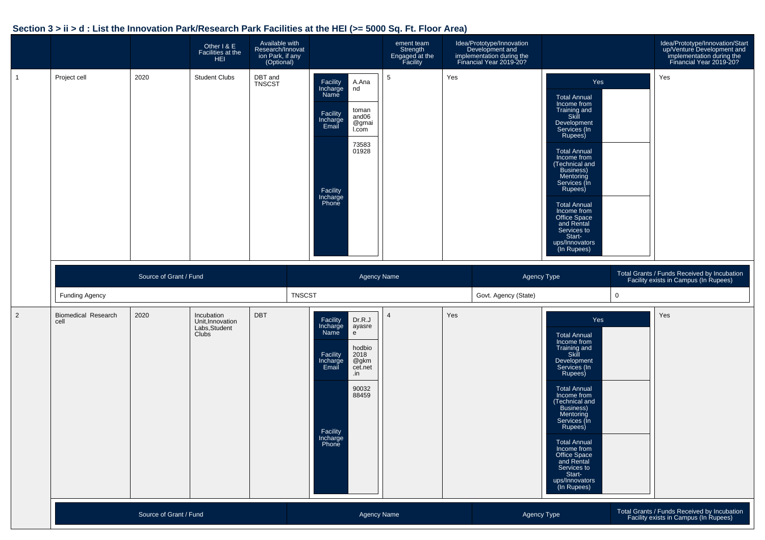**Section 3 > ii > d : List the Innovation Park/Research Park Facilities at the HEI (>= 5000 Sq. Ft. Floor Area)**

| | | | Other I & E Facilities at the HEI | Available with Research/Innovation Park, if any (Optional) | | ement team Strength Engaged at the Facility | Idea/Prototype/Innovation Development and implementation during the Financial Year 2019-20? | | Idea/Prototype/Innovation/Startup/Venture Development and implementation during the Financial Year 2019-20? |
|---|---|---|---|---|---|---|---|---|---|
| 1 | Project cell | 2020 | Student Clubs | DBT and TNSCST | Facility Incharge Name: A.Anand<br>Facility Incharge Email: tomanand06@gmail.com<br>Facility Incharge Phone: 7358301928 | 5 | Yes | Yes<br>Total Annual Income from Training and Skill Development Services (In Rupees):<br>Total Annual Income from (Technical and Business) Mentoring Services (In Rupees):<br>Total Annual Income from Office Space and Rental Services to Start-ups/Innovators (In Rupees): | Yes |
| 2 | Biomedical Research cell | 2020 | Incubation Unit,Innovation Labs,Student Clubs | DBT | Facility Incharge Name: Dr.R.Jayasree<br>Facility Incharge Email: hodbio2018@gkmcet.net.in<br>Facility Incharge Phone: 9003288459 | 4 | Yes | Yes<br>Total Annual Income from Training and Skill Development Services (In Rupees):<br>Total Annual Income from (Technical and Business) Mentoring Services (In Rupees):<br>Total Annual Income from Office Space and Rental Services to Start-ups/Innovators (In Rupees): | Yes |

Row 1 funding:

| Source of Grant / Fund | Agency Name | Agency Type | Total Grants / Funds Received by Incubation Facility exists in Campus (In Rupees) |
|---|---|---|---|
| Funding Agency | TNSCST | Govt. Agency (State) | 0 |

Row 2 funding:

| Source of Grant / Fund | Agency Name | Agency Type | Total Grants / Funds Received by Incubation Facility exists in Campus (In Rupees) |
|---|---|---|---|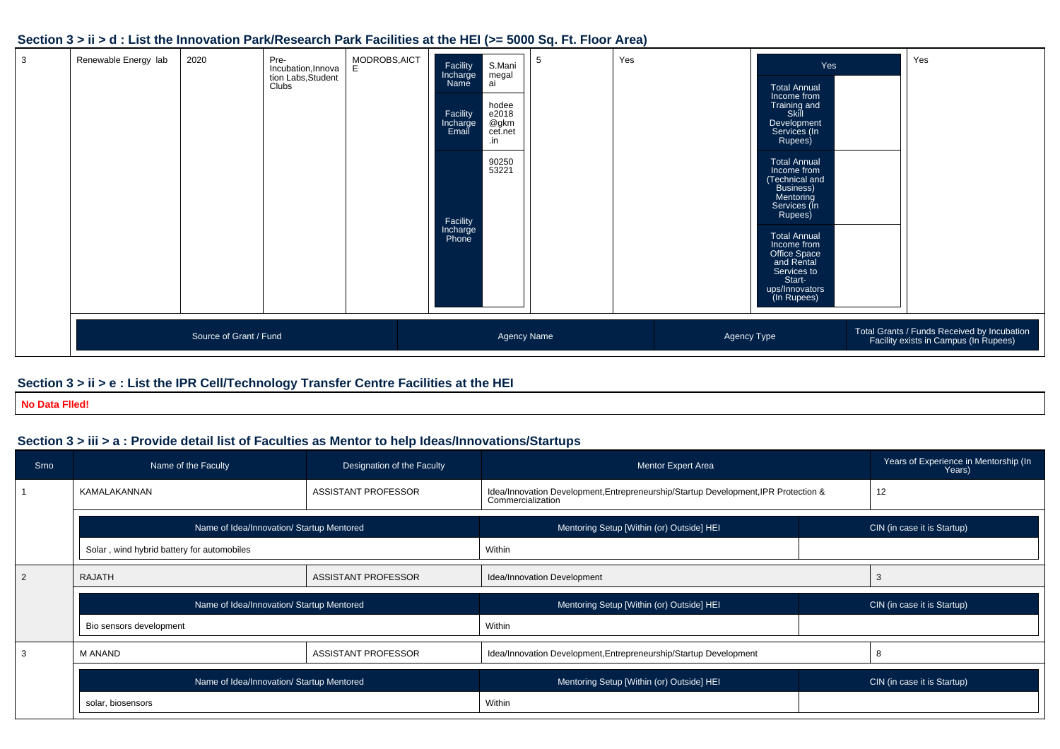## Section 3 > ii > d : List the Innovation Park/Research Park Facilities at the HEI (>= 5000 Sq. Ft. Floor Area)

| 3 | Renewable Energy lab | 2020 | Pre-Incubation,Innovation Labs,Student Clubs | MODROBS,AICTE | Facility Incharge Name: S.Manimegalai<br>Facility Incharge Email: hodeee2018@gkmcet.net.in<br>Facility Incharge Phone: 9025053221 | 5 | Yes | Yes<br>Total Annual Income from Training and Skill Development Services (In Rupees):<br>Total Annual Income from (Technical and Business) Mentoring Services (In Rupees):<br>Total Annual Income from Office Space and Rental Services to Start-ups/Innovators (In Rupees): | Yes |
|---|---|---|---|---|---|---|---|---|---|

| Source of Grant / Fund | Agency Name | Agency Type | Total Grants / Funds Received by Incubation Facility exists in Campus (In Rupees) |
|---|---|---|---|

## Section 3 > ii > e : List the IPR Cell/Technology Transfer Centre Facilities at the HEI

**No Data Flled!**

## Section 3 > iii > a : Provide detail list of Faculties as Mentor to help Ideas/Innovations/Startups

| Srno | Name of the Faculty | Designation of the Faculty | Mentor Expert Area | Years of Experience in Mentorship (In Years) |
|---|---|---|---|---|
| 1 | KAMALAKANNAN | ASSISTANT PROFESSOR | Idea/Innovation Development,Entrepreneurship/Startup Development,IPR Protection & Commercialization | 12 |

| Name of Idea/Innovation/ Startup Mentored | Mentoring Setup [Within (or) Outside] HEI | CIN (in case it is Startup) |
|---|---|---|
| Solar , wind hybrid battery for automobiles | Within | |

| Srno | Name of the Faculty | Designation of the Faculty | Mentor Expert Area | Years of Experience in Mentorship (In Years) |
|---|---|---|---|---|
| 2 | RAJATH | ASSISTANT PROFESSOR | Idea/Innovation Development | 3 |

| Name of Idea/Innovation/ Startup Mentored | Mentoring Setup [Within (or) Outside] HEI | CIN (in case it is Startup) |
|---|---|---|
| Bio sensors development | Within | |

| Srno | Name of the Faculty | Designation of the Faculty | Mentor Expert Area | Years of Experience in Mentorship (In Years) |
|---|---|---|---|---|
| 3 | M ANAND | ASSISTANT PROFESSOR | Idea/Innovation Development,Entrepreneurship/Startup Development | 8 |

| Name of Idea/Innovation/ Startup Mentored | Mentoring Setup [Within (or) Outside] HEI | CIN (in case it is Startup) |
|---|---|---|
| solar, biosensors | Within | |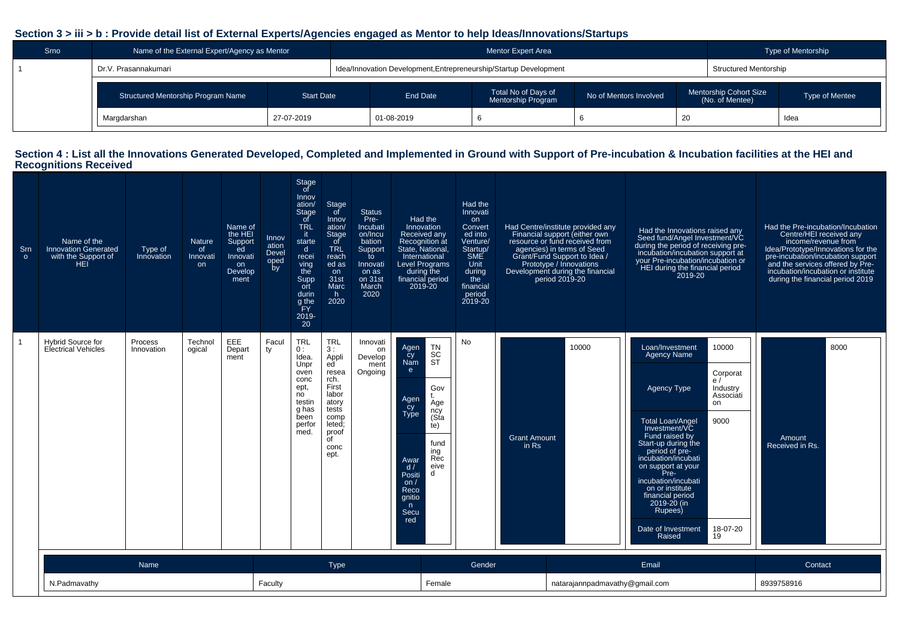## Section 3 > iii > b : Provide detail list of External Experts/Agencies engaged as Mentor to help Ideas/Innovations/Startups

| Srno | Name of the External Expert/Agency as Mentor | Mentor Expert Area | Type of Mentorship |
|---|---|---|---|
| 1 | Dr.V. Prasannakumari | Idea/Innovation Development,Entrepreneurship/Startup Development | Structured Mentorship |

| Structured Mentorship Program Name | Start Date | End Date | Total No of Days of Mentorship Program | No of Mentors Involved | Mentorship Cohort Size (No. of Mentee) | Type of Mentee |
|---|---|---|---|---|---|---|
| Margdarshan | 27-07-2019 | 01-08-2019 | 6 | 6 | 20 | Idea |

## Section 4 : List all the Innovations Generated Developed, Completed and Implemented in Ground with Support of Pre-incubation & Incubation facilities at the HEI and Recognitions Received

| Srno | Name of the Innovation Generated with the Support of HEI | Type of Innovation | Nature of Innovation | Name of the HEI Supported Innovation Development | Innovation Developed by | Stage of Innovation/Stage of TRL it started receiving the Support during the FY 2019-20 | Stage of Innovation/Stage of TRL reached as on 31st March 2020 | Status Pre-Incubation/Incubation Support to Innovation as on 31st March 2020 | Had the Innovation Received any Recognition at State, National, International Level Programs during the financial period 2019-20 | Had the Innovation Converted into Venture/Startup/SME Unit during the financial period 2019-20 | Had Centre/institute provided any Financial support (either own resource or fund received from agencies) in terms of Seed Grant/Fund Support to Idea / Prototype / Innovations Development during the financial period 2019-20 | Had the Innovations raised any Seed fund/Angel Investment/VC during the period of receiving pre-incubation/incubation support at your Pre-incubation/incubation or HEI during the financial period 2019-20 | Had the Pre-incubation/Incubation Centre/HEI received any income/revenue from Idea/Prototype/Innovations for the pre-incubation/incubation support and the services offered by Pre-incubation/incubation or institute during the financial period 2019 |
|---|---|---|---|---|---|---|---|---|---|---|---|---|---|
| 1 | Hybrid Source for Electrical Vehicles | Process Innovation | Technological | EEE Department | Faculty | TRL 0 : Idea. Unproven concept, no testing has been performed. | TRL 3 : Applied research. First laboratory tests completed; proof of concept. | Innovation Development Ongoing | Agency Name: TN SCST; Agency Type: Govt. Agency (State); Award / Position / Recognition Secured: funding Received | No | Grant Amount in Rs: 10000 | Loan/Investment Agency Name: 10000; Agency Type: Corporate / Industry Association; Total Loan/Angel Investment/VC Fund raised by Start-up during the period of pre-incubation/incubation support at your Pre-incubation/incubation or institute financial period 2019-20 (in Rupees): 9000; Date of Investment Raised: 18-07-2019 | Amount Received in Rs.: 8000 |

| Name | Type | Gender | Email | Contact |
|---|---|---|---|---|
| N.Padmavathy | Faculty | Female | natarajannpadmavathy@gmail.com | 8939758916 |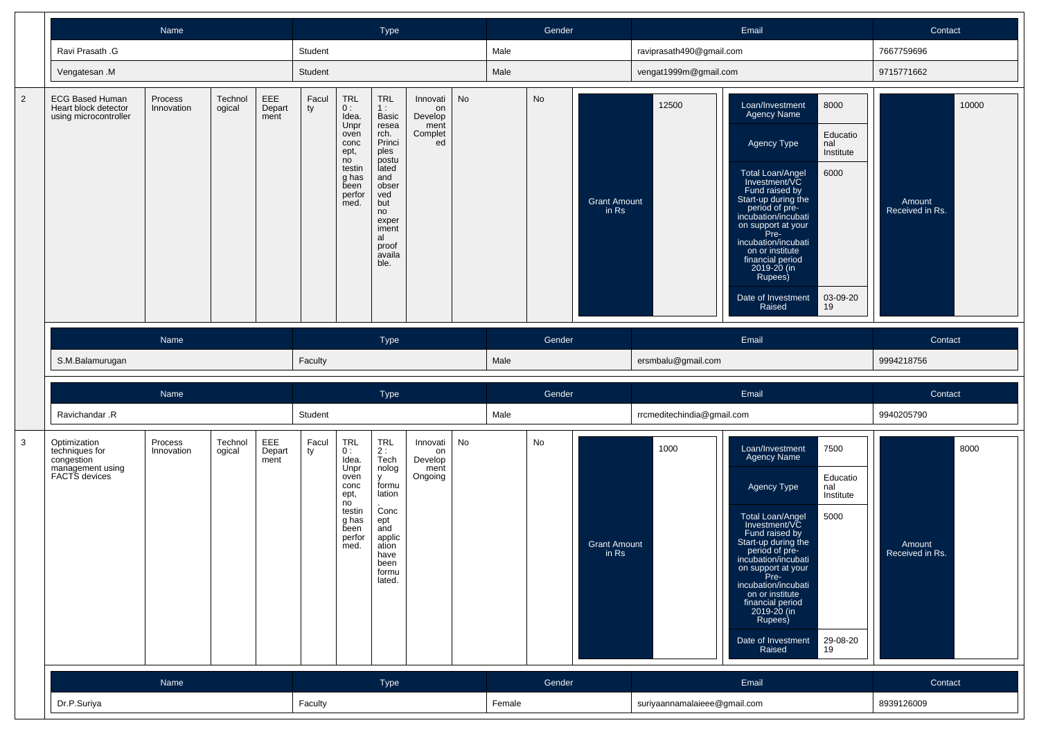| Name | Type | Gender | Email | Contact |
|---|---|---|---|---|
| Ravi Prasath .G | Student | Male | raviprasath490@gmail.com | 7667759696 |
| Vengatesan .M | Student | Male | vengat1999m@gmail.com | 9715771662 |

| 2 | ECG Based Human Heart block detector using microcontroller | Process Innovation | Technological | EEE Department | Faculty | TRL 0 : Idea. Unproven concept, no testing has been performed. | TRL 1 : Basic research. Principles postulated and observed but no experimental proof available. | Innovation Development Completed | No | No | Grant Amount in Rs | 12500 | Loan/Investment Agency Name | 8000 | Amount Received in Rs. | 10000 |
|---|---|---|---|---|---|---|---|---|---|---|---|---|---|---|---|---|
| | | | | | | | | | | | | | Agency Type | Educational Institute | | |
| | | | | | | | | | | | | | Total Loan/Angel Investment/VC Fund raised by Start-up during the period of pre-incubation/incubation support at your Pre-incubation/incubation or institute financial period 2019-20 (in Rupees) | 6000 | | |
| | | | | | | | | | | | | | Date of Investment Raised | 03-09-2019 | | |

| Name | Type | Gender | Email | Contact |
|---|---|---|---|---|
| S.M.Balamurugan | Faculty | Male | ersmbalu@gmail.com | 9994218756 |

| Name | Type | Gender | Email | Contact |
|---|---|---|---|---|
| Ravichandar .R | Student | Male | rrcmeditechindia@gmail.com | 9940205790 |

| 3 | Optimization techniques for congestion management using FACTS devices | Process Innovation | Technological | EEE Department | Faculty | TRL 0 : Idea. Unproven concept, no testing has been performed. | TRL 2 : Technology formulation. Concept and application have been formulated. | Innovation Development Ongoing | No | No | Grant Amount in Rs | 1000 | Loan/Investment Agency Name | 7500 | Amount Received in Rs. | 8000 |
|---|---|---|---|---|---|---|---|---|---|---|---|---|---|---|---|---|
| | | | | | | | | | | | | | Agency Type | Educational Institute | | |
| | | | | | | | | | | | | | Total Loan/Angel Investment/VC Fund raised by Start-up during the period of pre-incubation/incubation support at your Pre-incubation/incubation or institute financial period 2019-20 (in Rupees) | 5000 | | |
| | | | | | | | | | | | | | Date of Investment Raised | 29-08-2019 | | |

| Name | Type | Gender | Email | Contact |
|---|---|---|---|---|
| Dr.P.Suriya | Faculty | Female | suriyaannamalaieee@gmail.com | 8939126009 |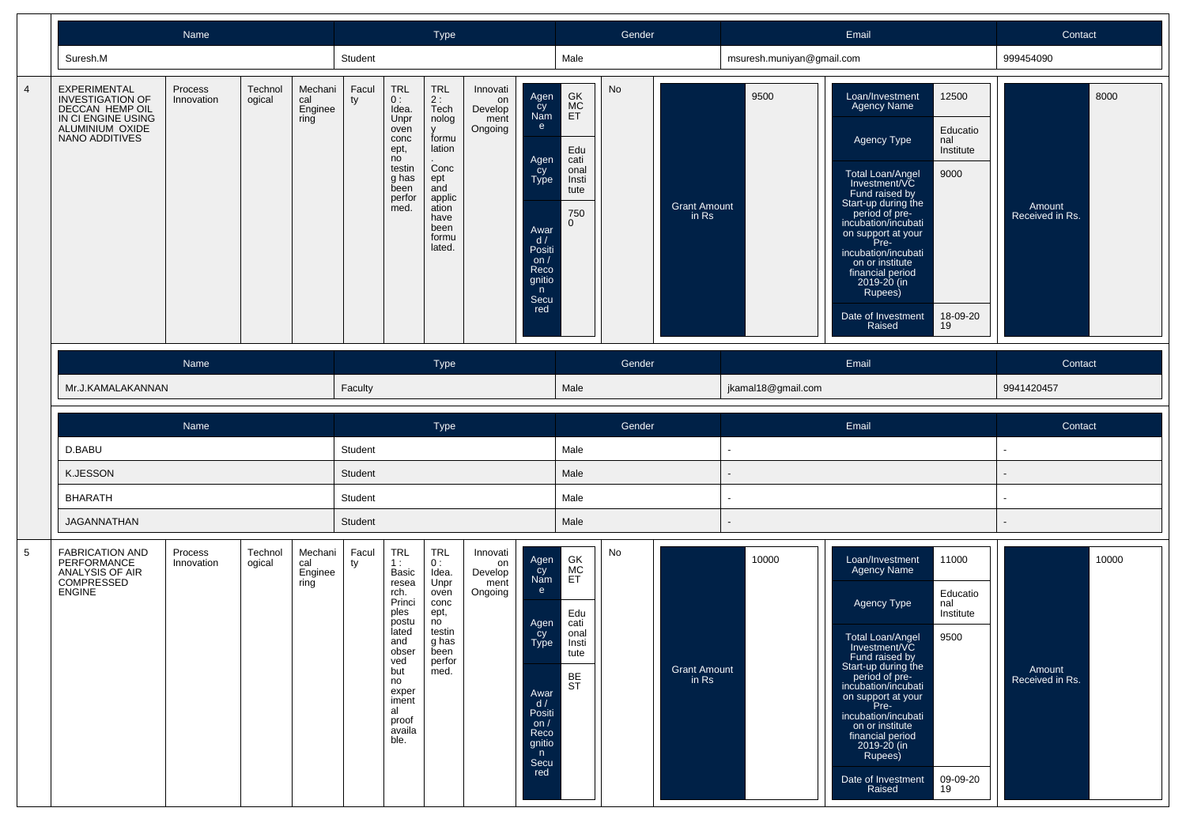| Name | Type | Gender | Email | Contact |
|---|---|---|---|---|
| Suresh.M | Student | Male | msuresh.muniyan@gmail.com | 999454090 |

| 4 | EXPERIMENTAL INVESTIGATION OF DECCAN HEMP OIL IN CI ENGINE USING ALUMINIUM OXIDE NANO ADDITIVES | Process Innovation | Technological | Mechanical Engineering | Faculty | TRL 0 : Idea. Unproven concept, no testing has been performed. | TRL 2 : Technology formulation. Concept and application have been formulated. | Innovation Development Ongoing | Agency Name: GKMCET; Agency Type: Educational Institute; Award / Position / Recognition Secured: 7500 | No | Grant Amount in Rs: 9500 | Loan/Investment Agency Name: 12500; Agency Type: Educational Institute; Total Loan/Angel Investment/VC Fund raised by Start-up during the period of pre-incubation/incubation on support at your Pre-incubation/incubation on or institute financial period 2019-20 (in Rupees): 9000; Date of Investment Raised: 18-09-2019 | Amount Received in Rs.: 8000 |
|---|---|---|---|---|---|---|---|---|---|---|---|---|---|

| Name | Type | Gender | Email | Contact |
|---|---|---|---|---|
| Mr.J.KAMALAKANNAN | Faculty | Male | jkamal18@gmail.com | 9941420457 |

| Name | Type | Gender | Email | Contact |
|---|---|---|---|---|
| D.BABU | Student | Male | - | - |
| K.JESSON | Student | Male | - | - |
| BHARATH | Student | Male | - | - |
| JAGANNATHAN | Student | Male | - | - |

| 5 | FABRICATION AND PERFORMANCE ANALYSIS OF AIR COMPRESSED ENGINE | Process Innovation | Technological | Mechanical Engineering | Faculty | TRL 1 : Basic research. Principles postulated and observed but no experimental proof available. | TRL 0 : Idea. Unproven concept, no testing has been performed. | Innovation Development Ongoing | Agency Name: GKMCET; Agency Type: Educational Institute; Award / Position / Recognition Secured: BEST | No | Grant Amount in Rs: 10000 | Loan/Investment Agency Name: 11000; Agency Type: Educational Institute; Total Loan/Angel Investment/VC Fund raised by Start-up during the period of pre-incubation/incubation on support at your Pre-incubation/incubation on or institute financial period 2019-20 (in Rupees): 9500; Date of Investment Raised: 09-09-2019 | Amount Received in Rs.: 10000 |
|---|---|---|---|---|---|---|---|---|---|---|---|---|---|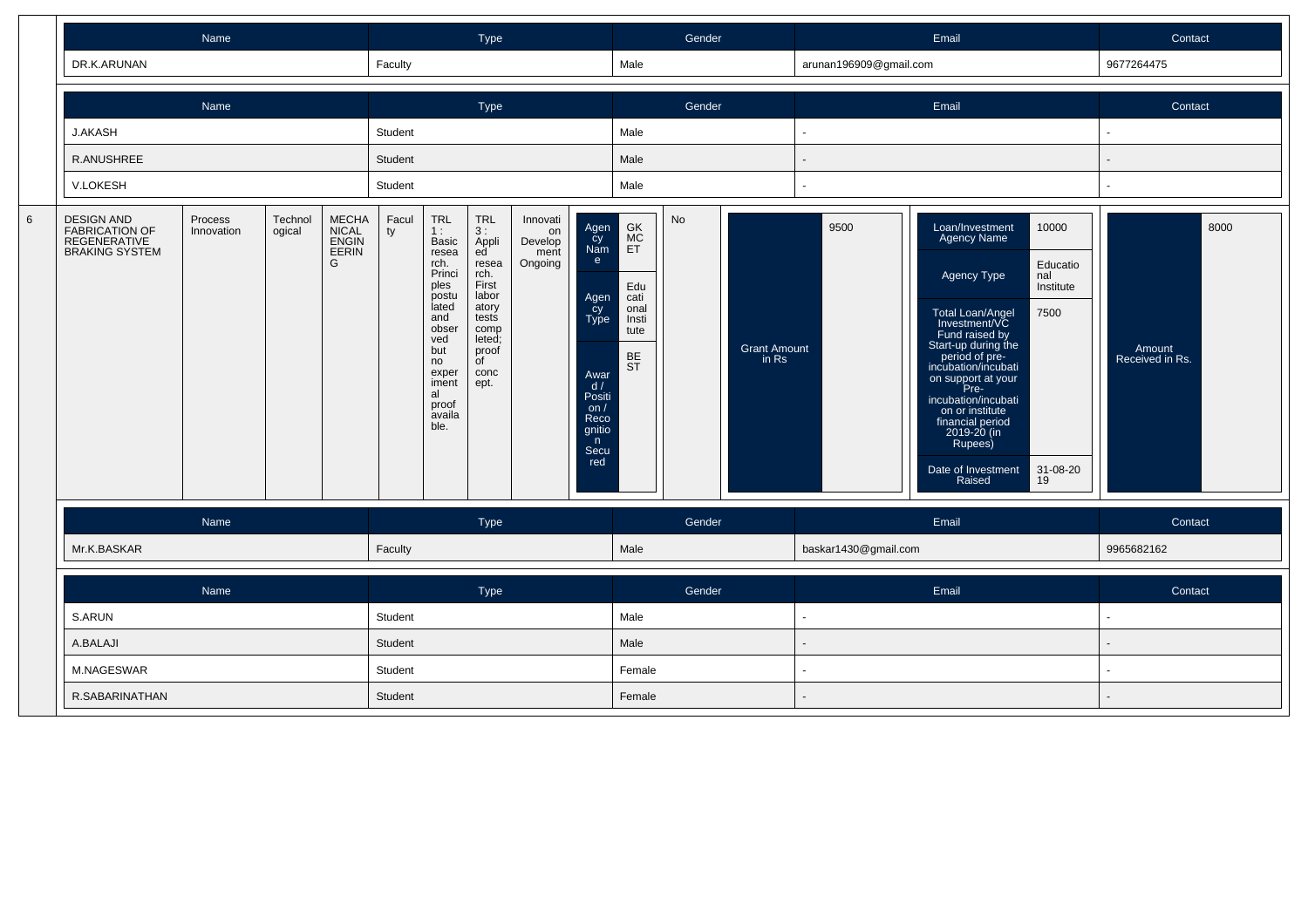| Name | Type | Gender | Email | Contact |
|---|---|---|---|---|
| DR.K.ARUNAN | Faculty | Male | arunan196909@gmail.com | 9677264475 |

| Name | Type | Gender | Email | Contact |
|---|---|---|---|---|
| J.AKASH | Student | Male | - | - |
| R.ANUSHREE | Student | Male | - | - |
| V.LOKESH | Student | Male | - | - |

| | | | | | | | | | | | | | |
|---|---|---|---|---|---|---|---|---|---|---|---|---|---|
| 6 | DESIGN AND FABRICATION OF REGENERATIVE BRAKING SYSTEM | Process Innovation | Technological | MECHANICAL ENGINEERING | Faculty | TRL 1 : Basic research. Principles postulated and observed but no experimental proof available. | TRL 3 : Applied research. First laboratory tests completed; proof of concept. | Innovation Development Ongoing | Agency Name: GKMCET; Agency Type: Educational Institute; Award / Position / Recognition Secured: BEST | No | Grant Amount in Rs: 9500 | Loan/Investment Agency Name: 10000; Agency Type: Educational Institute; Total Loan/Angel Investment/VC Fund raised by Start-up during the period of pre-incubation/incubation on support at your Pre-incubation/incubation or institute financial period 2019-20 (in Rupees): 7500; Date of Investment Raised: 31-08-2019 | Amount Received in Rs.: 8000 |

| Name | Type | Gender | Email | Contact |
|---|---|---|---|---|
| Mr.K.BASKAR | Faculty | Male | baskar1430@gmail.com | 9965682162 |

| Name | Type | Gender | Email | Contact |
|---|---|---|---|---|
| S.ARUN | Student | Male | - | - |
| A.BALAJI | Student | Male | - | - |
| M.NAGESWAR | Student | Female | - | - |
| R.SABARINATHAN | Student | Female | - | - |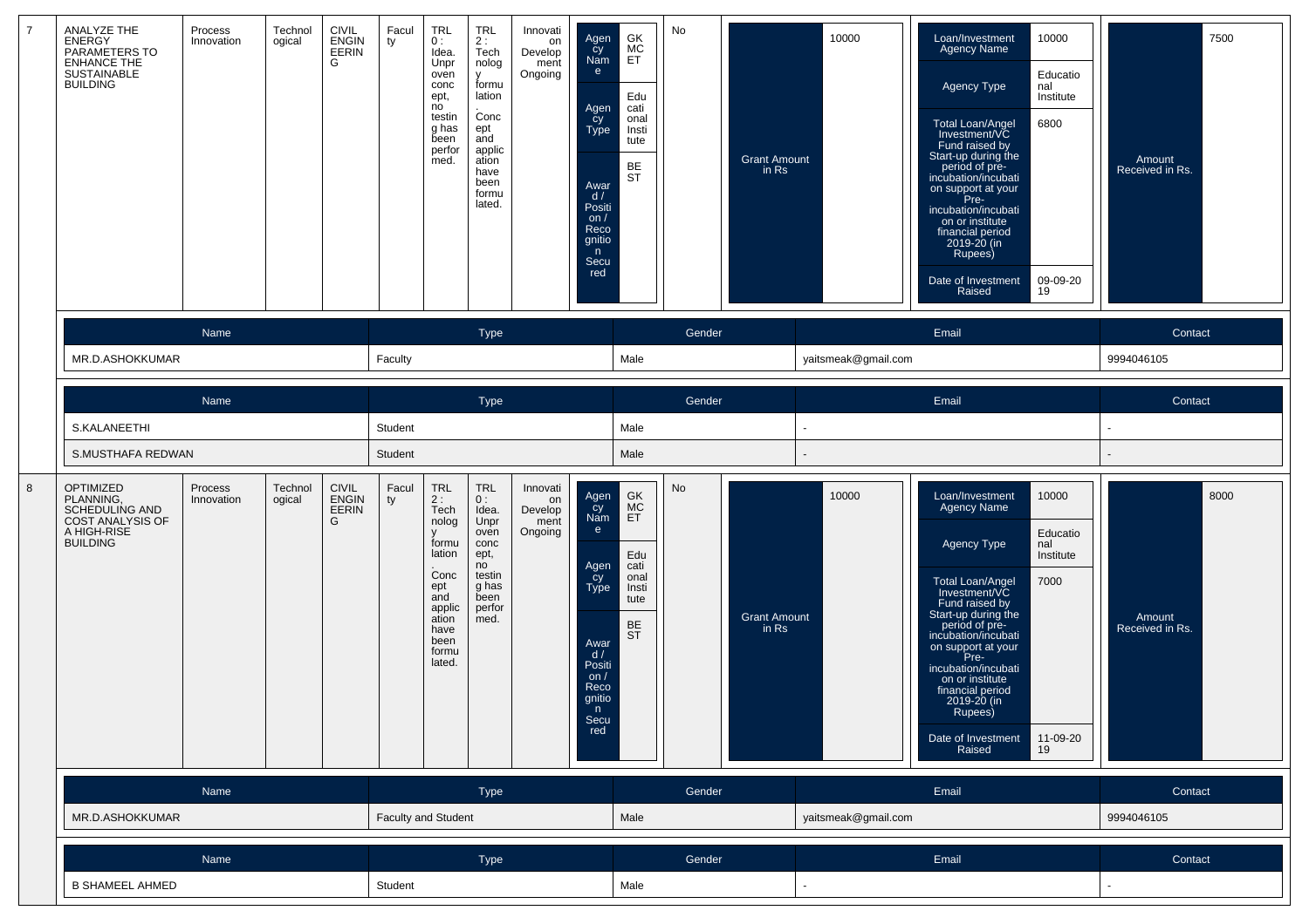| 7 | ANALYZE THE ENERGY PARAMETERS TO ENHANCE THE SUSTAINABLE BUILDING | Process Innovation | Technological | CIVIL ENGINEERING | Faculty | TRL 0 : Idea. Unproven concept, no testing has been performed. | TRL 2 : Technology formulation. Concept and application have been formulated. | Innovation Development Ongoing | Agency Name: GKMCET; Agency Type: Educational Institute; Award / Position / Recognition Secured: BEST | No | Grant Amount in Rs: 10000 | Loan/Investment Agency Name: 10000; Agency Type: Educational Institute; Total Loan/Angel Investment/VC Fund raised by Start-up during the period of pre-incubation/incubation support at your Pre-incubation/incubation or institute financial period 2019-20 (in Rupees): 6800; Date of Investment Raised: 09-09-2019 | Amount Received in Rs.: 7500 |
|---|---|---|---|---|---|---|---|---|---|---|---|---|---|

| Name | Type | Gender | Email | Contact |
|---|---|---|---|---|
| MR.D.ASHOKKUMAR | Faculty | Male | yaitsmeak@gmail.com | 9994046105 |

| Name | Type | Gender | Email | Contact |
|---|---|---|---|---|
| S.KALANEETHI | Student | Male | - | - |
| S.MUSTHAFA REDWAN | Student | Male | - | - |

| 8 | OPTIMIZED PLANNING, SCHEDULING AND COST ANALYSIS OF A HIGH-RISE BUILDING | Process Innovation | Technological | CIVIL ENGINEERING | Faculty | TRL 2 : Technology formulation. Concept and application have been formulated. | TRL 0 : Idea. Unproven concept, no testing has been performed. | Innovation Development Ongoing | Agency Name: GKMCET; Agency Type: Educational Institute; Award / Position / Recognition Secured: BEST | No | Grant Amount in Rs: 10000 | Loan/Investment Agency Name: 10000; Agency Type: Educational Institute; Total Loan/Angel Investment/VC Fund raised by Start-up during the period of pre-incubation/incubation support at your Pre-incubation/incubation or institute financial period 2019-20 (in Rupees): 7000; Date of Investment Raised: 11-09-2019 | Amount Received in Rs.: 8000 |
|---|---|---|---|---|---|---|---|---|---|---|---|---|---|

| Name | Type | Gender | Email | Contact |
|---|---|---|---|---|
| MR.D.ASHOKKUMAR | Faculty and Student | Male | yaitsmeak@gmail.com | 9994046105 |

| Name | Type | Gender | Email | Contact |
|---|---|---|---|---|
| B SHAMEEL AHMED | Student | Male | - | - |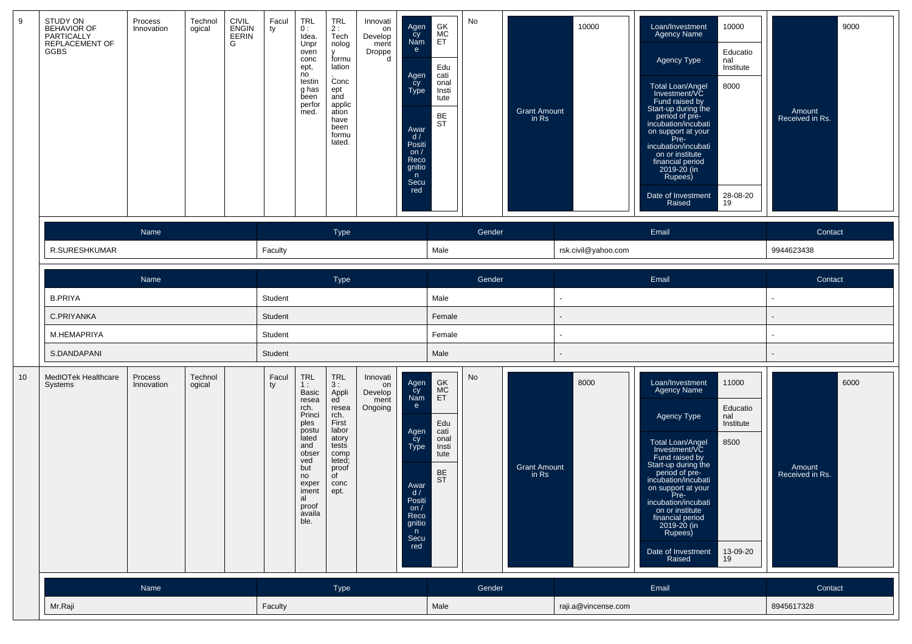| 9 | STUDY ON BEHAVIOR OF PARTIALLY REPLACEMENT OF GGBS | Process Innovation | Technological | CIVIL ENGINEERING | Faculty | TRL 0 : Idea. Unproven concept, no testing has been performed. | TRL 2 : Technology formulation. Concept and application have been formulated. | Innovation Development Dropped | Agency Name: GKMCET; Agency Type: Educational Institute; Award / Position / Recognition Secured: BEST | No | Grant Amount in Rs: 10000 | Loan/Investment Agency Name: 10000; Agency Type: Educational Institute; Total Loan/Angel Investment/VC Fund raised by Start-up during the period of pre-incubation/incubation support at your Pre-incubation/incubation or institute financial period 2019-20 (in Rupees): 8000; Date of Investment Raised: 28-08-2019 | Amount Received in Rs.: 9000 |
|---|---|---|---|---|---|---|---|---|---|---|---|---|---|

| Name | Type | Gender | Email | Contact |
|---|---|---|---|---|
| R.SURESHKUMAR | Faculty | Male | rsk.civil@yahoo.com | 9944623438 |

| Name | Type | Gender | Email | Contact |
|---|---|---|---|---|
| B.PRIYA | Student | Male | - | - |
| C.PRIYANKA | Student | Female | - | - |
| M.HEMAPRIYA | Student | Female | - | - |
| S.DANDAPANI | Student | Male | - | - |

| 10 | MedIOTek Healthcare Systems | Process Innovation | Technological | | Faculty | TRL 1 : Basic research. Principles postulated and observed but no experimental proof available. | TRL 3 : Applied research. First laboratory tests completed; proof of concept. | Innovation Development Ongoing | Agency Name: GKMCET; Agency Type: Educational Institute; Award / Position / Recognition Secured: BEST | No | Grant Amount in Rs: 8000 | Loan/Investment Agency Name: 11000; Agency Type: Educational Institute; Total Loan/Angel Investment/VC Fund raised by Start-up during the period of pre-incubation/incubation support at your Pre-incubation/incubation or institute financial period 2019-20 (in Rupees): 8500; Date of Investment Raised: 13-09-2019 | Amount Received in Rs.: 6000 |
|---|---|---|---|---|---|---|---|---|---|---|---|---|---|

| Name | Type | Gender | Email | Contact |
|---|---|---|---|---|
| Mr.Raji | Faculty | Male | raji.a@vincense.com | 8945617328 |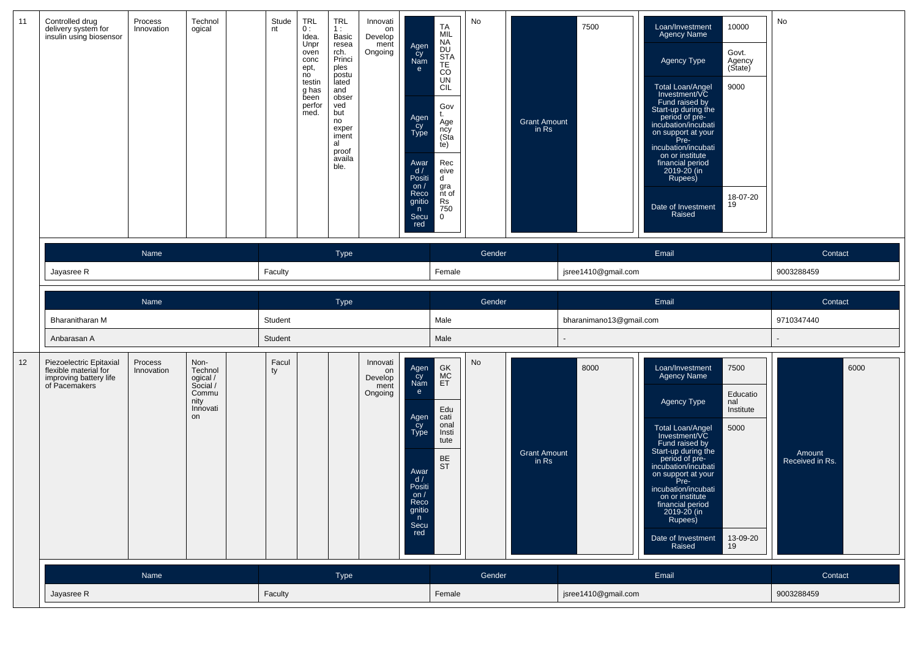| 11 | Controlled drug delivery system for insulin using biosensor | Process Innovation | Technological | | Student | TRL 0 : Idea. Unproven concept, no testing has been performed. | TRL 1 : Basic research. Principles postulated and observed but no experimental proof available. | Innovation Development Ongoing | Agency Name: TAMIL NADU STATE COUNCIL; Agency Type: Govt. Agency (State); Award / Position / Recognition Secured: Received grant of Rs 7500 | No | Grant Amount in Rs: 7500 | Loan/Investment Agency Name: 10000; Agency Type: Govt. Agency (State); Total Loan/Angel Investment/VC Fund raised by Start-up during the period of pre-incubation/incubation on support at your Pre-incubation/incubation or institute financial period 2019-20 (in Rupees): 9000; Date of Investment Raised: 18-07-2019 | No |
|---|---|---|---|---|---|---|---|---|---|---|---|---|---|

| Name | Type | Gender | Email | Contact |
|---|---|---|---|---|
| Jayasree R | Faculty | Female | jsree1410@gmail.com | 9003288459 |

| Name | Type | Gender | Email | Contact |
|---|---|---|---|---|
| Bharanitharan M | Student | Male | bharanimano13@gmail.com | 9710347440 |
| Anbarasan A | Student | Male | - | - |

| 12 | Piezoelectric Epitaxial flexible material for improving battery life of Pacemakers | Process Innovation | Non-Technological / Social / Community Innovation | | Faculty | | | Innovation Development Ongoing | Agency Name: GKMCET; Agency Type: Educational Institute; Award / Position / Recognition Secured: BEST | No | Grant Amount in Rs: 8000 | Loan/Investment Agency Name: 7500; Agency Type: Educational Institute; Total Loan/Angel Investment/VC Fund raised by Start-up during the period of pre-incubation/incubation on support at your Pre-incubation/incubation or institute financial period 2019-20 (in Rupees): 5000; Date of Investment Raised: 13-09-2019 | Amount Received in Rs.: 6000 |
|---|---|---|---|---|---|---|---|---|---|---|---|---|---|

| Name | Type | Gender | Email | Contact |
|---|---|---|---|---|
| Jayasree R | Faculty | Female | jsree1410@gmail.com | 9003288459 |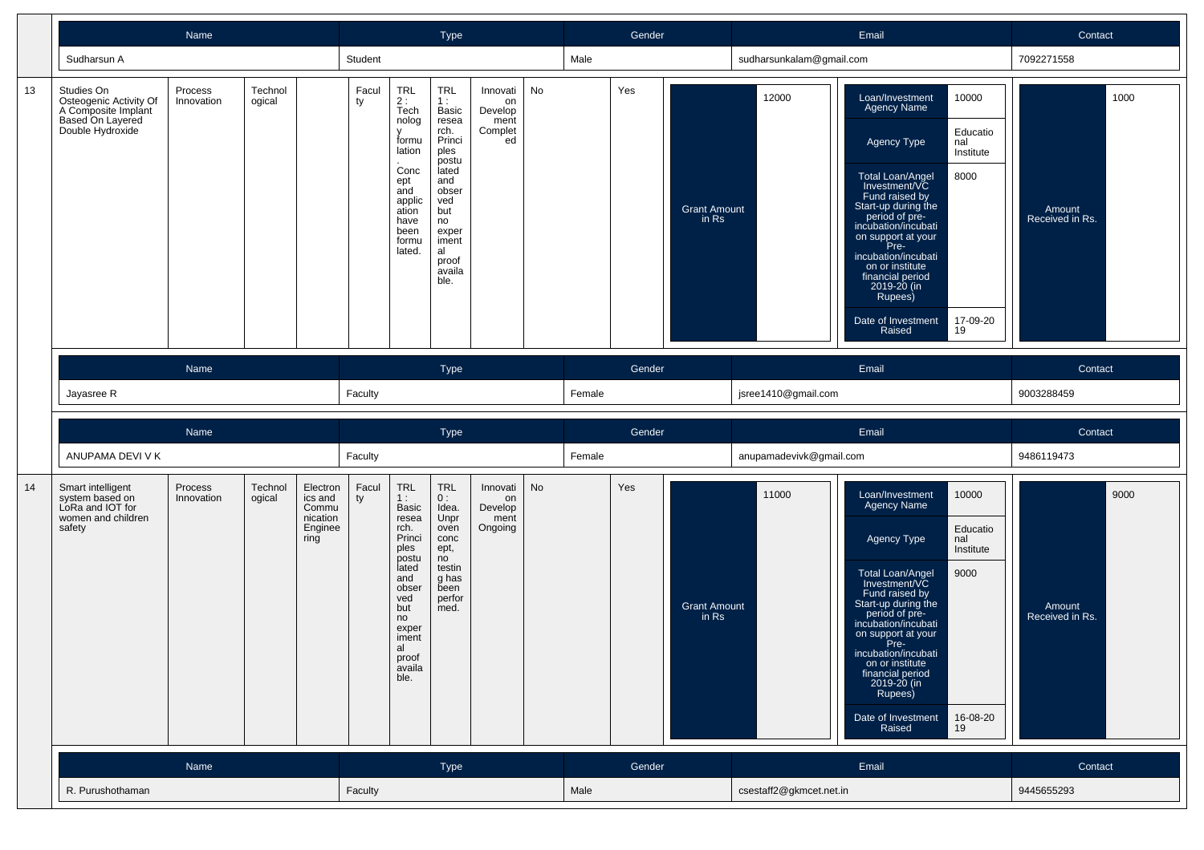| Name | Type | Gender | Email | Contact |
|---|---|---|---|---|
| Sudharsun A | Student | Male | sudharsunkalam@gmail.com | 7092271558 |

| 13 | Studies On Osteogenic Activity Of A Composite Implant Based On Layered Double Hydroxide | Process Innovation | Technological | | Faculty | TRL 2 : Technology formulation. Concept and application have been formulated. | TRL 1 : Basic research. Principles postulated and observed but no experimental proof available. | Innovation Development Completed | No | Yes |
|---|---|---|---|---|---|---|---|---|---|---|

| Grant Amount in Rs | 12000 |
|---|---|

| Loan/Investment Agency Name | 10000 |
|---|---|
| Agency Type | Educational Institute |
| Total Loan/Angel Investment/VC Fund raised by Start-up during the period of pre-incubation/incubation support at your Pre-incubation/incubation or institute financial period 2019-20 (in Rupees) | 8000 |
| Date of Investment Raised | 17-09-2019 |

| Amount Received in Rs. | 1000 |
|---|---|

| Name | Type | Gender | Email | Contact |
|---|---|---|---|---|
| Jayasree R | Faculty | Female | jsree1410@gmail.com | 9003288459 |

| Name | Type | Gender | Email | Contact |
|---|---|---|---|---|
| ANUPAMA DEVI V K | Faculty | Female | anupamadevivk@gmail.com | 9486119473 |

| 14 | Smart intelligent system based on LoRa and IOT for women and children safety | Process Innovation | Technological | Electronics and Communication Engineering | Faculty | TRL 1 : Basic research. Principles postulated and observed but no experimental proof available. | TRL 0 : Idea. Unproven concept, no testing has been performed. | Innovation Development Ongoing | No | Yes |
|---|---|---|---|---|---|---|---|---|---|---|

| Grant Amount in Rs | 11000 |
|---|---|

| Loan/Investment Agency Name | 10000 |
|---|---|
| Agency Type | Educational Institute |
| Total Loan/Angel Investment/VC Fund raised by Start-up during the period of pre-incubation/incubation support at your Pre-incubation/incubation or institute financial period 2019-20 (in Rupees) | 9000 |
| Date of Investment Raised | 16-08-2019 |

| Amount Received in Rs. | 9000 |
|---|---|

| Name | Type | Gender | Email | Contact |
|---|---|---|---|---|
| R. Purushothaman | Faculty | Male | csestaff2@gkmcet.net.in | 9445655293 |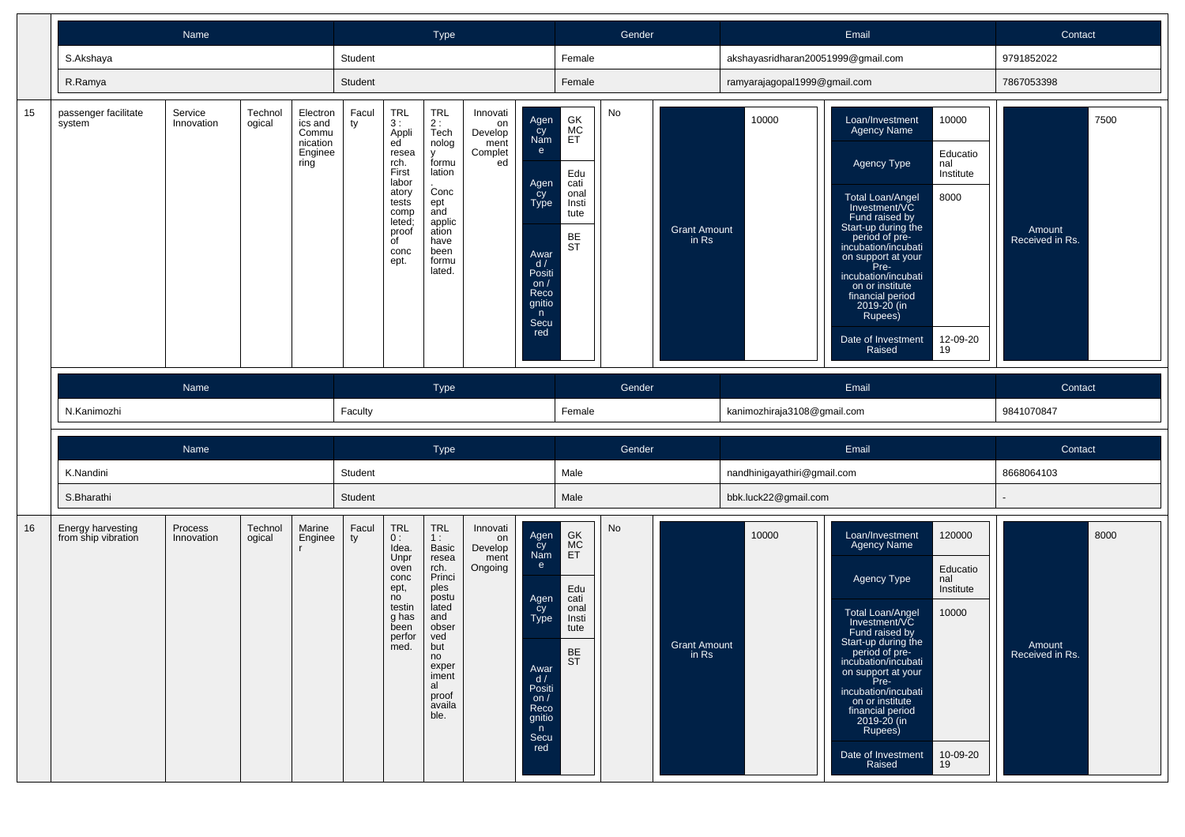| Name | Type | Gender | Email | Contact |
|---|---|---|---|---|
| S.Akshaya | Student | Female | akshayasridharan20051999@gmail.com | 9791852022 |
| R.Ramya | Student | Female | ramyarajagopal1999@gmail.com | 7867053398 |

| 15 | passenger facilitate system | Service Innovation | Technological | Electronics and Communication Engineering | Faculty | TRL 3 : Applied research. First laboratory tests completed; proof of concept. | TRL 2 : Technology formulation. Concept and application have been formulated. | Innovation Development Completed | Agency Name: GKMCET; Agency Type: Educational Institute; Award / Position / Recognition Secured: BEST | No | Grant Amount in Rs: 10000 | Loan/Investment Agency Name: 10000; Agency Type: Educational Institute; Total Loan/Angel Investment/VC Fund raised by Start-up during the period of pre-incubation/incubation support at your Pre-incubation/incubation or institute financial period 2019-20 (in Rupees): 8000; Date of Investment Raised: 12-09-2019 | Amount Received in Rs.: 7500 |
|---|---|---|---|---|---|---|---|---|---|---|---|---|---|

| Name | Type | Gender | Email | Contact |
|---|---|---|---|---|
| N.Kanimozhi | Faculty | Female | kanimozhiraja3108@gmail.com | 9841070847 |

| Name | Type | Gender | Email | Contact |
|---|---|---|---|---|
| K.Nandini | Student | Male | nandhinigayathiri@gmail.com | 8668064103 |
| S.Bharathi | Student | Male | bbk.luck22@gmail.com | - |

| 16 | Energy harvesting from ship vibration | Process Innovation | Technological | Marine Engineer | Faculty | TRL 0 : Idea. Unproven concept, no testing has been performed. | TRL 1 : Basic research. Principles postulated and observed but no experimental proof available. | Innovation Development Ongoing | Agency Name: GKMCET; Agency Type: Educational Institute; Award / Position / Recognition Secured: BEST | No | Grant Amount in Rs: 10000 | Loan/Investment Agency Name: 120000; Agency Type: Educational Institute; Total Loan/Angel Investment/VC Fund raised by Start-up during the period of pre-incubation/incubation support at your Pre-incubation/incubation or institute financial period 2019-20 (in Rupees): 10000; Date of Investment Raised: 10-09-2019 | Amount Received in Rs.: 8000 |
|---|---|---|---|---|---|---|---|---|---|---|---|---|---|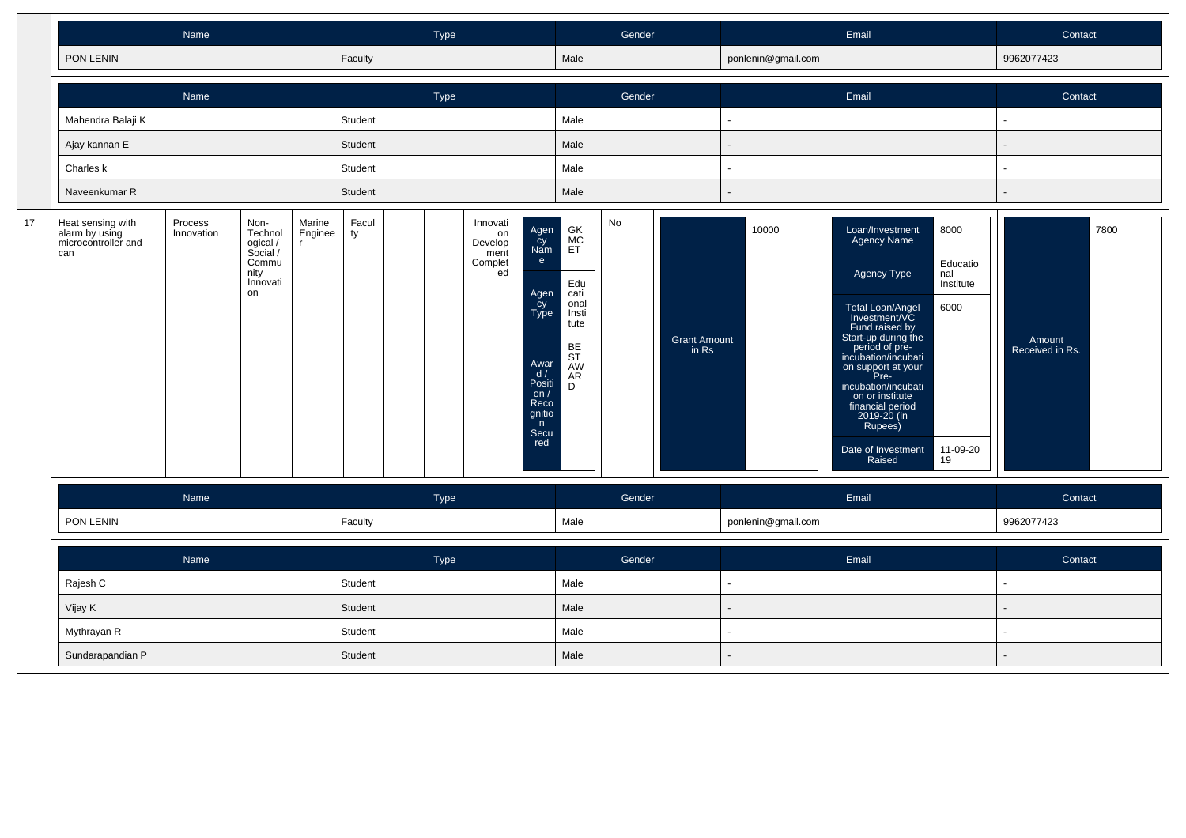| Name | Type | Gender | Email | Contact |
|---|---|---|---|---|
| PON LENIN | Faculty | Male | ponlenin@gmail.com | 9962077423 |

| Name | Type | Gender | Email | Contact |
|---|---|---|---|---|
| Mahendra Balaji K | Student | Male | - | - |
| Ajay kannan E | Student | Male | - | - |
| Charles k | Student | Male | - | - |
| Naveenkumar R | Student | Male | - | - |

| 17 | Heat sensing with alarm by using microcontroller and can | Process Innovation | Non-Technological / Social / Community Innovation | Marine Engineer | Faculty | | | Innovation Development Completed | Agency Name: GKMCET; Agency Type: Educational Institute; Award / Position / Recognition Secured: BEST AWARD | No | Grant Amount in Rs: 10000 | Loan/Investment Agency Name: 8000; Agency Type: Educational Institute; Total Loan/Angel Investment/VC Fund raised by Start-up during the period of pre-incubation/incubation support at your Pre-incubation/incubation or institute financial period 2019-20 (in Rupees): 6000; Date of Investment Raised: 11-09-2019 | Amount Received in Rs.: 7800 |
|---|---|---|---|---|---|---|---|---|---|---|---|---|---|

| Name | Type | Gender | Email | Contact |
|---|---|---|---|---|
| PON LENIN | Faculty | Male | ponlenin@gmail.com | 9962077423 |

| Name | Type | Gender | Email | Contact |
|---|---|---|---|---|
| Rajesh C | Student | Male | - | - |
| Vijay K | Student | Male | - | - |
| Mythrayan R | Student | Male | - | - |
| Sundarapandian P | Student | Male | - | - |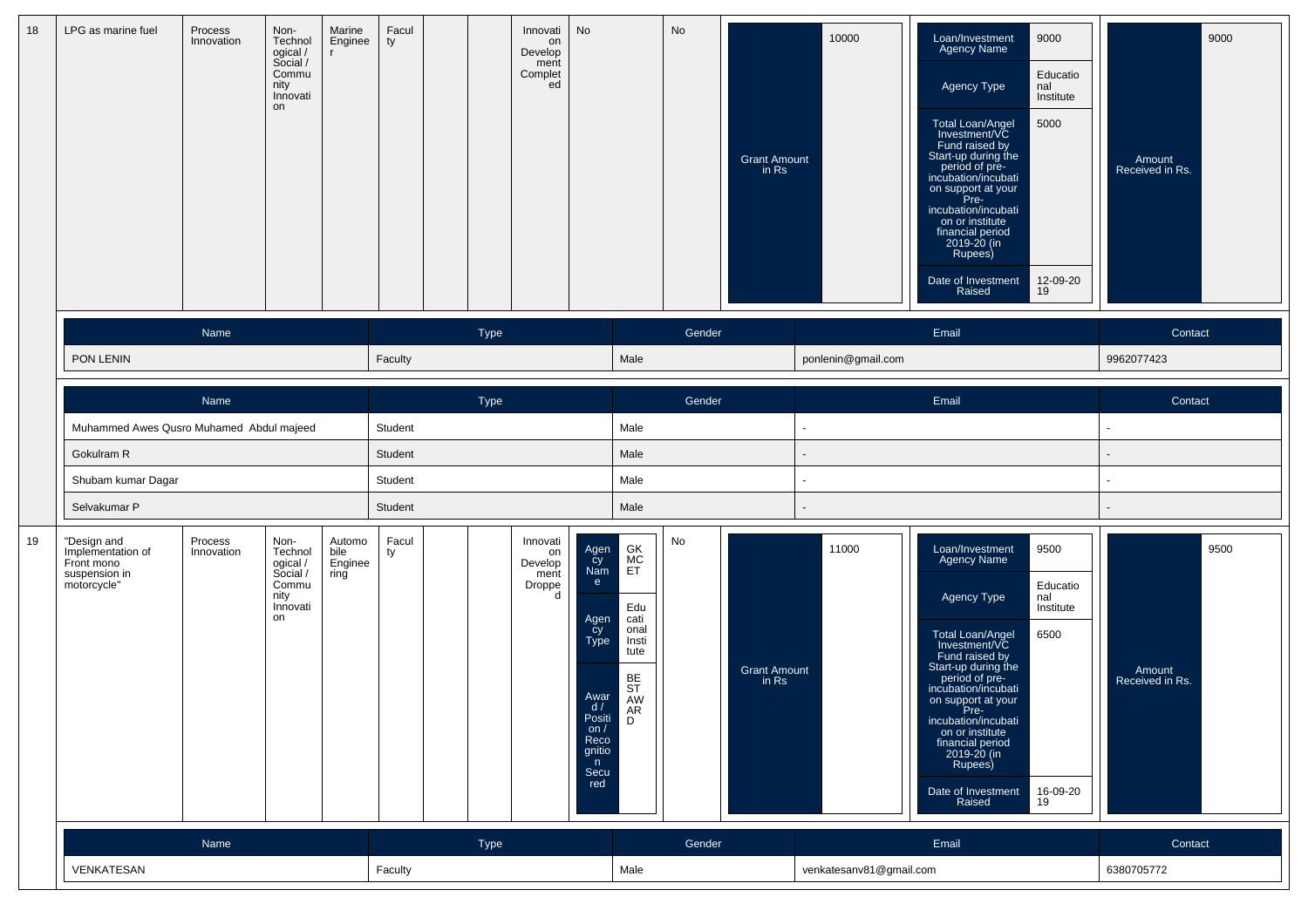| 18 | LPG as marine fuel | Process Innovation | Non-Technological / Social / Community Innovation | Marine Engineer | Faculty | | | Innovation Development Completed | No | No | Grant Amount in Rs | 10000 | Loan/Investment Agency Name: 9000; Agency Type: Educational Institute; Total Loan/Angel Investment/VC Fund raised by Start-up during the period of pre-incubation/incubation support at your Pre-incubation/incubation or institute financial period 2019-20 (in Rupees): 5000; Date of Investment Raised: 12-09-2019 | Amount Received in Rs. | 9000 |
|---|---|---|---|---|---|---|---|---|---|---|---|---|---|---|---|

| Name | Type | Gender | Email | Contact |
|---|---|---|---|---|
| PON LENIN | Faculty | Male | ponlenin@gmail.com | 9962077423 |

| Name | Type | Gender | Email | Contact |
|---|---|---|---|---|
| Muhammed Awes Qusro Muhamed Abdul majeed | Student | Male | - | - |
| Gokulram R | Student | Male | - | - |
| Shubam kumar Dagar | Student | Male | - | - |
| Selvakumar P | Student | Male | - | - |

| 19 | "Design and Implementation of Front mono suspension in motorcycle" | Process Innovation | Non-Technological / Social / Community Innovation | Automobile Engineering | Faculty | | | Innovation Development Dropped | Agency Name: GKMCET; Agency Type: Educational Institute; Award / Position / Recognition Secured: BEST AWARD | No | Grant Amount in Rs | 11000 | Loan/Investment Agency Name: 9500; Agency Type: Educational Institute; Total Loan/Angel Investment/VC Fund raised by Start-up during the period of pre-incubation/incubation support at your Pre-incubation/incubation or institute financial period 2019-20 (in Rupees): 6500; Date of Investment Raised: 16-09-2019 | Amount Received in Rs. | 9500 |
|---|---|---|---|---|---|---|---|---|---|---|---|---|---|---|---|

| Name | Type | Gender | Email | Contact |
|---|---|---|---|---|
| VENKATESAN | Faculty | Male | venkatesanv81@gmail.com | 6380705772 |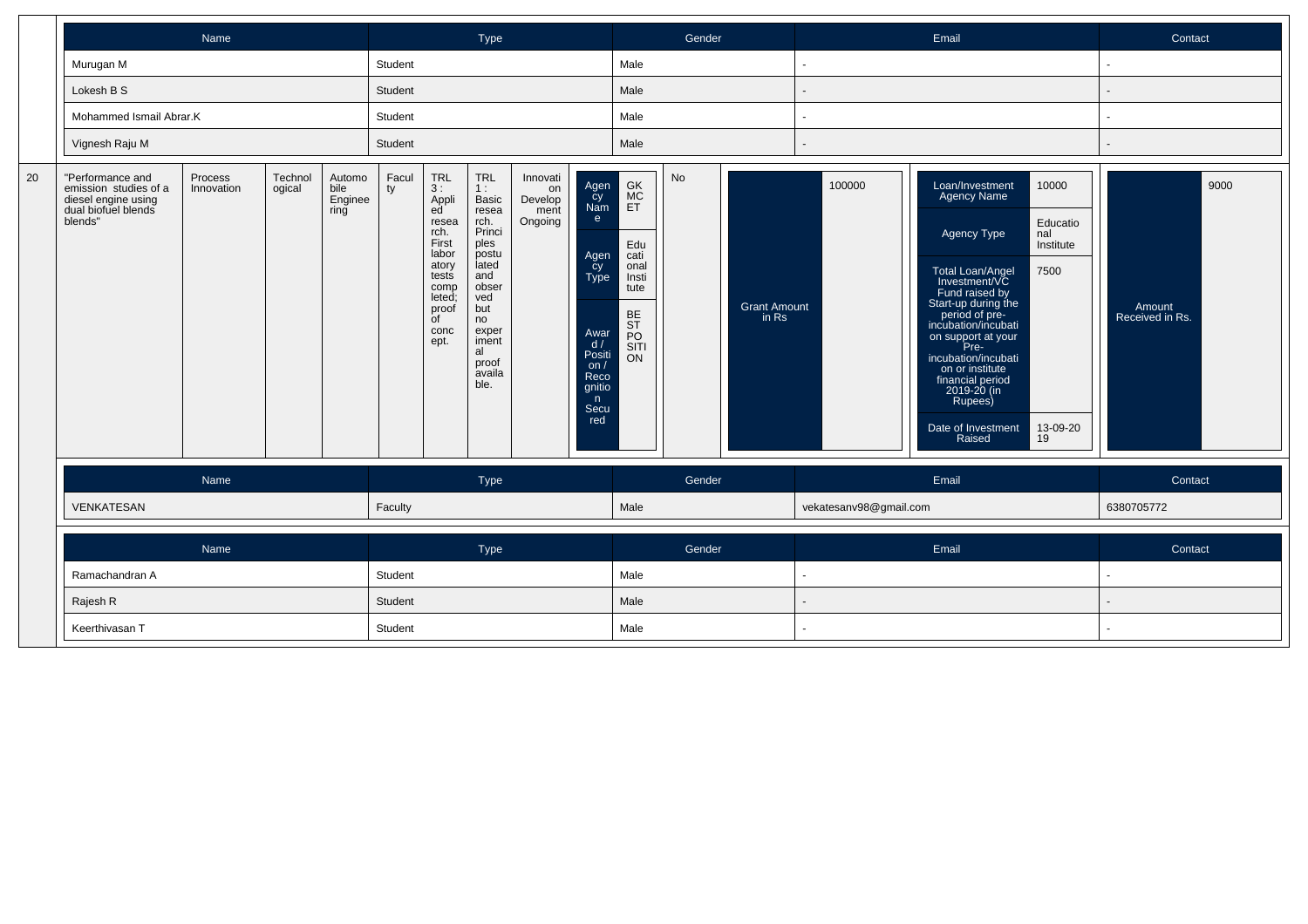| Name | Type | Gender | Email | Contact |
|---|---|---|---|---|
| Murugan M | Student | Male | - | - |
| Lokesh B S | Student | Male | - | - |
| Mohammed Ismail Abrar.K | Student | Male | - | - |
| Vignesh Raju M | Student | Male | - | - |

| 20 | "Performance and emission studies of a diesel engine using dual biofuel blends" | Process Innovation | Technological | Automobile Engineering | Faculty | TRL 3 : Applied research. First laboratory tests completed; proof of concept. | TRL 1 : Basic research. Principles postulated and observed but no experimental proof available. | Innovation Development Ongoing | Agency Name: GKMCET; Agency Type: Educational Institute; Award / Position / Recognition Secured: BEST POSITION | No | Grant Amount in Rs: 100000 | Loan/Investment Agency Name: 10000; Agency Type: Educational Institute; Total Loan/Angel Investment/VC Fund raised by Start-up during the period of pre-incubation/incubation support at your Pre-incubation/incubation or institute financial period 2019-20 (in Rupees): 7500; Date of Investment Raised: 13-09-2019 | Amount Received in Rs.: 9000 |
|---|---|---|---|---|---|---|---|---|---|---|---|---|---|

| Name | Type | Gender | Email | Contact |
|---|---|---|---|---|
| VENKATESAN | Faculty | Male | vekatesanv98@gmail.com | 6380705772 |

| Name | Type | Gender | Email | Contact |
|---|---|---|---|---|
| Ramachandran A | Student | Male | - | - |
| Rajesh R | Student | Male | - | - |
| Keerthivasan T | Student | Male | - | - |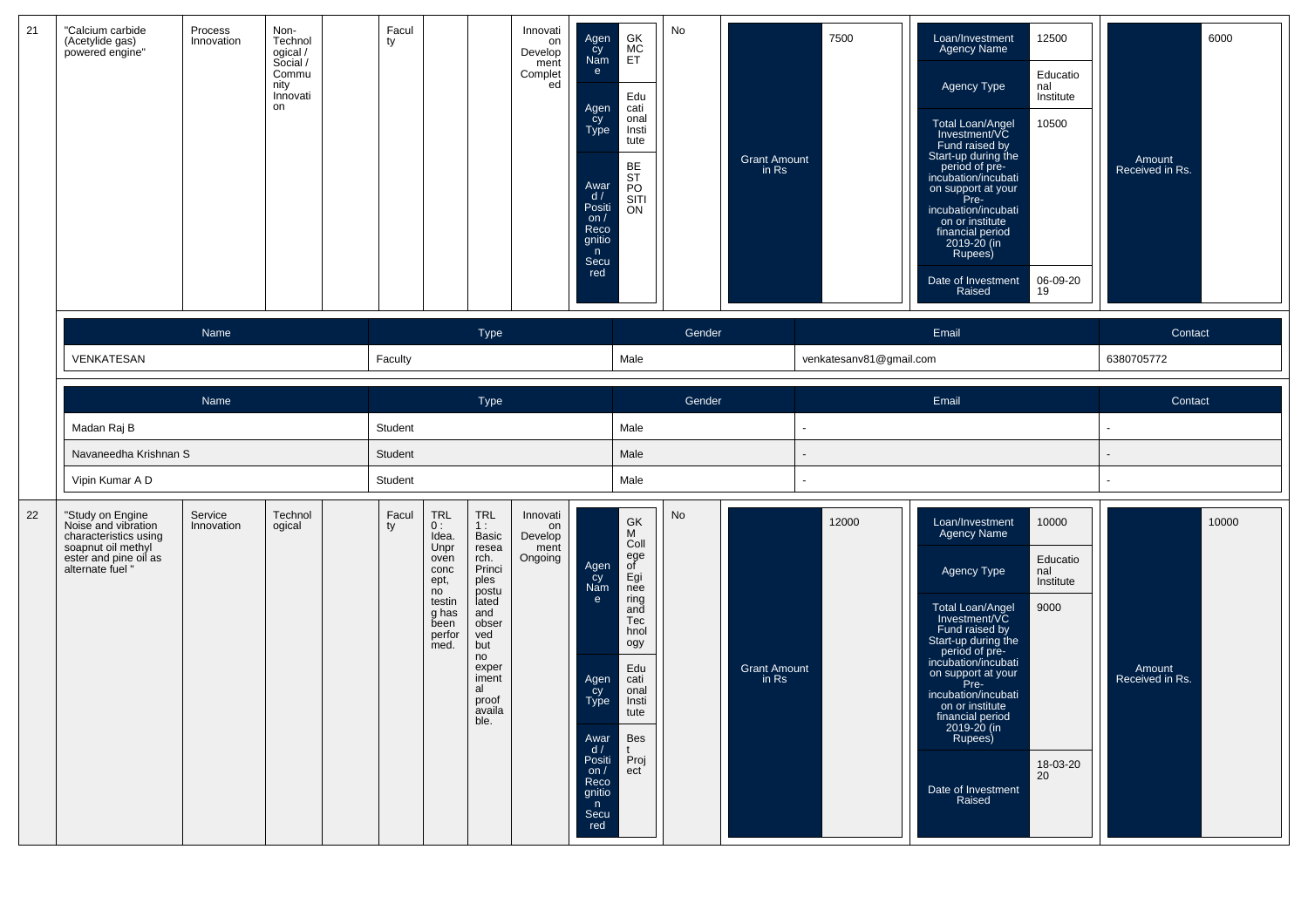| 21 | "Calcium carbide (Acetylide gas) powered engine" | Process Innovation | Non-Technological / Social / Community Innovation | | Faculty | | | Innovation Development Completed | Agency Name: GKMCET<br>Agency Type: Educational Institute<br>Award / Position / Recognition Secured: BEST POSITION | No | Grant Amount in Rs: 7500 | Loan/Investment Agency Name: 12500<br>Agency Type: Educational Institute<br>Total Loan/Angel Investment/VC Fund raised by Start-up during the period of pre-incubation/incubation support at your Pre-incubation/incubation or institute financial period 2019-20 (in Rupees): 10500<br>Date of Investment Raised: 06-09-2019 | Amount Received in Rs.: 6000 |
|---|---|---|---|---|---|---|---|---|---|---|---|---|---|

| Name | Type | Gender | Email | Contact |
|---|---|---|---|---|
| VENKATESAN | Faculty | Male | venkatesanv81@gmail.com | 6380705772 |

| Name | Type | Gender | Email | Contact |
|---|---|---|---|---|
| Madan Raj B | Student | Male | - | - |
| Navaneedha Krishnan S | Student | Male | - | - |
| Vipin Kumar A D | Student | Male | - | - |

| 22 | "Study on Engine Noise and vibration characteristics using soapnut oil methyl ester and pine oil as alternate fuel " | Service Innovation | Technological | | Faculty | TRL 0 : Idea. Unproven concept, no testing has been performed. | TRL 1 : Basic research. Principles postulated and observed but no experimental proof available. | Innovation Development Ongoing | Agency Name: GKM College of Engineering and Technology<br>Agency Type: Educational Institute<br>Award / Position / Recognition Secured: Best Project | No | Grant Amount in Rs: 12000 | Loan/Investment Agency Name: 10000<br>Agency Type: Educational Institute<br>Total Loan/Angel Investment/VC Fund raised by Start-up during the period of pre-incubation/incubation support at your Pre-incubation/incubation or institute financial period 2019-20 (in Rupees): 9000<br>Date of Investment Raised: 18-03-2020 | Amount Received in Rs.: 10000 |
|---|---|---|---|---|---|---|---|---|---|---|---|---|---|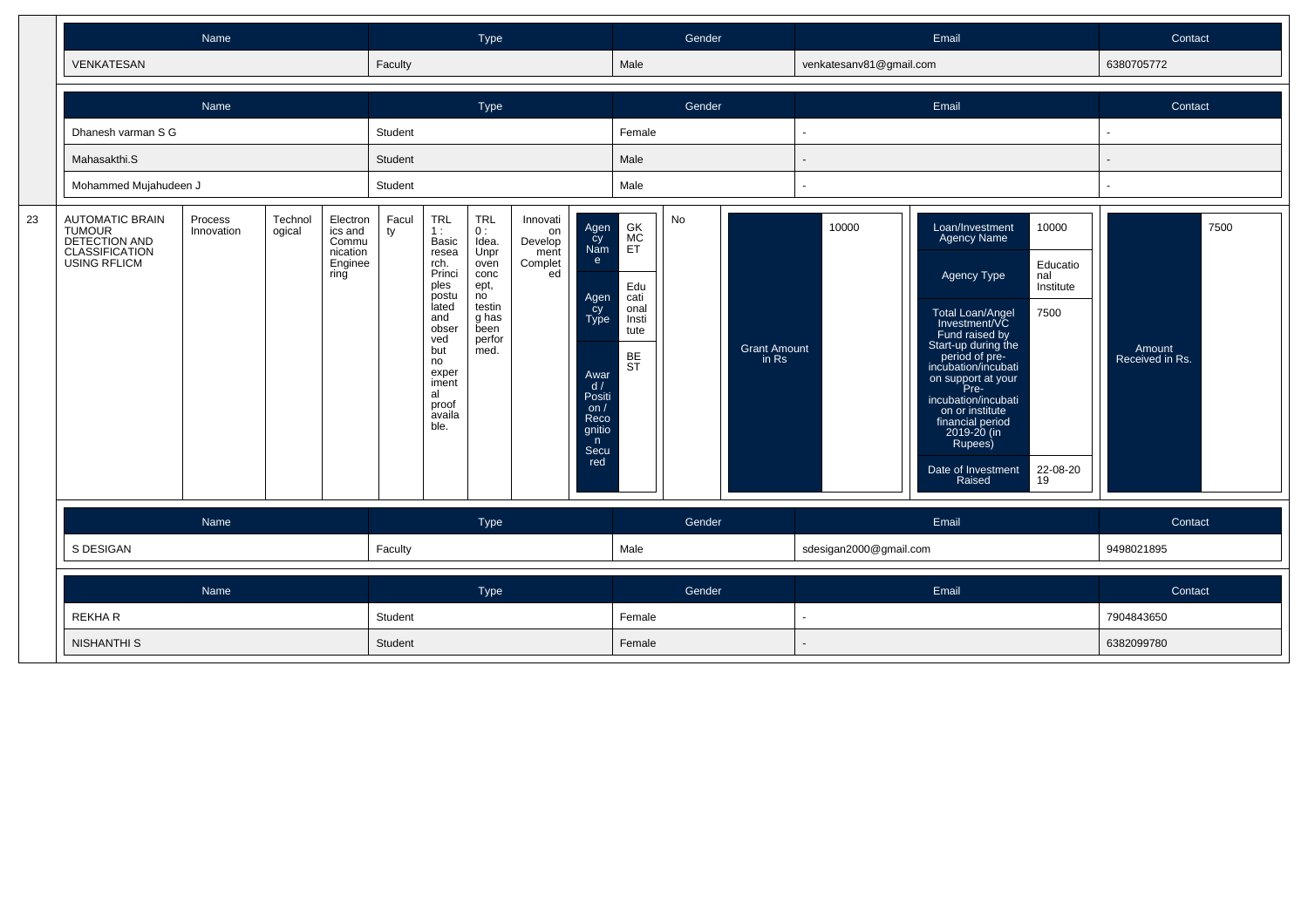| Name | Type | Gender | Email | Contact |
|---|---|---|---|---|
| VENKATESAN | Faculty | Male | venkatesanv81@gmail.com | 6380705772 |

| Name | Type | Gender | Email | Contact |
|---|---|---|---|---|
| Dhanesh varman S G | Student | Female | - | - |
| Mahasakthi.S | Student | Male | - | - |
| Mohammed Mujahudeen J | Student | Male | - | - |

| 23 | AUTOMATIC BRAIN TUMOUR DETECTION AND CLASSIFICATION USING RFLICM | Process Innovation | Technological | Electronics and Communication Engineering | Faculty | TRL 1 : Basic research. Principles postulated and observed but no experimental proof available. | TRL 0 : Idea. Unproven concept, no testing has been performed. | Innovation Development Completed | Agency Name: GKMCET; Agency Type: Educational Institute; Award / Position / Recognition Secured: BEST | No | Grant Amount in Rs: 10000 | Loan/Investment Agency Name: 10000; Agency Type: Educational Institute; Total Loan/Angel Investment/VC Fund raised by Start-up during the period of pre-incubation/incubation support at your Pre-incubation/incubation or institute financial period 2019-20 (in Rupees): 7500; Date of Investment Raised: 22-08-2019 | Amount Received in Rs.: 7500 |
|---|---|---|---|---|---|---|---|---|---|---|---|---|---|

| Name | Type | Gender | Email | Contact |
|---|---|---|---|---|
| S DESIGAN | Faculty | Male | sdesigan2000@gmail.com | 9498021895 |

| Name | Type | Gender | Email | Contact |
|---|---|---|---|---|
| REKHA R | Student | Female | - | 7904843650 |
| NISHANTHI S | Student | Female | - | 6382099780 |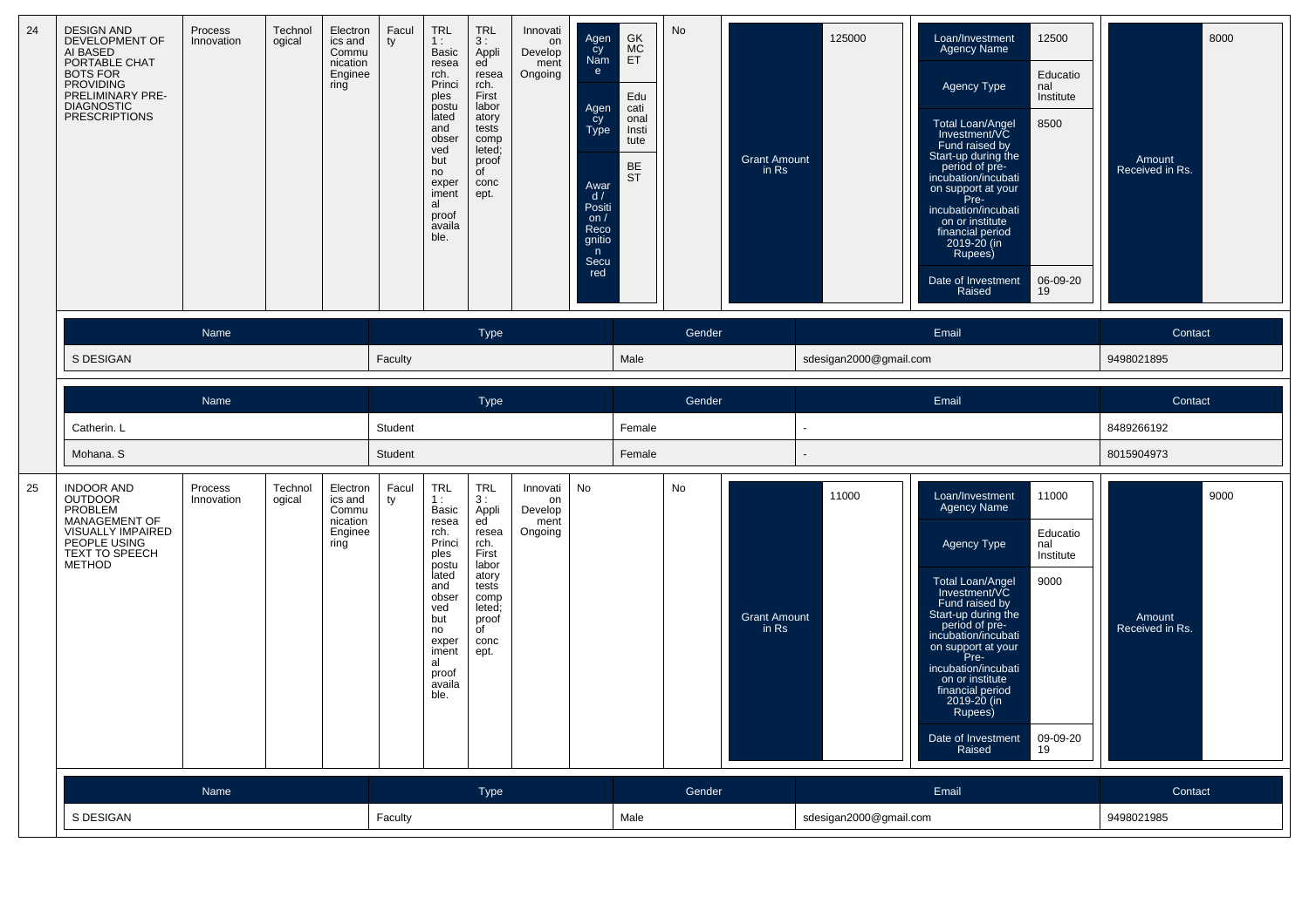| 24 | DESIGN AND DEVELOPMENT OF AI BASED PORTABLE CHAT BOTS FOR PROVIDING PRELIMINARY PRE-DIAGNOSTIC PRESCRIPTIONS | Process Innovation | Technological | Electronics and Communication Engineering | Faculty | TRL 1 : Basic research. Principles postulated and observed but no experimental proof available. | TRL 3 : Applied research. First laboratory tests completed; proof of concept. | Innovation Development Ongoing | Agency Name: GKMCET; Agency Type: Educational Institute; Award / Position / Recognition Secured: BEST | No | Grant Amount in Rs: 125000 | Loan/Investment Agency Name: 12500; Agency Type: Educational Institute; Total Loan/Angel Investment/VC Fund raised by Start-up during the period of pre-incubation/incubation on support at your Pre-incubation/incubation or institute financial period 2019-20 (in Rupees): 8500; Date of Investment Raised: 06-09-2019 | Amount Received in Rs.: 8000 |
|---|---|---|---|---|---|---|---|---|---|---|---|---|---|

| Name | Type | Gender | Email | Contact |
|---|---|---|---|---|
| S DESIGAN | Faculty | Male | sdesigan2000@gmail.com | 9498021895 |

| Name | Type | Gender | Email | Contact |
|---|---|---|---|---|
| Catherin. L | Student | Female | - | 8489266192 |
| Mohana. S | Student | Female | - | 8015904973 |

| 25 | INDOOR AND OUTDOOR PROBLEM MANAGEMENT OF VISUALLY IMPAIRED PEOPLE USING TEXT TO SPEECH METHOD | Process Innovation | Technological | Electronics and Communication Engineering | Faculty | TRL 1 : Basic research. Principles postulated and observed but no experimental proof available. | TRL 3 : Applied research. First laboratory tests completed; proof of concept. | Innovation Development Ongoing | No | No | Grant Amount in Rs: 11000 | Loan/Investment Agency Name: 11000; Agency Type: Educational Institute; Total Loan/Angel Investment/VC Fund raised by Start-up during the period of pre-incubation/incubation on support at your Pre-incubation/incubation or institute financial period 2019-20 (in Rupees): 9000; Date of Investment Raised: 09-09-2019 | Amount Received in Rs.: 9000 |
|---|---|---|---|---|---|---|---|---|---|---|---|---|---|

| Name | Type | Gender | Email | Contact |
|---|---|---|---|---|
| S DESIGAN | Faculty | Male | sdesigan2000@gmail.com | 9498021985 |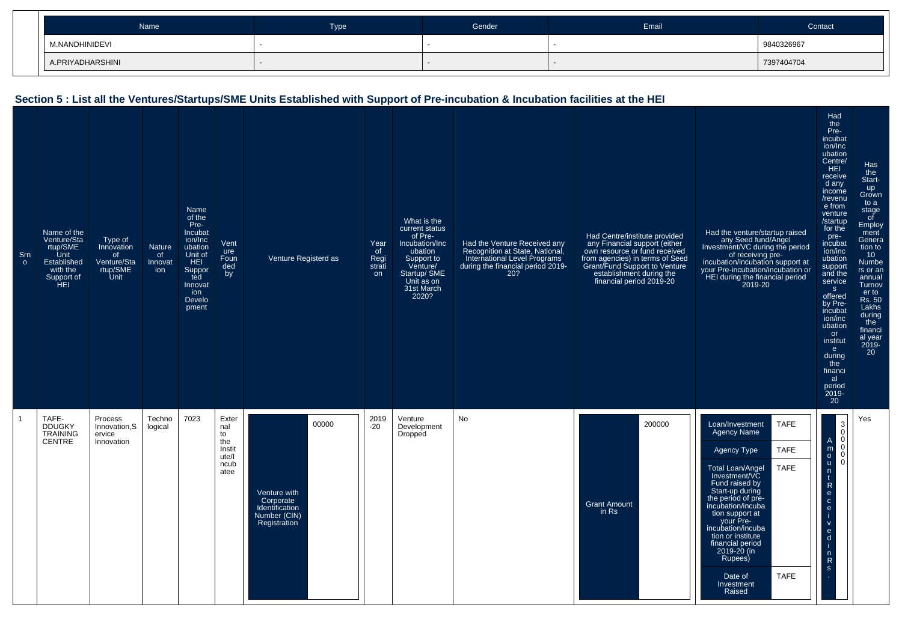| Name | Type | Gender | Email | Contact |
|---|---|---|---|---|
| M.NANDHINIDEVI | - | - | - | 9840326967 |
| A.PRIYADHARSHINI | - | - | - | 7397404704 |

## Section 5 : List all the Ventures/Startups/SME Units Established with Support of Pre-incubation & Incubation facilities at the HEI

| Srno | Name of the Venture/Startup/SME Unit Established with the Support of HEI | Type of Innovation of Venture/Startup/SME Unit | Nature of Innovation | Name of the Pre-Incubation/Incubation Unit of HEI Supported Innovation Development | Venture Founded by | Venture Registerd as | Year of Registration | What is the current status of Pre-Incubation/Incubation Support to Venture/ Startup/ SME Unit as on 31st March 2020? | Had the Venture Received any Recognition at State, National, International Level Programs during the financial period 2019-20? | Had Centre/institute provided any Financial support (either own resource or fund received from agencies) in terms of Seed Grant/Fund Support to Venture establishment during the financial period 2019-20 | Had the venture/startup raised any Seed fund/Angel Investment/VC during the period of receiving pre-incubation/incubation support at your Pre-incubation/incubation or HEI during the financial period 2019-20 | Had the Pre-incubation/Incubation Centre/ HEI received any income /revenue from venture /startup for the pre-incubation/incubation support and the services offered by Pre-incubation/incubation or institute during the financial period 2019-20 | Has the Start-up Grown to a stage of Employment Generation to 10 Numbers or an annual Turnover to Rs. 50 Lakhs during the financial year 2019-20 |
|---|---|---|---|---|---|---|---|---|---|---|---|---|---|
| 1 | TAFE-DDUGKY TRAINING CENTRE | Process Innovation,Service Innovation | Technological | 7023 | External to the Institute/Incubatee | Venture with Corporate Identification Number (CIN) Registration: 00000 | 2019-20 | Venture Development Dropped | No | Grant Amount in Rs: 200000 | Loan/Investment Agency Name: TAFE; Agency Type: TAFE; Total Loan/Angel Investment/VC Fund raised by Start-up during the period of pre-incubation/incubation support at your Pre-incubation/incubation or institute financial period 2019-20 (in Rupees): TAFE; Date of Investment Raised: TAFE | Amount Received in Rs.: 30000 | Yes |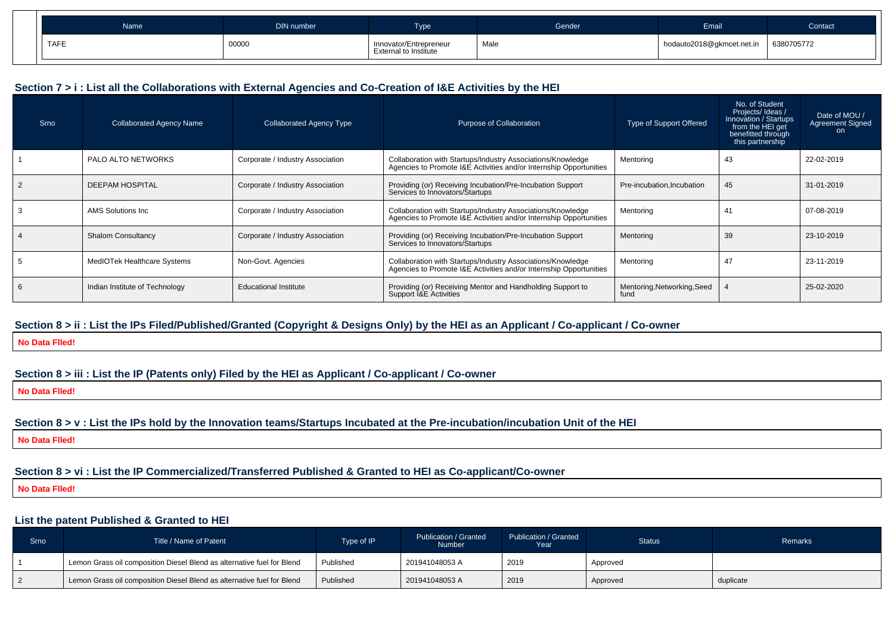| Name | DIN number | Type | Gender | Email | Contact |
|---|---|---|---|---|---|
| TAFE | 00000 | Innovator/Entrepreneur External to Institute | Male | hodauto2018@gkmcet.net.in | 6380705772 |

### Section 7 > i : List all the Collaborations with External Agencies and Co-Creation of I&E Activities by the HEI

| Srno | Collaborated Agency Name | Collaborated Agency Type | Purpose of Collaboration | Type of Support Offered | No. of Student Projects/ Ideas / Innovation / Startups from the HEI get benefitted through this partnership | Date of MOU / Agreement Signed on |
|---|---|---|---|---|---|---|
| 1 | PALO ALTO NETWORKS | Corporate / Industry Association | Collaboration with Startups/Industry Associations/Knowledge Agencies to Promote I&E Activities and/or Internship Opportunities | Mentoring | 43 | 22-02-2019 |
| 2 | DEEPAM HOSPITAL | Corporate / Industry Association | Providing (or) Receiving Incubation/Pre-Incubation Support Services to Innovators/Startups | Pre-incubation,Incubation | 45 | 31-01-2019 |
| 3 | AMS Solutions Inc | Corporate / Industry Association | Collaboration with Startups/Industry Associations/Knowledge Agencies to Promote I&E Activities and/or Internship Opportunities | Mentoring | 41 | 07-08-2019 |
| 4 | Shalom Consultancy | Corporate / Industry Association | Providing (or) Receiving Incubation/Pre-Incubation Support Services to Innovators/Startups | Mentoring | 39 | 23-10-2019 |
| 5 | MedIOTek Healthcare Systems | Non-Govt. Agencies | Collaboration with Startups/Industry Associations/Knowledge Agencies to Promote I&E Activities and/or Internship Opportunities | Mentoring | 47 | 23-11-2019 |
| 6 | Indian Institute of Technology | Educational Institute | Providing (or) Receiving Mentor and Handholding Support to Support I&E Activities | Mentoring,Networking,Seed fund | 4 | 25-02-2020 |

### Section 8 > ii : List the IPs Filed/Published/Granted (Copyright & Designs Only) by the HEI as an Applicant / Co-applicant / Co-owner

**No Data Flled!**

### Section 8 > iii : List the IP (Patents only) Filed by the HEI as Applicant / Co-applicant / Co-owner

**No Data Flled!**

### Section 8 > v : List the IPs hold by the Innovation teams/Startups Incubated at the Pre-incubation/incubation Unit of the HEI

**No Data Flled!**

### Section 8 > vi : List the IP Commercialized/Transferred Published & Granted to HEI as Co-applicant/Co-owner

**No Data Flled!**

### List the patent Published & Granted to HEI

| Srno | Title / Name of Patent | Type of IP | Publication / Granted Number | Publication / Granted Year | Status | Remarks |
|---|---|---|---|---|---|---|
| 1 | Lemon Grass oil composition Diesel Blend as alternative fuel for Blend | Published | 201941048053 A | 2019 | Approved | |
| 2 | Lemon Grass oil composition Diesel Blend as alternative fuel for Blend | Published | 201941048053 A | 2019 | Approved | duplicate |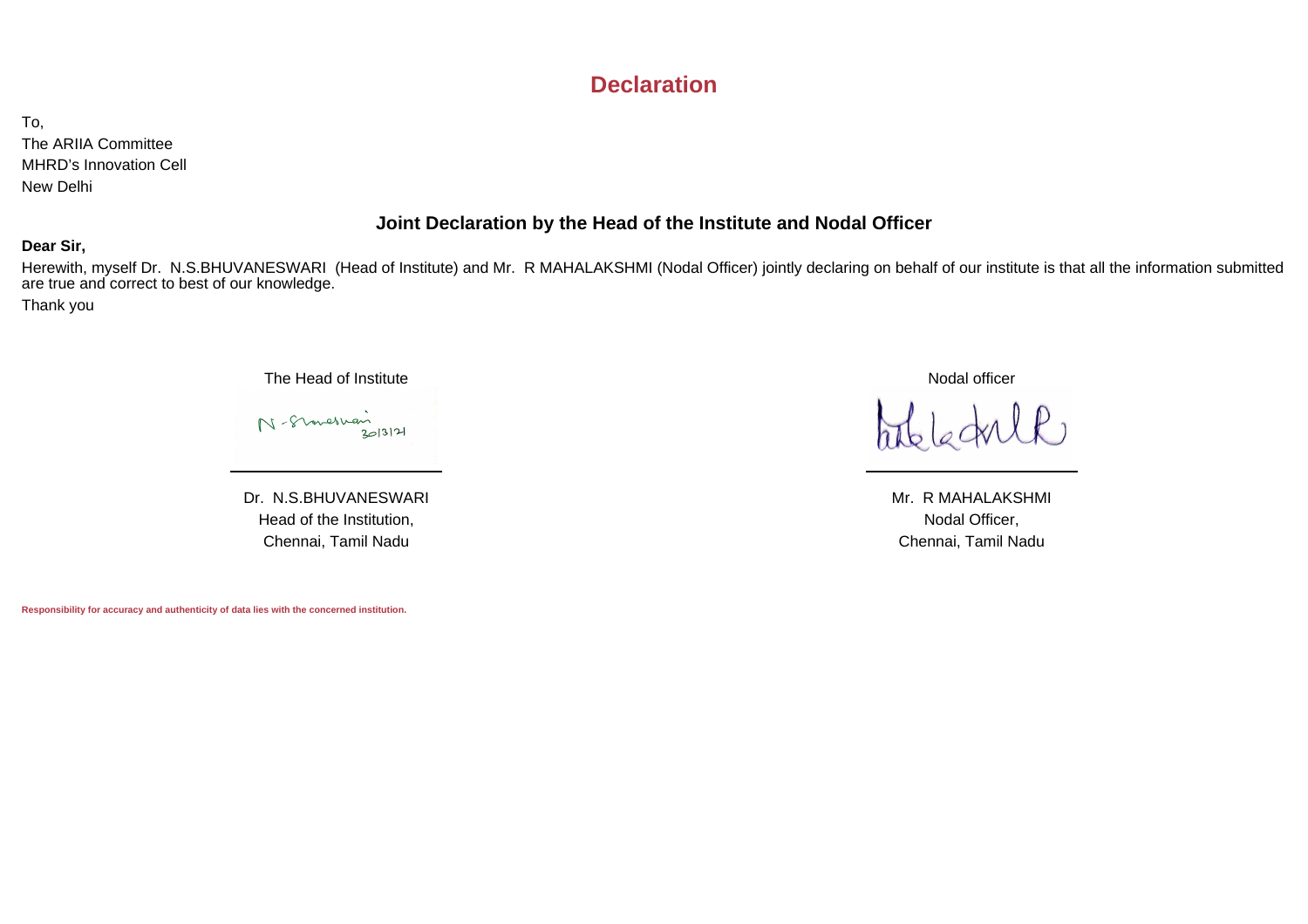# Declaration

To,
The ARIIA Committee
MHRD's Innovation Cell
New Delhi

## Joint Declaration by the Head of the Institute and Nodal Officer

**Dear Sir,**

Herewith, myself Dr. N.S.BHUVANESWARI (Head of Institute) and Mr. R MAHALAKSHMI (Nodal Officer) jointly declaring on behalf of our institute is that all the information submitted are true and correct to best of our knowledge.

Thank you

The Head of Institute

Dr. N.S.BHUVANESWARI
Head of the Institution,
Chennai, Tamil Nadu

Nodal officer

Mr. R MAHALAKSHMI
Nodal Officer,
Chennai, Tamil Nadu

**Responsibility for accuracy and authenticity of data lies with the concerned institution.**